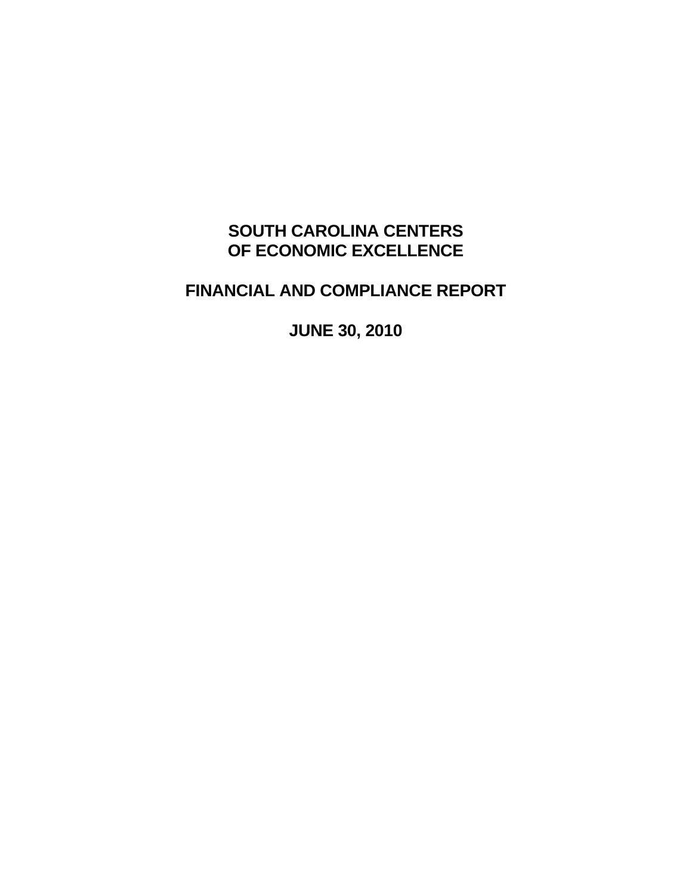# SOUTH CAROLINA CENTERS OF ECONOMIC EXCELLENCE

## FINANCIAL AND COMPLIANCE REPORT

## JUNE 30, 2010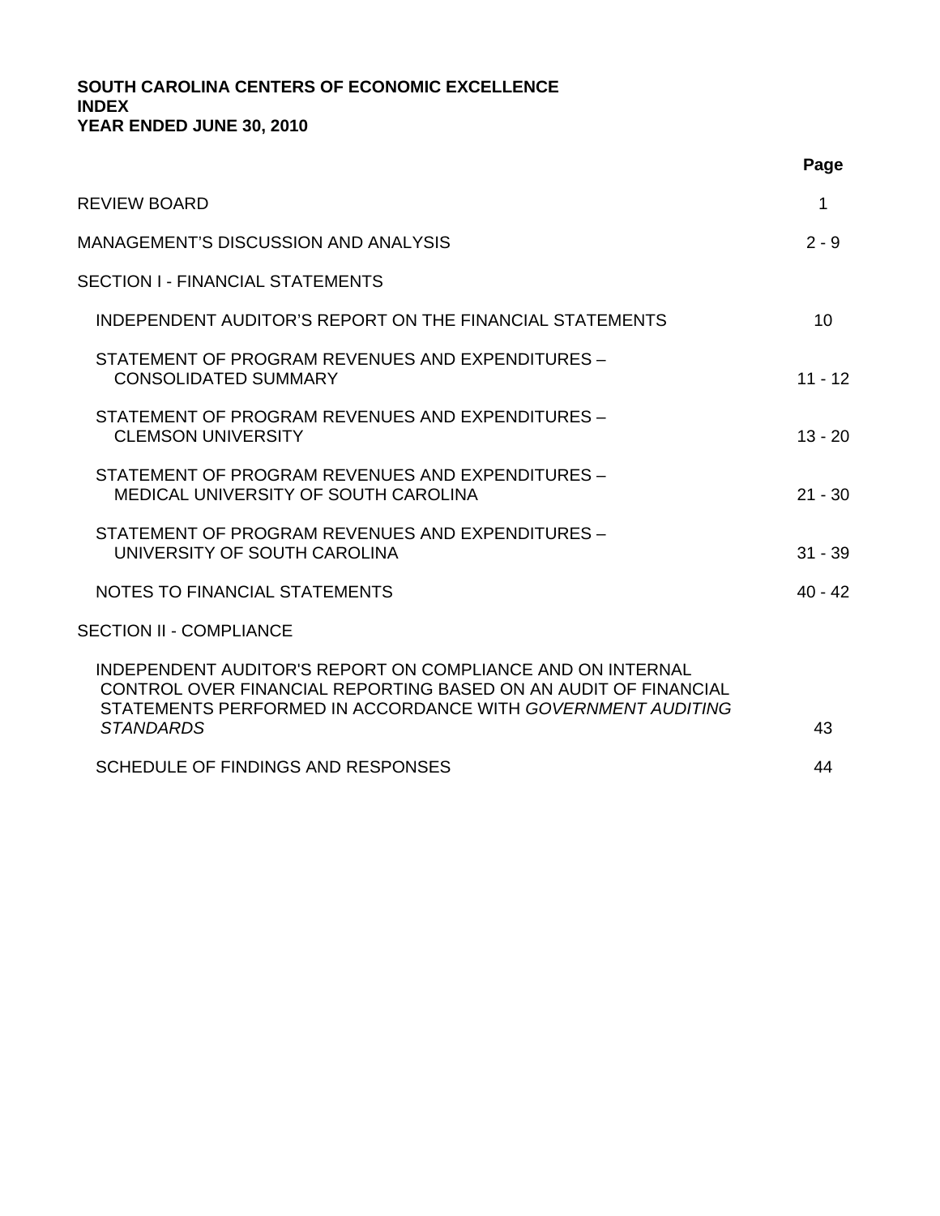**SOUTH CAROLINA CENTERS OF ECONOMIC EXCELLENCE**
**INDEX**
**YEAR ENDED JUNE 30, 2010**

| | **Page** |
|---|---|
| REVIEW BOARD | 1 |
| MANAGEMENT'S DISCUSSION AND ANALYSIS | 2 - 9 |
| SECTION I - FINANCIAL STATEMENTS | |
| INDEPENDENT AUDITOR'S REPORT ON THE FINANCIAL STATEMENTS | 10 |
| STATEMENT OF PROGRAM REVENUES AND EXPENDITURES – CONSOLIDATED SUMMARY | 11 - 12 |
| STATEMENT OF PROGRAM REVENUES AND EXPENDITURES – CLEMSON UNIVERSITY | 13 - 20 |
| STATEMENT OF PROGRAM REVENUES AND EXPENDITURES – MEDICAL UNIVERSITY OF SOUTH CAROLINA | 21 - 30 |
| STATEMENT OF PROGRAM REVENUES AND EXPENDITURES – UNIVERSITY OF SOUTH CAROLINA | 31 - 39 |
| NOTES TO FINANCIAL STATEMENTS | 40 - 42 |
| SECTION II - COMPLIANCE | |
| INDEPENDENT AUDITOR'S REPORT ON COMPLIANCE AND ON INTERNAL CONTROL OVER FINANCIAL REPORTING BASED ON AN AUDIT OF FINANCIAL STATEMENTS PERFORMED IN ACCORDANCE WITH *GOVERNMENT AUDITING STANDARDS* | 43 |
| SCHEDULE OF FINDINGS AND RESPONSES | 44 |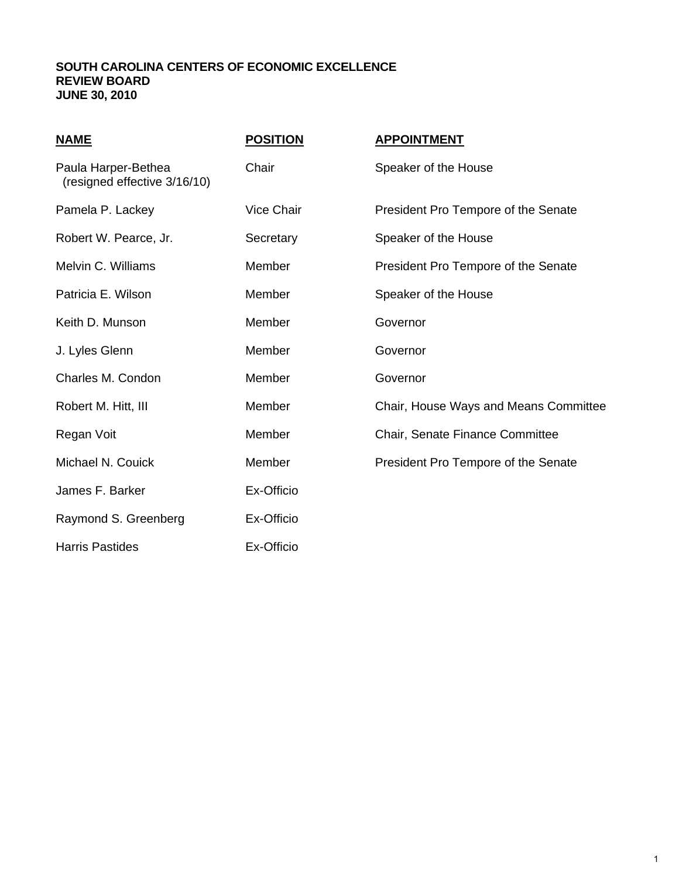**SOUTH CAROLINA CENTERS OF ECONOMIC EXCELLENCE**
**REVIEW BOARD**
**JUNE 30, 2010**

| NAME | POSITION | APPOINTMENT |
| --- | --- | --- |
| Paula Harper-Bethea (resigned effective 3/16/10) | Chair | Speaker of the House |
| Pamela P. Lackey | Vice Chair | President Pro Tempore of the Senate |
| Robert W. Pearce, Jr. | Secretary | Speaker of the House |
| Melvin C. Williams | Member | President Pro Tempore of the Senate |
| Patricia E. Wilson | Member | Speaker of the House |
| Keith D. Munson | Member | Governor |
| J. Lyles Glenn | Member | Governor |
| Charles M. Condon | Member | Governor |
| Robert M. Hitt, III | Member | Chair, House Ways and Means Committee |
| Regan Voit | Member | Chair, Senate Finance Committee |
| Michael N. Couick | Member | President Pro Tempore of the Senate |
| James F. Barker | Ex-Officio | |
| Raymond S. Greenberg | Ex-Officio | |
| Harris Pastides | Ex-Officio | |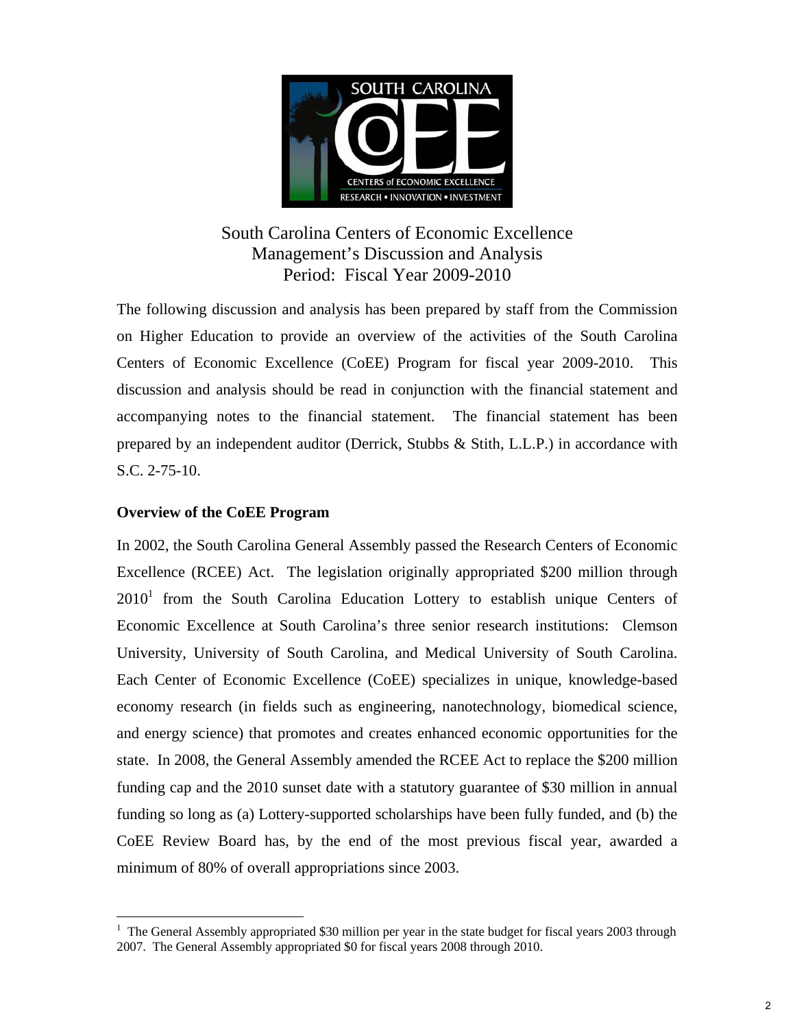South Carolina Centers of Economic Excellence
Management's Discussion and Analysis
Period: Fiscal Year 2009-2010

The following discussion and analysis has been prepared by staff from the Commission on Higher Education to provide an overview of the activities of the South Carolina Centers of Economic Excellence (CoEE) Program for fiscal year 2009-2010. This discussion and analysis should be read in conjunction with the financial statement and accompanying notes to the financial statement. The financial statement has been prepared by an independent auditor (Derrick, Stubbs & Stith, L.L.P.) in accordance with S.C. 2-75-10.

**Overview of the CoEE Program**

In 2002, the South Carolina General Assembly passed the Research Centers of Economic Excellence (RCEE) Act. The legislation originally appropriated $200 million through 2010[1] from the South Carolina Education Lottery to establish unique Centers of Economic Excellence at South Carolina's three senior research institutions: Clemson University, University of South Carolina, and Medical University of South Carolina. Each Center of Economic Excellence (CoEE) specializes in unique, knowledge-based economy research (in fields such as engineering, nanotechnology, biomedical science, and energy science) that promotes and creates enhanced economic opportunities for the state. In 2008, the General Assembly amended the RCEE Act to replace the $200 million funding cap and the 2010 sunset date with a statutory guarantee of $30 million in annual funding so long as (a) Lottery-supported scholarships have been fully funded, and (b) the CoEE Review Board has, by the end of the most previous fiscal year, awarded a minimum of 80% of overall appropriations since 2003.

[1] The General Assembly appropriated $30 million per year in the state budget for fiscal years 2003 through 2007. The General Assembly appropriated $0 for fiscal years 2008 through 2010.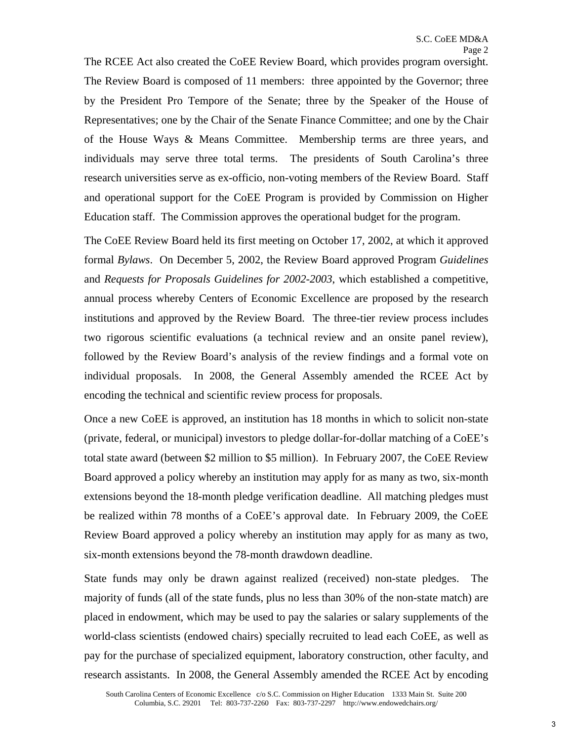The RCEE Act also created the CoEE Review Board, which provides program oversight. The Review Board is composed of 11 members: three appointed by the Governor; three by the President Pro Tempore of the Senate; three by the Speaker of the House of Representatives; one by the Chair of the Senate Finance Committee; and one by the Chair of the House Ways & Means Committee. Membership terms are three years, and individuals may serve three total terms. The presidents of South Carolina's three research universities serve as ex-officio, non-voting members of the Review Board. Staff and operational support for the CoEE Program is provided by Commission on Higher Education staff. The Commission approves the operational budget for the program.

The CoEE Review Board held its first meeting on October 17, 2002, at which it approved formal *Bylaws*. On December 5, 2002, the Review Board approved Program *Guidelines* and *Requests for Proposals Guidelines for 2002-2003*, which established a competitive, annual process whereby Centers of Economic Excellence are proposed by the research institutions and approved by the Review Board. The three-tier review process includes two rigorous scientific evaluations (a technical review and an onsite panel review), followed by the Review Board's analysis of the review findings and a formal vote on individual proposals. In 2008, the General Assembly amended the RCEE Act by encoding the technical and scientific review process for proposals.

Once a new CoEE is approved, an institution has 18 months in which to solicit non-state (private, federal, or municipal) investors to pledge dollar-for-dollar matching of a CoEE's total state award (between $2 million to $5 million). In February 2007, the CoEE Review Board approved a policy whereby an institution may apply for as many as two, six-month extensions beyond the 18-month pledge verification deadline. All matching pledges must be realized within 78 months of a CoEE's approval date. In February 2009, the CoEE Review Board approved a policy whereby an institution may apply for as many as two, six-month extensions beyond the 78-month drawdown deadline.

State funds may only be drawn against realized (received) non-state pledges. The majority of funds (all of the state funds, plus no less than 30% of the non-state match) are placed in endowment, which may be used to pay the salaries or salary supplements of the world-class scientists (endowed chairs) specially recruited to lead each CoEE, as well as pay for the purchase of specialized equipment, laboratory construction, other faculty, and research assistants. In 2008, the General Assembly amended the RCEE Act by encoding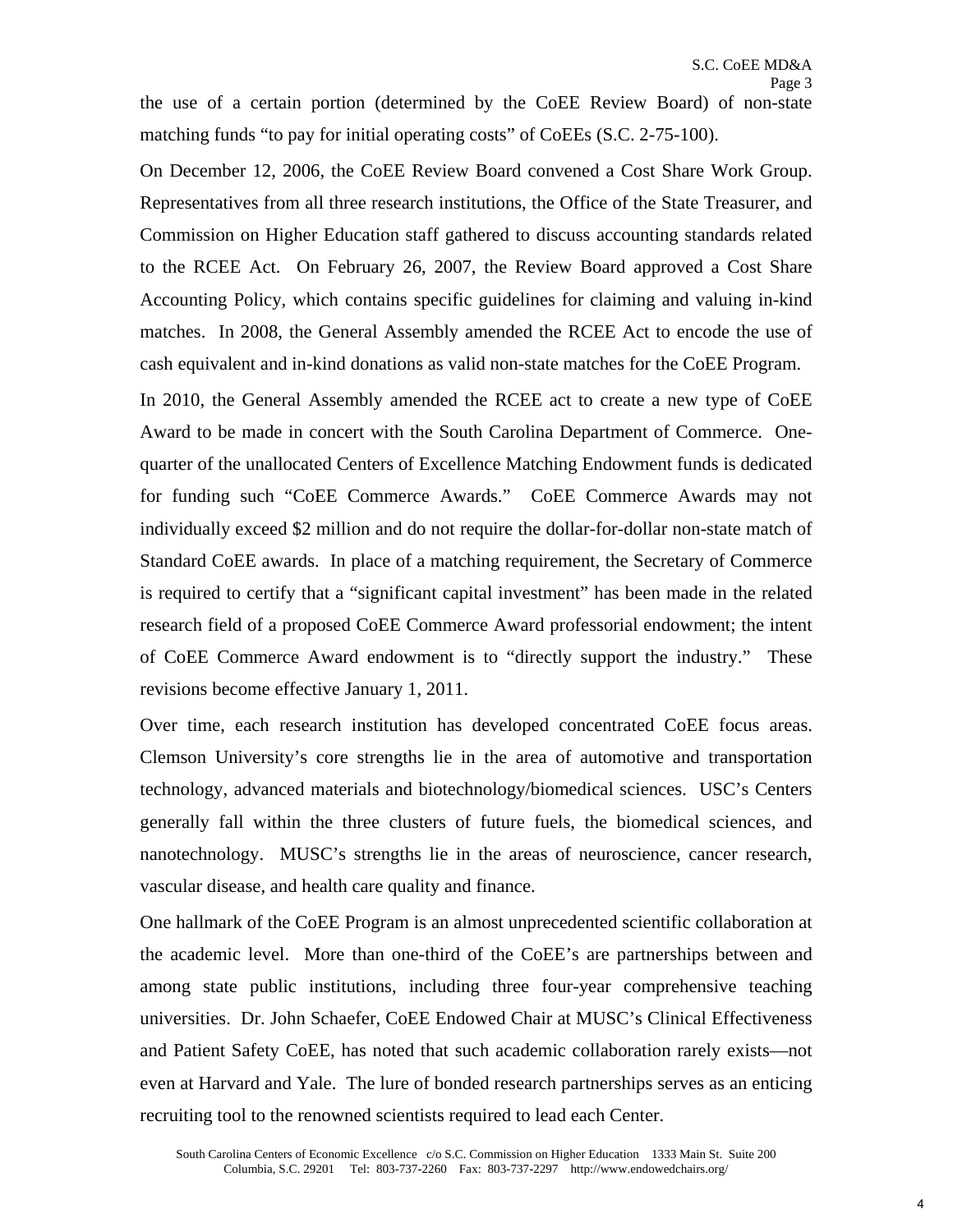the use of a certain portion (determined by the CoEE Review Board) of non-state matching funds "to pay for initial operating costs" of CoEEs (S.C. 2-75-100).

On December 12, 2006, the CoEE Review Board convened a Cost Share Work Group. Representatives from all three research institutions, the Office of the State Treasurer, and Commission on Higher Education staff gathered to discuss accounting standards related to the RCEE Act. On February 26, 2007, the Review Board approved a Cost Share Accounting Policy, which contains specific guidelines for claiming and valuing in-kind matches. In 2008, the General Assembly amended the RCEE Act to encode the use of cash equivalent and in-kind donations as valid non-state matches for the CoEE Program.

In 2010, the General Assembly amended the RCEE act to create a new type of CoEE Award to be made in concert with the South Carolina Department of Commerce. One-quarter of the unallocated Centers of Excellence Matching Endowment funds is dedicated for funding such "CoEE Commerce Awards." CoEE Commerce Awards may not individually exceed \$2 million and do not require the dollar-for-dollar non-state match of Standard CoEE awards. In place of a matching requirement, the Secretary of Commerce is required to certify that a "significant capital investment" has been made in the related research field of a proposed CoEE Commerce Award professorial endowment; the intent of CoEE Commerce Award endowment is to "directly support the industry." These revisions become effective January 1, 2011.

Over time, each research institution has developed concentrated CoEE focus areas. Clemson University's core strengths lie in the area of automotive and transportation technology, advanced materials and biotechnology/biomedical sciences. USC's Centers generally fall within the three clusters of future fuels, the biomedical sciences, and nanotechnology. MUSC's strengths lie in the areas of neuroscience, cancer research, vascular disease, and health care quality and finance.

One hallmark of the CoEE Program is an almost unprecedented scientific collaboration at the academic level. More than one-third of the CoEE's are partnerships between and among state public institutions, including three four-year comprehensive teaching universities. Dr. John Schaefer, CoEE Endowed Chair at MUSC's Clinical Effectiveness and Patient Safety CoEE, has noted that such academic collaboration rarely exists—not even at Harvard and Yale. The lure of bonded research partnerships serves as an enticing recruiting tool to the renowned scientists required to lead each Center.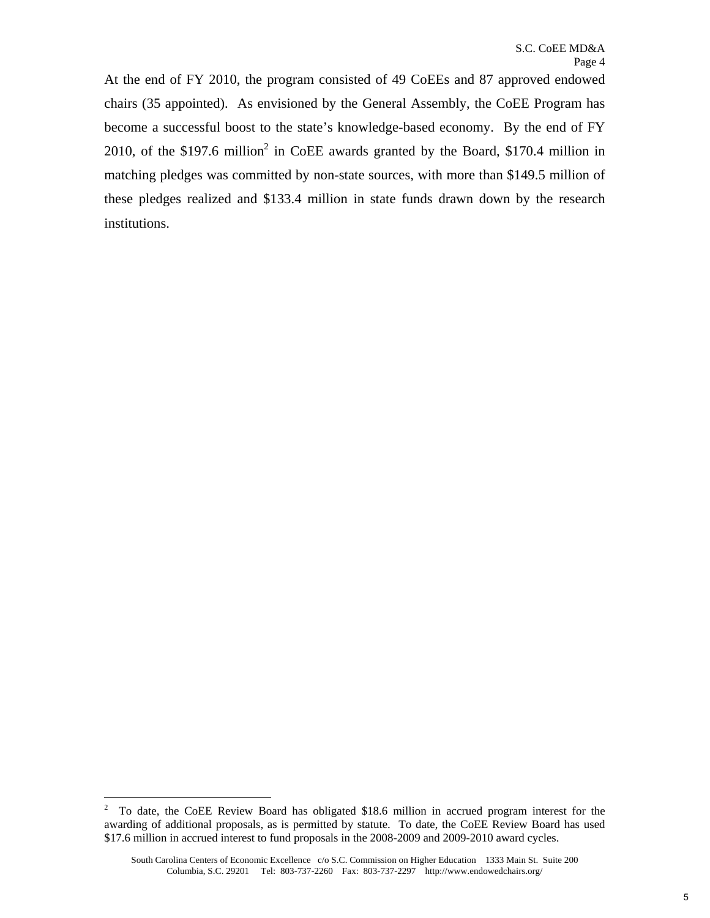At the end of FY 2010, the program consisted of 49 CoEEs and 87 approved endowed chairs (35 appointed). As envisioned by the General Assembly, the CoEE Program has become a successful boost to the state's knowledge-based economy. By the end of FY 2010, of the $197.6 million[2] in CoEE awards granted by the Board, $170.4 million in matching pledges was committed by non-state sources, with more than $149.5 million of these pledges realized and $133.4 million in state funds drawn down by the research institutions.

---

[2] To date, the CoEE Review Board has obligated $18.6 million in accrued program interest for the awarding of additional proposals, as is permitted by statute. To date, the CoEE Review Board has used $17.6 million in accrued interest to fund proposals in the 2008-2009 and 2009-2010 award cycles.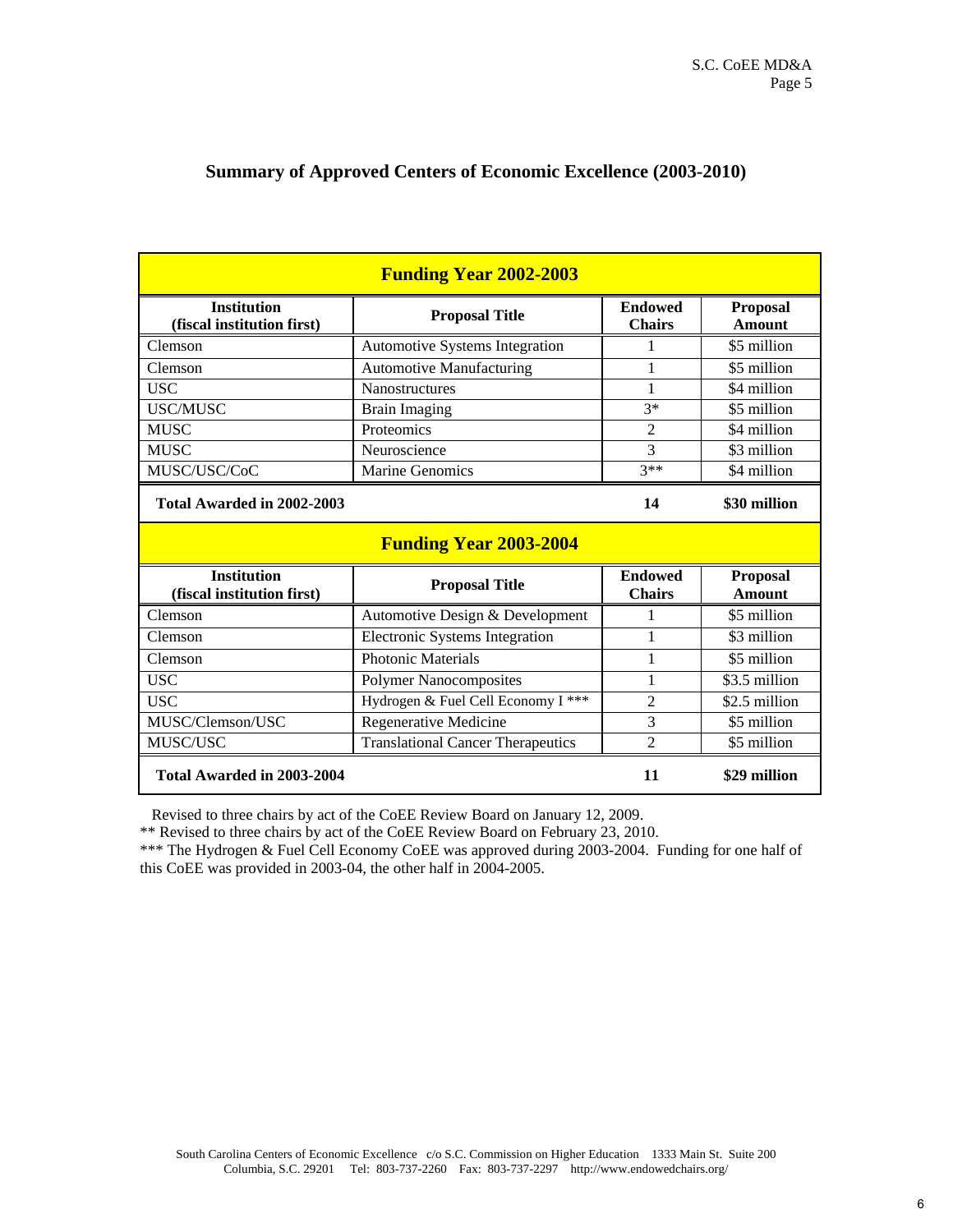## Summary of Approved Centers of Economic Excellence (2003-2010)

| Funding Year 2002-2003 | | | |
|---|---|---|---|
| **Institution (fiscal institution first)** | **Proposal Title** | **Endowed Chairs** | **Proposal Amount** |
| Clemson | Automotive Systems Integration | 1 | $5 million |
| Clemson | Automotive Manufacturing | 1 | $5 million |
| USC | Nanostructures | 1 | $4 million |
| USC/MUSC | Brain Imaging | 3* | $5 million |
| MUSC | Proteomics | 2 | $4 million |
| MUSC | Neuroscience | 3 | $3 million |
| MUSC/USC/CoC | Marine Genomics | 3** | $4 million |
| **Total Awarded in 2002-2003** | | **14** | **$30 million** |

| Funding Year 2003-2004 | | | |
|---|---|---|---|
| **Institution (fiscal institution first)** | **Proposal Title** | **Endowed Chairs** | **Proposal Amount** |
| Clemson | Automotive Design & Development | 1 | $5 million |
| Clemson | Electronic Systems Integration | 1 | $3 million |
| Clemson | Photonic Materials | 1 | $5 million |
| USC | Polymer Nanocomposites | 1 | $3.5 million |
| USC | Hydrogen & Fuel Cell Economy I *** | 2 | $2.5 million |
| MUSC/Clemson/USC | Regenerative Medicine | 3 | $5 million |
| MUSC/USC | Translational Cancer Therapeutics | 2 | $5 million |
| **Total Awarded in 2003-2004** | | **11** | **$29 million** |

Revised to three chairs by act of the CoEE Review Board on January 12, 2009.

** Revised to three chairs by act of the CoEE Review Board on February 23, 2010.

*** The Hydrogen & Fuel Cell Economy CoEE was approved during 2003-2004. Funding for one half of this CoEE was provided in 2003-04, the other half in 2004-2005.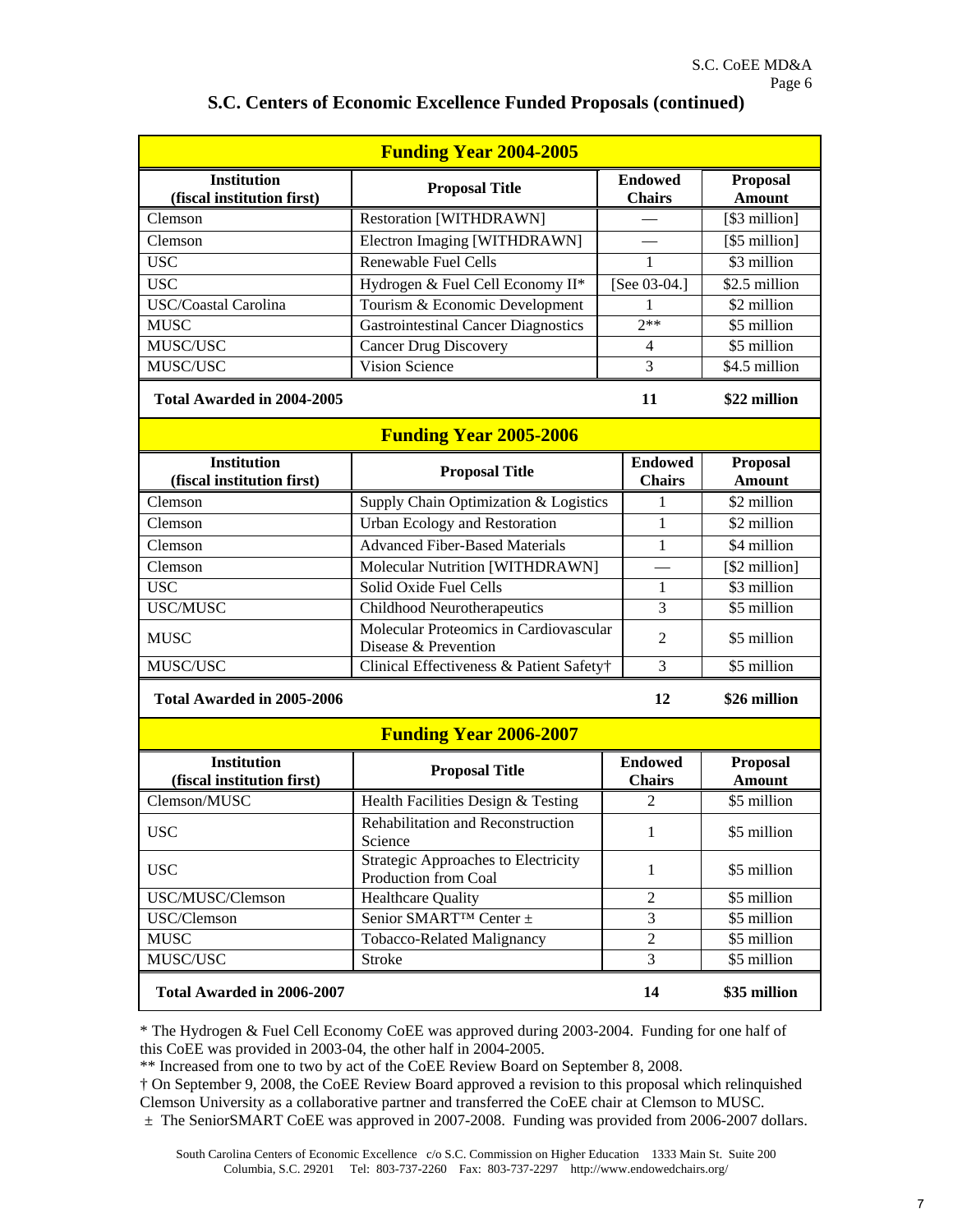## S.C. Centers of Economic Excellence Funded Proposals (continued)

| **Funding Year 2004-2005** | | | |
|---|---|---|---|
| **Institution (fiscal institution first)** | **Proposal Title** | **Endowed Chairs** | **Proposal Amount** |
| Clemson | Restoration [WITHDRAWN] | — | [$3 million] |
| Clemson | Electron Imaging [WITHDRAWN] | — | [$5 million] |
| USC | Renewable Fuel Cells | 1 | $3 million |
| USC | Hydrogen & Fuel Cell Economy II* | [See 03-04.] | $2.5 million |
| USC/Coastal Carolina | Tourism & Economic Development | 1 | $2 million |
| MUSC | Gastrointestinal Cancer Diagnostics | 2** | $5 million |
| MUSC/USC | Cancer Drug Discovery | 4 | $5 million |
| MUSC/USC | Vision Science | 3 | $4.5 million |
| **Total Awarded in 2004-2005** | | **11** | **$22 million** |

| **Funding Year 2005-2006** | | | |
|---|---|---|---|
| **Institution (fiscal institution first)** | **Proposal Title** | **Endowed Chairs** | **Proposal Amount** |
| Clemson | Supply Chain Optimization & Logistics | 1 | $2 million |
| Clemson | Urban Ecology and Restoration | 1 | $2 million |
| Clemson | Advanced Fiber-Based Materials | 1 | $4 million |
| Clemson | Molecular Nutrition [WITHDRAWN] | — | [$2 million] |
| USC | Solid Oxide Fuel Cells | 1 | $3 million |
| USC/MUSC | Childhood Neurotherapeutics | 3 | $5 million |
| MUSC | Molecular Proteomics in Cardiovascular Disease & Prevention | 2 | $5 million |
| MUSC/USC | Clinical Effectiveness & Patient Safety† | 3 | $5 million |
| **Total Awarded in 2005-2006** | | **12** | **$26 million** |

| **Funding Year 2006-2007** | | | |
|---|---|---|---|
| **Institution (fiscal institution first)** | **Proposal Title** | **Endowed Chairs** | **Proposal Amount** |
| Clemson/MUSC | Health Facilities Design & Testing | 2 | $5 million |
| USC | Rehabilitation and Reconstruction Science | 1 | $5 million |
| USC | Strategic Approaches to Electricity Production from Coal | 1 | $5 million |
| USC/MUSC/Clemson | Healthcare Quality | 2 | $5 million |
| USC/Clemson | Senior SMART™ Center ± | 3 | $5 million |
| MUSC | Tobacco-Related Malignancy | 2 | $5 million |
| MUSC/USC | Stroke | 3 | $5 million |
| **Total Awarded in 2006-2007** | | **14** | **$35 million** |

* The Hydrogen & Fuel Cell Economy CoEE was approved during 2003-2004. Funding for one half of this CoEE was provided in 2003-04, the other half in 2004-2005.

** Increased from one to two by act of the CoEE Review Board on September 8, 2008.

† On September 9, 2008, the CoEE Review Board approved a revision to this proposal which relinquished Clemson University as a collaborative partner and transferred the CoEE chair at Clemson to MUSC.

± The SeniorSMART CoEE was approved in 2007-2008. Funding was provided from 2006-2007 dollars.

South Carolina Centers of Economic Excellence c/o S.C. Commission on Higher Education 1333 Main St. Suite 200 Columbia, S.C. 29201 Tel: 803-737-2260 Fax: 803-737-2297 http://www.endowedchairs.org/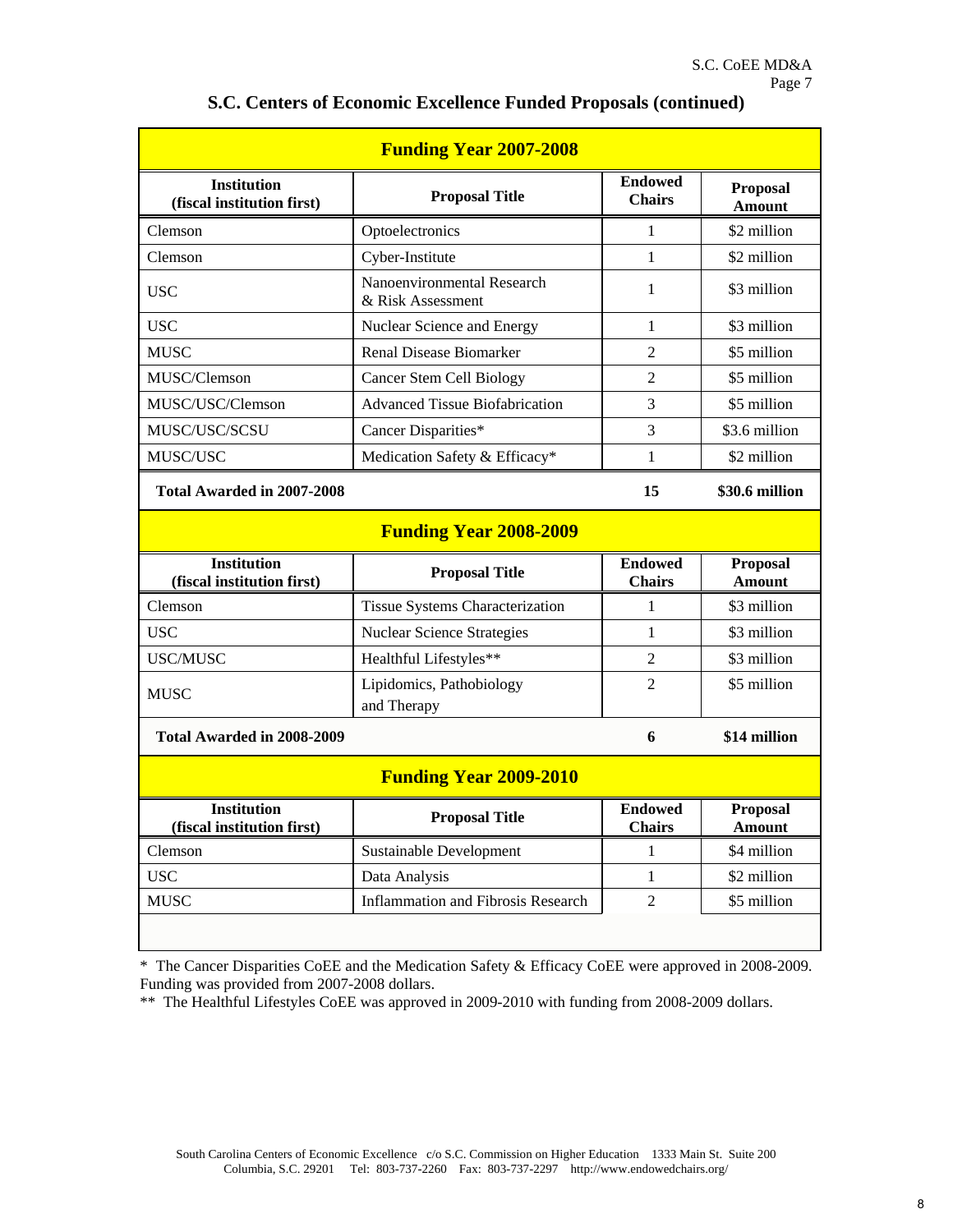## S.C. Centers of Economic Excellence Funded Proposals (continued)

| Funding Year 2007-2008 | | | |
|---|---|---|---|
| **Institution (fiscal institution first)** | **Proposal Title** | **Endowed Chairs** | **Proposal Amount** |
| Clemson | Optoelectronics | 1 | $2 million |
| Clemson | Cyber-Institute | 1 | $2 million |
| USC | Nanoenvironmental Research & Risk Assessment | 1 | $3 million |
| USC | Nuclear Science and Energy | 1 | $3 million |
| MUSC | Renal Disease Biomarker | 2 | $5 million |
| MUSC/Clemson | Cancer Stem Cell Biology | 2 | $5 million |
| MUSC/USC/Clemson | Advanced Tissue Biofabrication | 3 | $5 million |
| MUSC/USC/SCSU | Cancer Disparities* | 3 | $3.6 million |
| MUSC/USC | Medication Safety & Efficacy* | 1 | $2 million |
| **Total Awarded in 2007-2008** | | **15** | **$30.6 million** |

| Funding Year 2008-2009 | | | |
|---|---|---|---|
| **Institution (fiscal institution first)** | **Proposal Title** | **Endowed Chairs** | **Proposal Amount** |
| Clemson | Tissue Systems Characterization | 1 | $3 million |
| USC | Nuclear Science Strategies | 1 | $3 million |
| USC/MUSC | Healthful Lifestyles** | 2 | $3 million |
| MUSC | Lipidomics, Pathobiology and Therapy | 2 | $5 million |
| **Total Awarded in 2008-2009** | | **6** | **$14 million** |

| Funding Year 2009-2010 | | | |
|---|---|---|---|
| **Institution (fiscal institution first)** | **Proposal Title** | **Endowed Chairs** | **Proposal Amount** |
| Clemson | Sustainable Development | 1 | $4 million |
| USC | Data Analysis | 1 | $2 million |
| MUSC | Inflammation and Fibrosis Research | 2 | $5 million |

* The Cancer Disparities CoEE and the Medication Safety & Efficacy CoEE were approved in 2008-2009. Funding was provided from 2007-2008 dollars.

** The Healthful Lifestyles CoEE was approved in 2009-2010 with funding from 2008-2009 dollars.

South Carolina Centers of Economic Excellence c/o S.C. Commission on Higher Education 1333 Main St. Suite 200 Columbia, S.C. 29201 Tel: 803-737-2260 Fax: 803-737-2297 http://www.endowedchairs.org/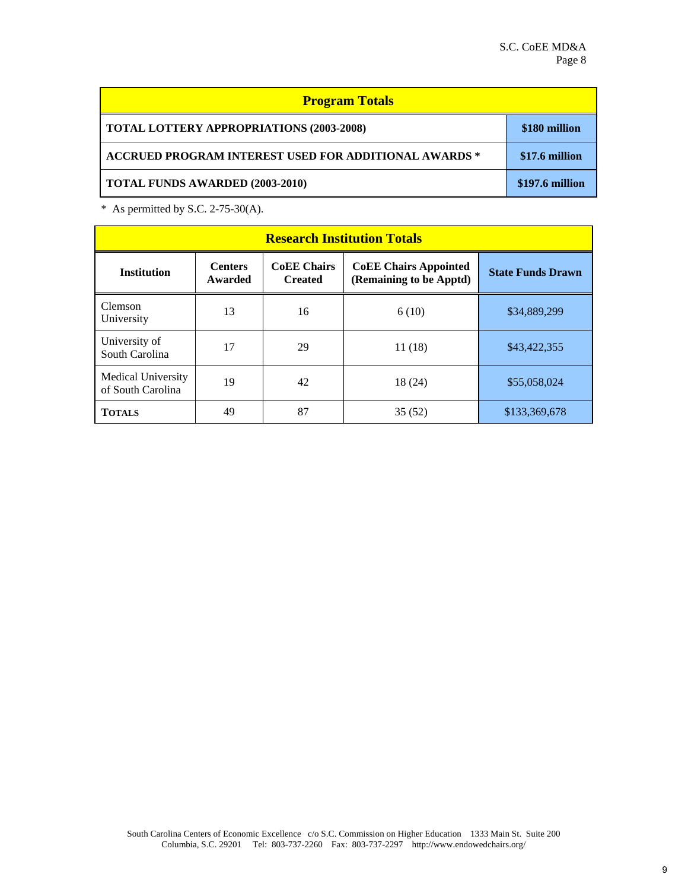| Program Totals | |
|---|---|
| **TOTAL LOTTERY APPROPRIATIONS (2003-2008)** | **$180 million** |
| **ACCRUED PROGRAM INTEREST USED FOR ADDITIONAL AWARDS *** | **$17.6 million** |
| **TOTAL FUNDS AWARDED (2003-2010)** | **$197.6 million** |

* As permitted by S.C. 2-75-30(A).

| Research Institution Totals | | | | |
|---|---|---|---|---|
| **Institution** | **Centers Awarded** | **CoEE Chairs Created** | **CoEE Chairs Appointed (Remaining to be Apptd)** | **State Funds Drawn** |
| Clemson University | 13 | 16 | 6 (10) | $34,889,299 |
| University of South Carolina | 17 | 29 | 11 (18) | $43,422,355 |
| Medical University of South Carolina | 19 | 42 | 18 (24) | $55,058,024 |
| **TOTALS** | 49 | 87 | 35 (52) | $133,369,678 |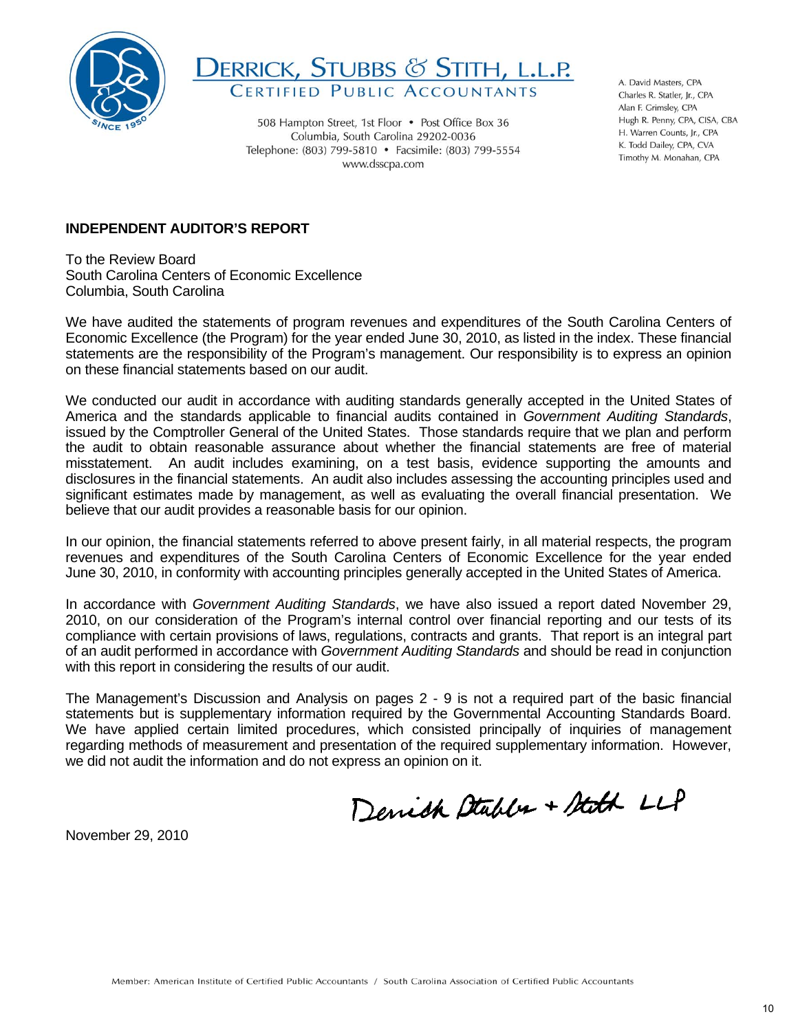DERRICK, STUBBS & STITH, L.L.P.
CERTIFIED PUBLIC ACCOUNTANTS

508 Hampton Street, 1st Floor • Post Office Box 36
Columbia, South Carolina 29202-0036
Telephone: (803) 799-5810 • Facsimile: (803) 799-5554
www.dsscpa.com

A. David Masters, CPA
Charles R. Statler, Jr., CPA
Alan F. Grimsley, CPA
Hugh R. Penny, CPA, CISA, CBA
H. Warren Counts, Jr., CPA
K. Todd Dailey, CPA, CVA
Timothy M. Monahan, CPA

## INDEPENDENT AUDITOR'S REPORT

To the Review Board
South Carolina Centers of Economic Excellence
Columbia, South Carolina

We have audited the statements of program revenues and expenditures of the South Carolina Centers of Economic Excellence (the Program) for the year ended June 30, 2010, as listed in the index. These financial statements are the responsibility of the Program's management. Our responsibility is to express an opinion on these financial statements based on our audit.

We conducted our audit in accordance with auditing standards generally accepted in the United States of America and the standards applicable to financial audits contained in *Government Auditing Standards*, issued by the Comptroller General of the United States. Those standards require that we plan and perform the audit to obtain reasonable assurance about whether the financial statements are free of material misstatement. An audit includes examining, on a test basis, evidence supporting the amounts and disclosures in the financial statements. An audit also includes assessing the accounting principles used and significant estimates made by management, as well as evaluating the overall financial presentation. We believe that our audit provides a reasonable basis for our opinion.

In our opinion, the financial statements referred to above present fairly, in all material respects, the program revenues and expenditures of the South Carolina Centers of Economic Excellence for the year ended June 30, 2010, in conformity with accounting principles generally accepted in the United States of America.

In accordance with *Government Auditing Standards*, we have also issued a report dated November 29, 2010, on our consideration of the Program's internal control over financial reporting and our tests of its compliance with certain provisions of laws, regulations, contracts and grants. That report is an integral part of an audit performed in accordance with *Government Auditing Standards* and should be read in conjunction with this report in considering the results of our audit.

The Management's Discussion and Analysis on pages 2 - 9 is not a required part of the basic financial statements but is supplementary information required by the Governmental Accounting Standards Board. We have applied certain limited procedures, which consisted principally of inquiries of management regarding methods of measurement and presentation of the required supplementary information. However, we did not audit the information and do not express an opinion on it.

Derrick Stubbs + Stith LLP

November 29, 2010

Member: American Institute of Certified Public Accountants / South Carolina Association of Certified Public Accountants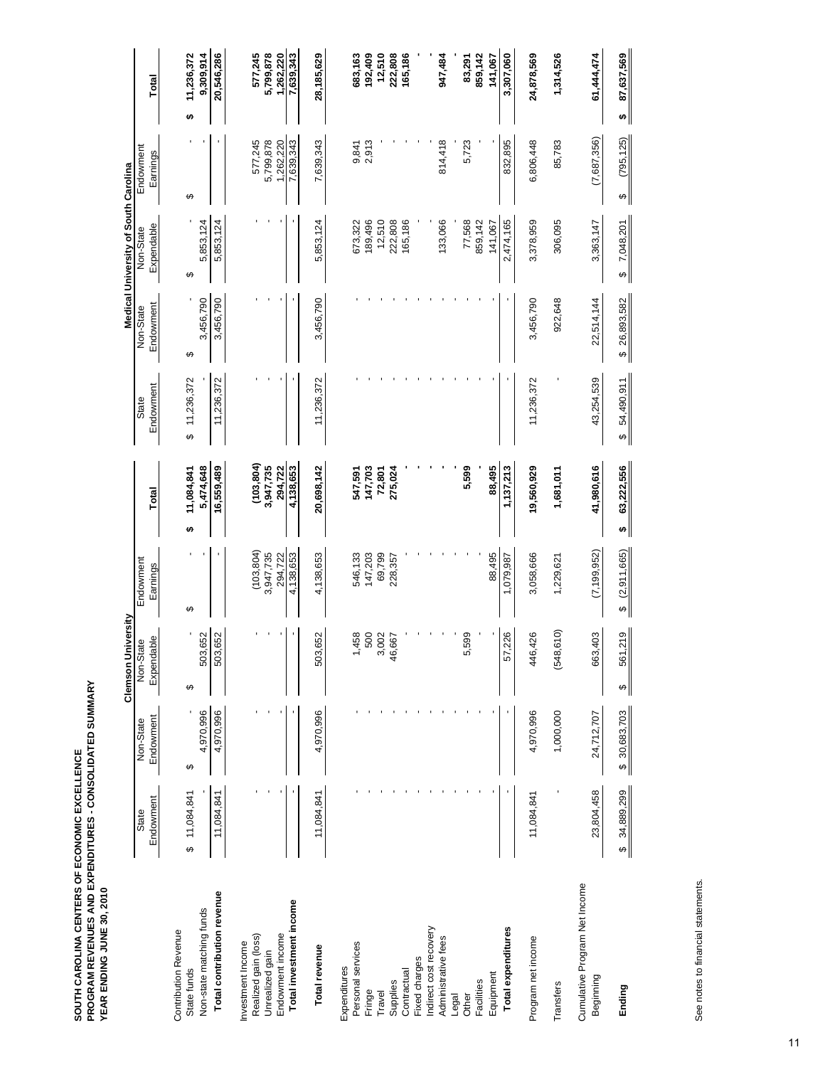**SOUTH CAROLINA CENTERS OF ECONOMIC EXCELLENCE**
**PROGRAM REVENUES AND EXPENDITURES - CONSOLIDATED SUMMARY**
**YEAR ENDING JUNE 30, 2010**

| | Clemson University | | | | | Medical University of South Carolina | | | | |
|---|---|---|---|---|---|---|---|---|---|---|
| | State Endowment | Non-State Endowment | Non-State Expendable | Endowment Earnings | Total | State Endowment | Non-State Endowment | Non-State Expendable | Endowment Earnings | Total |
| Contribution Revenue | | | | | | | | | | |
| State funds | $ 11,084,841 | $ - | $ - | $ - | **$ 11,084,841** | $ 11,236,372 | $ - | $ - | $ - | **$ 11,236,372** |
| Non-state matching funds | - | 4,970,996 | 503,652 | - | **5,474,648** | - | 3,456,790 | 5,853,124 | - | **9,309,914** |
| **Total contribution revenue** | 11,084,841 | 4,970,996 | 503,652 | - | **16,559,489** | 11,236,372 | 3,456,790 | 5,853,124 | - | **20,546,286** |
| Investment Income | | | | | | | | | | |
| Realized gain (loss) | - | - | - | (103,804) | **(103,804)** | - | - | - | 577,245 | **577,245** |
| Unrealized gain | - | - | - | 3,947,735 | **3,947,735** | - | - | - | 5,799,878 | **5,799,878** |
| Endowment income | - | - | - | 294,722 | **294,722** | - | - | - | 1,262,220 | **1,262,220** |
| **Total investment income** | - | - | - | 4,138,653 | **4,138,653** | - | - | - | 7,639,343 | **7,639,343** |
| **Total revenue** | 11,084,841 | 4,970,996 | 503,652 | 4,138,653 | **20,698,142** | 11,236,372 | 3,456,790 | 5,853,124 | 7,639,343 | **28,185,629** |
| Expenditures | | | | | | | | | | |
| Personal services | - | - | 1,458 | 546,133 | **547,591** | - | - | 673,322 | 9,841 | **683,163** |
| Fringe | - | - | 500 | 147,203 | **147,703** | - | - | 189,496 | 2,913 | **192,409** |
| Travel | - | - | 3,002 | 69,799 | **72,801** | - | - | 12,510 | - | **12,510** |
| Supplies | - | - | 46,667 | 228,357 | **275,024** | - | - | 222,808 | - | **222,808** |
| Contractual | - | - | - | - | **-** | - | - | 165,186 | - | **165,186** |
| Fixed charges | - | - | - | - | **-** | - | - | - | - | **-** |
| Indirect cost recovery | - | - | - | - | **-** | - | - | - | - | **-** |
| Administrative fees | - | - | - | - | **-** | - | - | 133,066 | 814,418 | **947,484** |
| Legal | - | - | - | - | **-** | - | - | - | - | **-** |
| Other | - | - | 5,599 | - | **5,599** | - | - | 77,568 | 5,723 | **83,291** |
| Facilities | - | - | - | - | **-** | - | - | 859,142 | - | **859,142** |
| Equipment | - | - | - | 88,495 | **88,495** | - | - | 141,067 | - | **141,067** |
| **Total expenditures** | - | - | 57,226 | 1,079,987 | **1,137,213** | - | - | 2,474,165 | 832,895 | **3,307,060** |
| Program net income | 11,084,841 | 4,970,996 | 446,426 | 3,058,666 | **19,560,929** | 11,236,372 | 3,456,790 | 3,378,959 | 6,806,448 | **24,878,569** |
| Transfers | - | 1,000,000 | (548,610) | 1,229,621 | **1,681,011** | - | 922,648 | 306,095 | 85,783 | **1,314,526** |
| Cumulative Program Net Income | | | | | | | | | | |
| Beginning | 23,804,458 | 24,712,707 | 663,403 | (7,199,952) | **41,980,616** | 43,254,539 | 22,514,144 | 3,363,147 | (7,687,356) | **61,444,474** |
| **Ending** | $ 34,889,299 | $ 30,683,703 | $ 561,219 | $ (2,911,665) | **$ 63,222,556** | $ 54,490,911 | $ 26,893,582 | $ 7,048,201 | $ (795,125) | **$ 87,637,569** |

See notes to financial statements.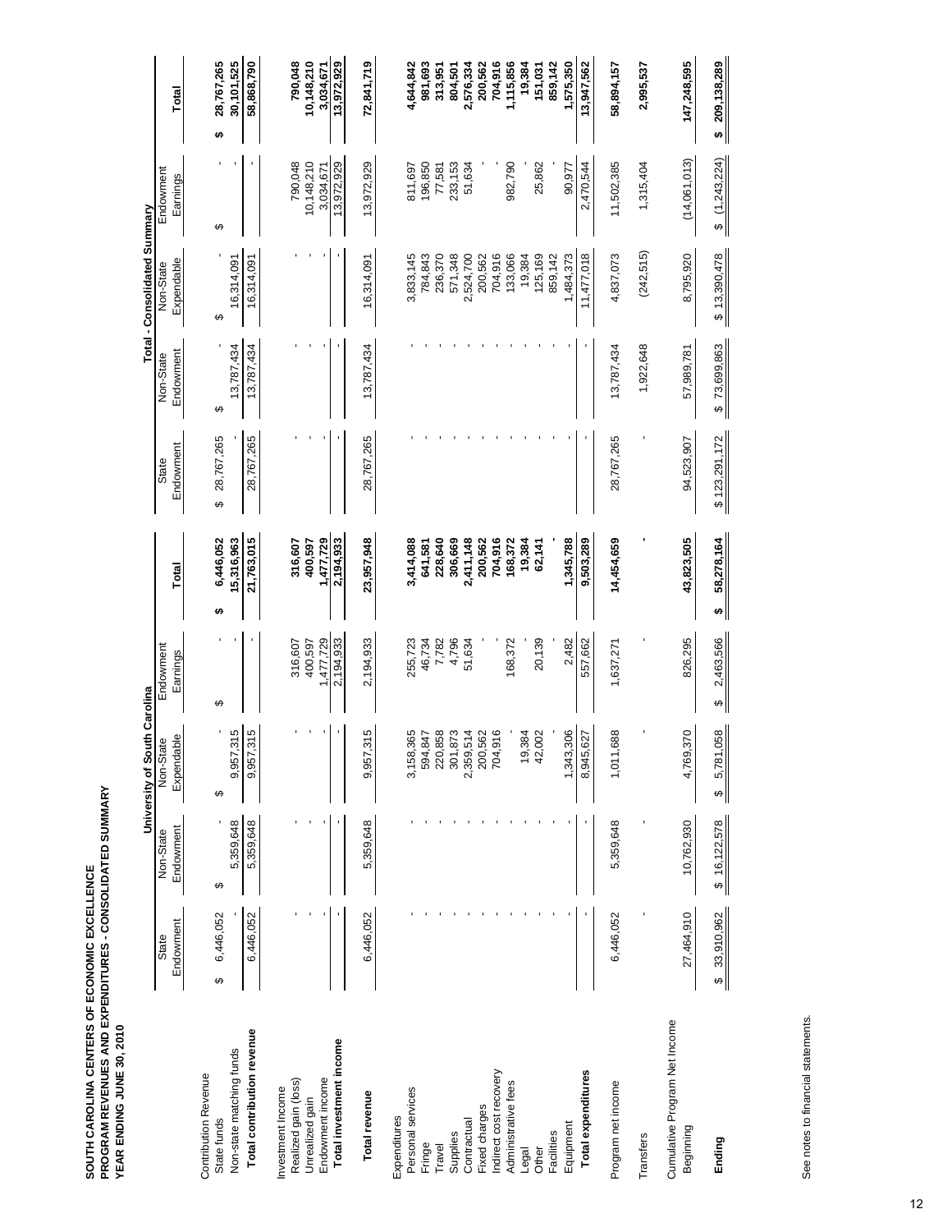**SOUTH CAROLINA CENTERS OF ECONOMIC EXCELLENCE**
**PROGRAM REVENUES AND EXPENDITURES - CONSOLIDATED SUMMARY**
**YEAR ENDING JUNE 30, 2010**

| | University of South Carolina | | | | | Total - Consolidated Summary | | | | |
|---|---|---|---|---|---|---|---|---|---|---|
| | State Endowment | Non-State Endowment | Non-State Expendable | Endowment Earnings | Total | State Endowment | Non-State Endowment | Non-State Expendable | Endowment Earnings | Total |
| Contribution Revenue | | | | | | | | | | |
| State funds | $ 6,446,052 | $ - | $ - | $ - | $ 6,446,052 | $ 28,767,265 | $ - | $ - | $ - | $ 28,767,265 |
| Non-state matching funds | - | 5,359,648 | 9,957,315 | - | 15,316,963 | - | 13,787,434 | 16,314,091 | - | 30,101,525 |
| **Total contribution revenue** | 6,446,052 | 5,359,648 | 9,957,315 | - | 21,763,015 | 28,767,265 | 13,787,434 | 16,314,091 | - | 58,868,790 |
| Investment Income | | | | | | | | | | |
| Realized gain (loss) | - | - | - | 316,607 | 316,607 | - | - | - | 790,048 | 790,048 |
| Unrealized gain | - | - | - | 400,597 | 400,597 | - | - | - | 10,148,210 | 10,148,210 |
| Endowment income | - | - | - | 1,477,729 | 1,477,729 | - | - | - | 3,034,671 | 3,034,671 |
| **Total investment income** | - | - | - | 2,194,933 | 2,194,933 | - | - | - | 13,972,929 | 13,972,929 |
| **Total revenue** | 6,446,052 | 5,359,648 | 9,957,315 | 2,194,933 | 23,957,948 | 28,767,265 | 13,787,434 | 16,314,091 | 13,972,929 | 72,841,719 |
| Expenditures | | | | | | | | | | |
| Personal services | - | - | 3,158,365 | 255,723 | 3,414,088 | - | - | 3,833,145 | 811,697 | 4,644,842 |
| Fringe | - | - | 594,847 | 46,734 | 641,581 | - | - | 784,843 | 196,850 | 981,693 |
| Travel | - | - | 220,858 | 7,782 | 228,640 | - | - | 236,370 | 77,581 | 313,951 |
| Supplies | - | - | 301,873 | 4,796 | 306,669 | - | - | 571,348 | 233,153 | 804,501 |
| Contractual | - | - | 2,359,514 | 51,634 | 2,411,148 | - | - | 2,524,700 | 51,634 | 2,576,334 |
| Fixed charges | - | - | 200,562 | - | 200,562 | - | - | 200,562 | - | 200,562 |
| Indirect cost recovery | - | - | 704,916 | - | 704,916 | - | - | 704,916 | - | 704,916 |
| Administrative fees | - | - | - | 168,372 | 168,372 | - | - | 133,066 | 982,790 | 1,115,856 |
| Legal | - | - | 19,384 | - | 19,384 | - | - | 19,384 | - | 19,384 |
| Other | - | - | 42,002 | 20,139 | 62,141 | - | - | 125,169 | 25,862 | 151,031 |
| Facilities | - | - | - | - | - | - | - | 859,142 | - | 859,142 |
| Equipment | - | - | 1,343,306 | 2,482 | 1,345,788 | - | - | 1,484,373 | 90,977 | 1,575,350 |
| **Total expenditures** | - | - | 8,945,627 | 557,662 | 9,503,289 | - | - | 11,477,018 | 2,470,544 | 13,947,562 |
| Program net income | 6,446,052 | 5,359,648 | 1,011,688 | 1,637,271 | 14,454,659 | 28,767,265 | 13,787,434 | 4,837,073 | 11,502,385 | 58,894,157 |
| Transfers | - | - | - | - | - | - | 1,922,648 | (242,515) | 1,315,404 | 2,995,537 |
| Cumulative Program Net Income | | | | | | | | | | |
| Beginning | 27,464,910 | 10,762,930 | 4,769,370 | 826,295 | 43,823,505 | 94,523,907 | 57,989,781 | 8,795,920 | (14,061,013) | 147,248,595 |
| **Ending** | $ 33,910,962 | $ 16,122,578 | $ 5,781,058 | $ 2,463,566 | $ 58,278,164 | $ 123,291,172 | $ 73,699,863 | $ 13,390,478 | $ (1,243,224) | $ 209,138,289 |

See notes to financial statements.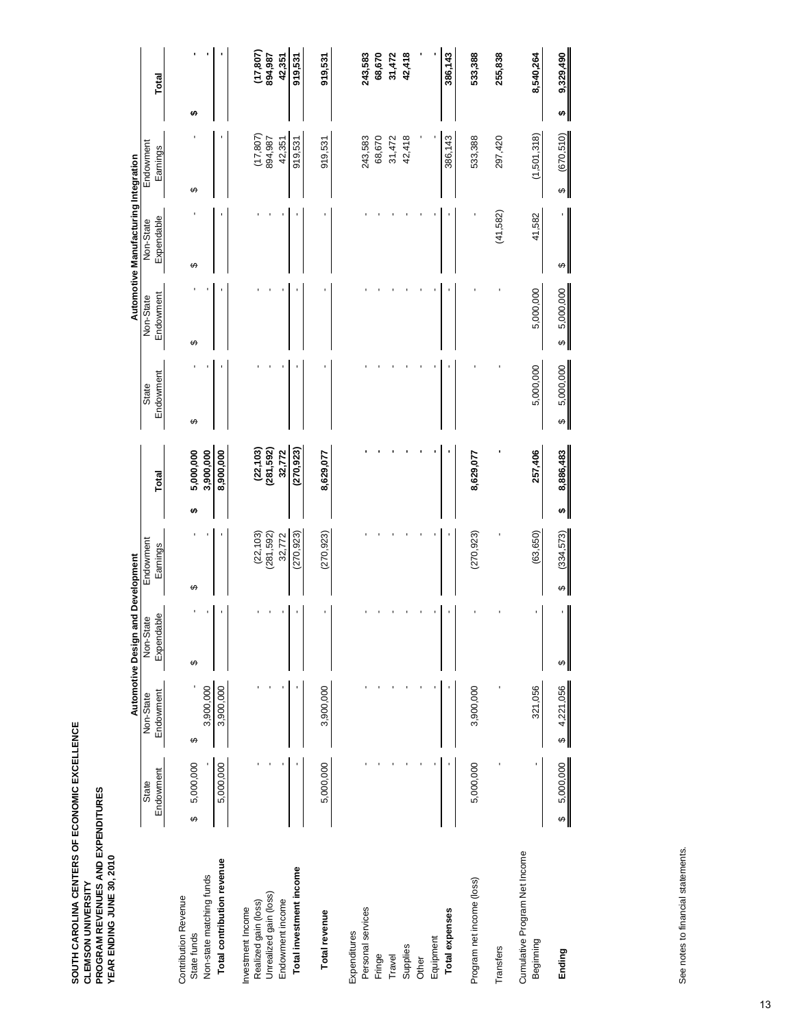**SOUTH CAROLINA CENTERS OF ECONOMIC EXCELLENCE**
**CLEMSON UNIVERSITY**
**PROGRAM REVENUES AND EXPENDITURES**
**YEAR ENDING JUNE 30, 2010**

| | Automotive Design and Development | | | | | Automotive Manufacturing Integration | | | | |
|---|---|---|---|---|---|---|---|---|---|---|
| | State Endowment | Non-State Endowment | Non-State Expendable | Endowment Earnings | Total | State Endowment | Non-State Endowment | Non-State Expendable | Endowment Earnings | Total |
| Contribution Revenue | | | | | | | | | | |
| State funds | $ 5,000,000 | $ - | $ - | $ - | $ 5,000,000 | $ - | $ - | $ - | $ - | $ - |
| Non-state matching funds | - | 3,900,000 | - | - | 3,900,000 | - | - | - | - | - |
| **Total contribution revenue** | 5,000,000 | 3,900,000 | - | - | 8,900,000 | - | - | - | - | - |
| Investment Income | | | | | | | | | | |
| Realized gain (loss) | - | - | - | (22,103) | (22,103) | - | - | - | (17,807) | (17,807) |
| Unrealized gain (loss) | - | - | - | (281,592) | (281,592) | - | - | - | 894,987 | 894,987 |
| Endowment income | - | - | - | 32,772 | 32,772 | - | - | - | 42,351 | 42,351 |
| **Total investment income** | - | - | - | (270,923) | (270,923) | - | - | - | 919,531 | 919,531 |
| **Total revenue** | 5,000,000 | 3,900,000 | - | (270,923) | 8,629,077 | - | - | - | 919,531 | 919,531 |
| Expenditures | | | | | | | | | | |
| Personal services | - | - | - | - | - | - | - | - | 243,583 | 243,583 |
| Fringe | - | - | - | - | - | - | - | - | 68,670 | 68,670 |
| Travel | - | - | - | - | - | - | - | - | 31,472 | 31,472 |
| Supplies | - | - | - | - | - | - | - | - | 42,418 | 42,418 |
| Other | - | - | - | - | - | - | - | - | - | - |
| Equipment | - | - | - | - | - | - | - | - | - | - |
| **Total expenses** | - | - | - | - | - | - | - | - | 386,143 | 386,143 |
| Program net income (loss) | 5,000,000 | 3,900,000 | - | (270,923) | 8,629,077 | - | - | - | 533,388 | 533,388 |
| Transfers | - | - | - | - | - | - | - | (41,582) | 297,420 | 255,838 |
| Cumulative Program Net Income | | | | | | | | | | |
| Beginning | - | 321,056 | - | (63,650) | 257,406 | 5,000,000 | 5,000,000 | 41,582 | (1,501,318) | 8,540,264 |
| **Ending** | $ 5,000,000 | $ 4,221,056 | $ - | $ (334,573) | $ 8,886,483 | $ 5,000,000 | $ 5,000,000 | $ - | $ (670,510) | $ 9,329,490 |

See notes to financial statements.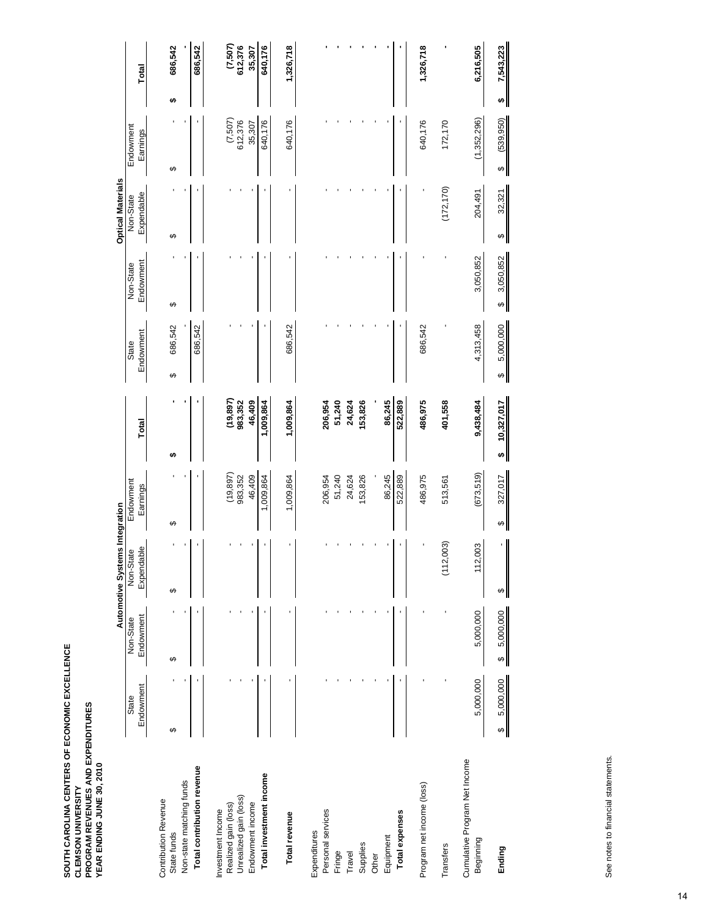**SOUTH CAROLINA CENTERS OF ECONOMIC EXCELLENCE**
**CLEMSON UNIVERSITY**
**PROGRAM REVENUES AND EXPENDITURES**
**YEAR ENDING JUNE 30, 2010**

| | Automotive Systems Integration | | | | | Optical Materials | | | | |
|---|---|---|---|---|---|---|---|---|---|---|
| | State Endowment | Non-State Endowment | Non-State Expendable | Endowment Earnings | **Total** | State Endowment | Non-State Endowment | Non-State Expendable | Endowment Earnings | **Total** |
| Contribution Revenue | | | | | | | | | | |
| State funds | $ - | $ - | $ - | $ - | **$ -** | $ 686,542 | $ - | $ - | $ - | **$ 686,542** |
| Non-state matching funds | - | - | - | - | **-** | - | - | - | - | **-** |
| **Total contribution revenue** | - | - | - | - | **-** | 686,542 | - | - | - | **686,542** |
| Investment Income | | | | | | | | | | |
| Realized gain (loss) | - | - | - | (19,897) | **(19,897)** | - | - | - | (7,507) | **(7,507)** |
| Unrealized gain (loss) | - | - | - | 983,352 | **983,352** | - | - | - | 612,376 | **612,376** |
| Endowment income | - | - | - | 46,409 | **46,409** | - | - | - | 35,307 | **35,307** |
| **Total investment income** | - | - | - | 1,009,864 | **1,009,864** | - | - | - | 640,176 | **640,176** |
| **Total revenue** | - | - | - | 1,009,864 | **1,009,864** | 686,542 | - | - | 640,176 | **1,326,718** |
| Expenditures | | | | | | | | | | |
| Personal services | - | - | - | 206,954 | **206,954** | - | - | - | - | **-** |
| Fringe | - | - | - | 51,240 | **51,240** | - | - | - | - | **-** |
| Travel | - | - | - | 24,624 | **24,624** | - | - | - | - | **-** |
| Supplies | - | - | - | 153,826 | **153,826** | - | - | - | - | **-** |
| Other | - | - | - | - | **-** | - | - | - | - | **-** |
| Equipment | - | - | - | 86,245 | **86,245** | - | - | - | - | **-** |
| **Total expenses** | - | - | - | 522,889 | **522,889** | - | - | - | - | **-** |
| Program net income (loss) | - | - | - | 486,975 | **486,975** | 686,542 | - | - | 640,176 | **1,326,718** |
| Transfers | - | - | (112,003) | 513,561 | **401,558** | - | - | (172,170) | 172,170 | **-** |
| Cumulative Program Net Income | | | | | | | | | | |
| Beginning | 5,000,000 | 5,000,000 | 112,003 | (673,519) | **9,438,484** | 4,313,458 | 3,050,852 | 204,491 | (1,352,296) | **6,216,505** |
| **Ending** | $ 5,000,000 | $ 5,000,000 | $ - | $ 327,017 | **$ 10,327,017** | $ 5,000,000 | $ 3,050,852 | $ 32,321 | $ (539,950) | **$ 7,543,223** |

See notes to financial statements.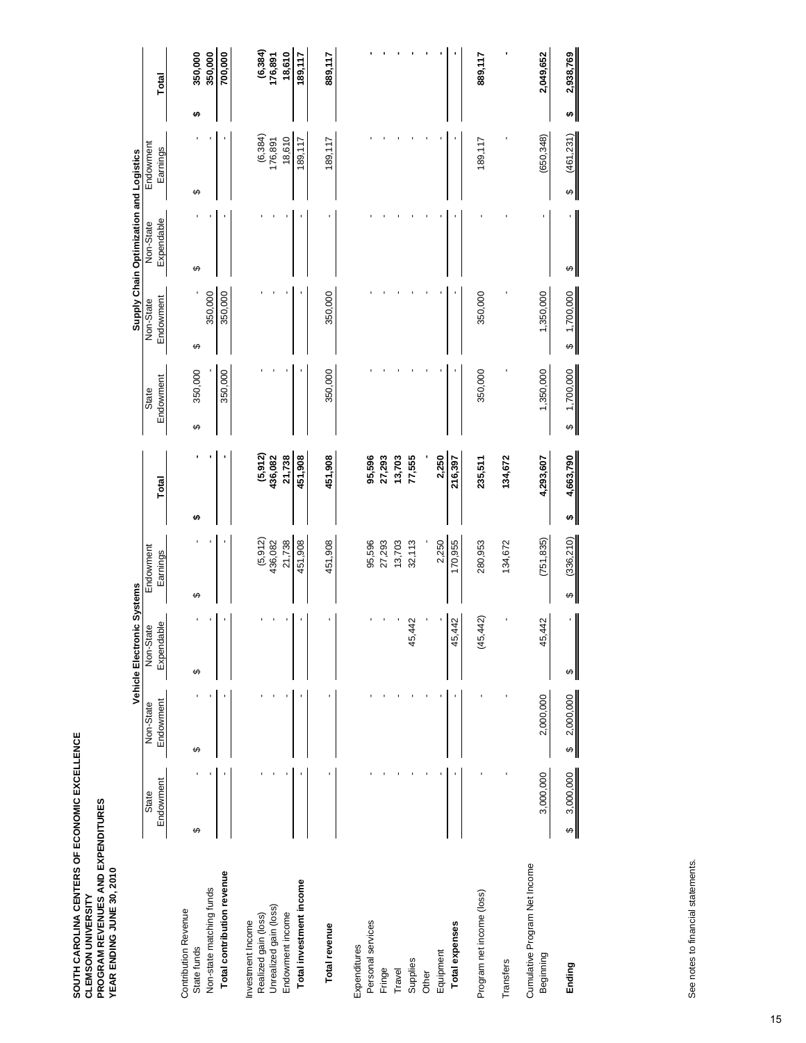**SOUTH CAROLINA CENTERS OF ECONOMIC EXCELLENCE**
**CLEMSON UNIVERSITY**
**PROGRAM REVENUES AND EXPENDITURES**
**YEAR ENDING JUNE 30, 2010**

| | Vehicle Electronic Systems | | | | | Supply Chain Optimization and Logistics | | | | |
|---|---|---|---|---|---|---|---|---|---|---|
| | State Endowment | Non-State Endowment | Non-State Expendable | Endowment Earnings | **Total** | State Endowment | Non-State Endowment | Non-State Expendable | Endowment Earnings | **Total** |
| Contribution Revenue | | | | | | | | | | |
| State funds | $ - | $ - | $ - | $ - | **$ -** | $ 350,000 | $ - | $ - | $ - | **$ 350,000** |
| Non-state matching funds | - | - | - | - | **-** | - | 350,000 | - | - | **350,000** |
| **Total contribution revenue** | - | - | - | - | **-** | 350,000 | 350,000 | - | - | **700,000** |
| Investment Income | | | | | | | | | | |
| Realized gain (loss) | - | - | - | (5,912) | **(5,912)** | - | - | - | (6,384) | **(6,384)** |
| Unrealized gain (loss) | - | - | - | 436,082 | **436,082** | - | - | - | 176,891 | **176,891** |
| Endowment income | - | - | - | 21,738 | **21,738** | - | - | - | 18,610 | **18,610** |
| **Total investment income** | - | - | - | 451,908 | **451,908** | - | - | - | 189,117 | **189,117** |
| **Total revenue** | - | - | - | 451,908 | **451,908** | 350,000 | 350,000 | - | 189,117 | **889,117** |
| Expenditures | | | | | | | | | | |
| Personal services | - | - | - | 95,596 | **95,596** | - | - | - | - | **-** |
| Fringe | - | - | - | 27,293 | **27,293** | - | - | - | - | **-** |
| Travel | - | - | - | 13,703 | **13,703** | - | - | - | - | **-** |
| Supplies | - | - | 45,442 | 32,113 | **77,555** | - | - | - | - | **-** |
| Other | - | - | - | - | **-** | - | - | - | - | **-** |
| Equipment | - | - | - | 2,250 | **2,250** | - | - | - | - | **-** |
| **Total expenses** | - | - | 45,442 | 170,955 | **216,397** | - | - | - | - | **-** |
| Program net income (loss) | - | - | (45,442) | 280,953 | **235,511** | 350,000 | 350,000 | - | 189,117 | **889,117** |
| Transfers | - | - | - | 134,672 | **134,672** | - | - | - | - | **-** |
| Cumulative Program Net Income | | | | | | | | | | |
| Beginning | 3,000,000 | 2,000,000 | 45,442 | (751,835) | **4,293,607** | 1,350,000 | 1,350,000 | - | (650,348) | **2,049,652** |
| **Ending** | $ 3,000,000 | $ 2,000,000 | $ - | $ (336,210) | **$ 4,663,790** | $ 1,700,000 | $ 1,700,000 | $ - | $ (461,231) | **$ 2,938,769** |

See notes to financial statements.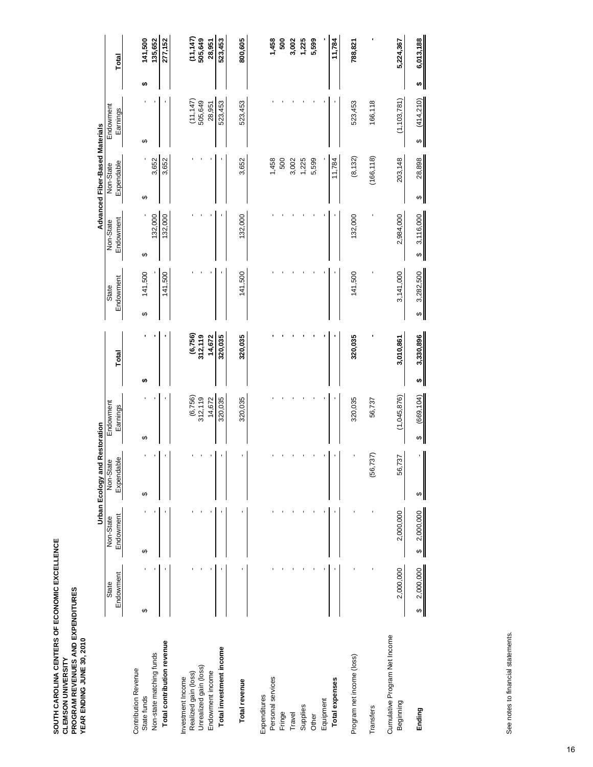**SOUTH CAROLINA CENTERS OF ECONOMIC EXCELLENCE**
**CLEMSON UNIVERSITY**
**PROGRAM REVENUES AND EXPENDITURES**
**YEAR ENDING JUNE 30, 2010**

| | Urban Ecology and Restoration | | | | Advanced Fiber-Based Materials | | | | |
|---|---|---|---|---|---|---|---|---|---|
| | State Endowment | Non-State Endowment | Non-State Expendable | Endowment Earnings | Total | State Endowment | Non-State Endowment | Non-State Expendable | Endowment Earnings | Total |
| Contribution Revenue | | | | | | | | | | |
| State funds | $ - | $ - | $ - | $ - | $ - | $ 141,500 | $ - | $ - | $ - | $ 141,500 |
| Non-state matching funds | - | - | - | - | - | - | 132,000 | 3,652 | - | 135,652 |
| **Total contribution revenue** | - | - | - | - | - | 141,500 | 132,000 | 3,652 | - | 277,152 |
| Investment Income | | | | | | | | | | |
| Realized gain (loss) | - | - | - | (6,756) | (6,756) | - | - | - | (11,147) | (11,147) |
| Unrealized gain (loss) | - | - | - | 312,119 | 312,119 | - | - | - | 505,649 | 505,649 |
| Endowment income | - | - | - | 14,672 | 14,672 | - | - | - | 28,951 | 28,951 |
| **Total investment income** | - | - | - | 320,035 | 320,035 | - | - | - | 523,453 | 523,453 |
| **Total revenue** | - | - | - | 320,035 | 320,035 | 141,500 | 132,000 | 3,652 | 523,453 | 800,605 |
| Expenditures | | | | | | | | | | |
| Personal services | - | - | - | - | - | - | - | 1,458 | - | 1,458 |
| Fringe | - | - | - | - | - | - | - | 500 | - | 500 |
| Travel | - | - | - | - | - | - | - | 3,002 | - | 3,002 |
| Supplies | - | - | - | - | - | - | - | 1,225 | - | 1,225 |
| Other | - | - | - | - | - | - | - | 5,599 | - | 5,599 |
| Equipment | - | - | - | - | - | - | - | - | - | - |
| **Total expenses** | - | - | - | - | - | - | - | 11,784 | - | 11,784 |
| Program net income (loss) | - | - | - | 320,035 | 320,035 | 141,500 | 132,000 | (8,132) | 523,453 | 788,821 |
| Transfers | - | - | (56,737) | 56,737 | - | - | - | (166,118) | 166,118 | - |
| Cumulative Program Net Income | | | | | | | | | | |
| Beginning | 2,000,000 | 2,000,000 | 56,737 | (1,045,876) | 3,010,861 | 3,141,000 | 2,984,000 | 203,148 | (1,103,781) | 5,224,367 |
| **Ending** | $ 2,000,000 | $ 2,000,000 | $ - | $ (669,104) | $ 3,330,896 | $ 3,282,500 | $ 3,116,000 | $ 28,898 | $ (414,210) | $ 6,013,188 |

See notes to financial statements.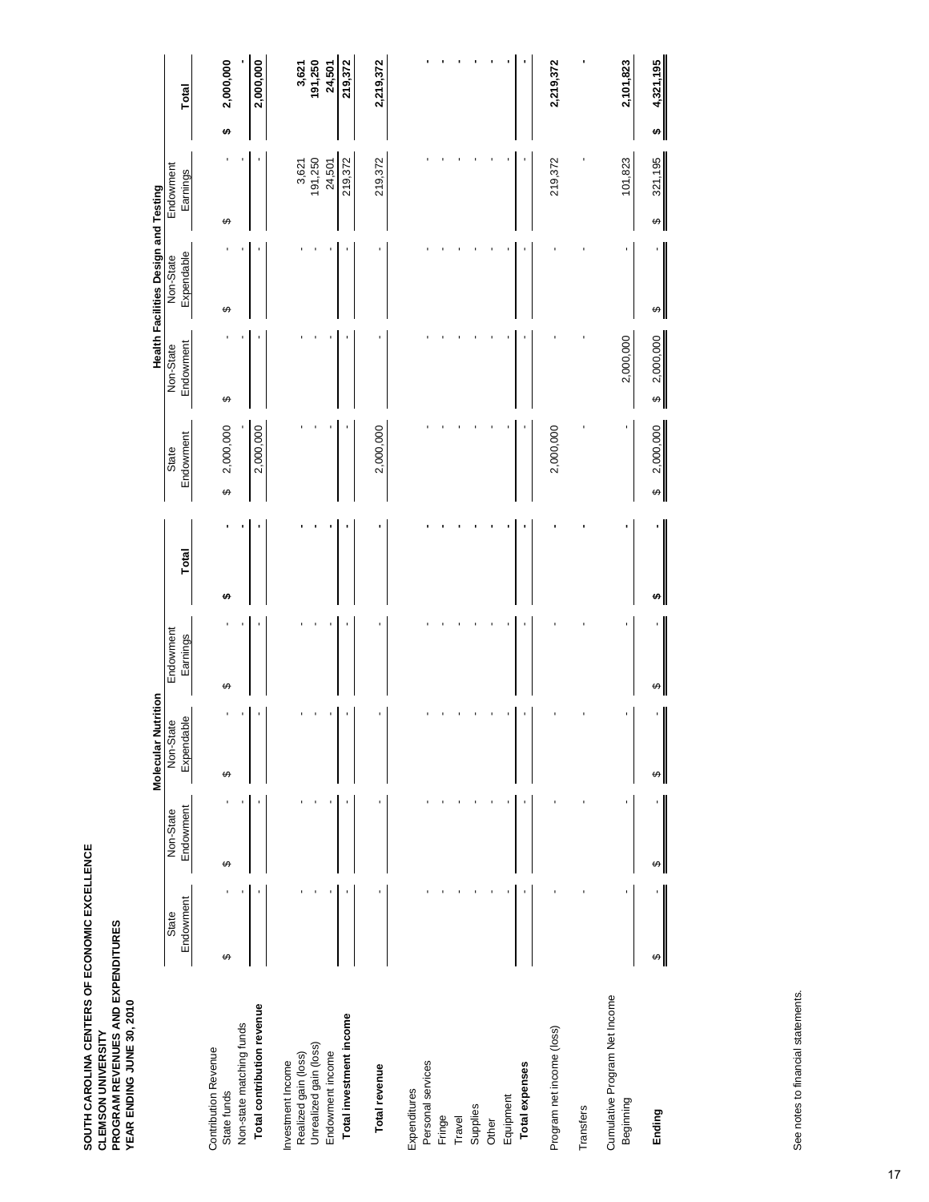**SOUTH CAROLINA CENTERS OF ECONOMIC EXCELLENCE**
**CLEMSON UNIVERSITY**
**PROGRAM REVENUES AND EXPENDITURES**
**YEAR ENDING JUNE 30, 2010**

| | Molecular Nutrition | | | | | Health Facilities Design and Testing | | | | |
|---|---|---|---|---|---|---|---|---|---|---|
| | State Endowment | Non-State Endowment | Non-State Expendable | Endowment Earnings | **Total** | State Endowment | Non-State Endowment | Non-State Expendable | Endowment Earnings | **Total** |
| Contribution Revenue | | | | | | | | | | |
| State funds | $ - | $ - | $ - | $ - | **$ -** | $ 2,000,000 | $ - | $ - | $ - | **$ 2,000,000** |
| Non-state matching funds | - | - | - | - | **-** | - | - | - | - | **-** |
| **Total contribution revenue** | - | - | - | - | **-** | 2,000,000 | - | - | - | **2,000,000** |
| Investment Income | | | | | | | | | | |
| Realized gain (loss) | - | - | - | - | **-** | - | - | - | 3,621 | **3,621** |
| Unrealized gain (loss) | - | - | - | - | **-** | - | - | - | 191,250 | **191,250** |
| Endowment income | - | - | - | - | **-** | - | - | - | 24,501 | **24,501** |
| **Total investment income** | - | - | - | - | **-** | - | - | - | 219,372 | **219,372** |
| **Total revenue** | - | - | - | - | **-** | 2,000,000 | - | - | 219,372 | **2,219,372** |
| Expenditures | | | | | | | | | | |
| Personal services | - | - | - | - | **-** | - | - | - | - | **-** |
| Fringe | - | - | - | - | **-** | - | - | - | - | **-** |
| Travel | - | - | - | - | **-** | - | - | - | - | **-** |
| Supplies | - | - | - | - | **-** | - | - | - | - | **-** |
| Other | - | - | - | - | **-** | - | - | - | - | **-** |
| Equipment | - | - | - | - | **-** | - | - | - | - | **-** |
| **Total expenses** | - | - | - | - | **-** | - | - | - | - | **-** |
| Program net income (loss) | - | - | - | - | **-** | 2,000,000 | - | - | 219,372 | **2,219,372** |
| Transfers | - | - | - | - | **-** | - | - | - | - | **-** |
| Cumulative Program Net Income | | | | | | | | | | |
| Beginning | - | - | - | - | **-** | - | 2,000,000 | - | 101,823 | **2,101,823** |
| **Ending** | $ - | $ - | $ - | $ - | **$ -** | $ 2,000,000 | $ 2,000,000 | $ - | $ 321,195 | **$ 4,321,195** |

See notes to financial statements.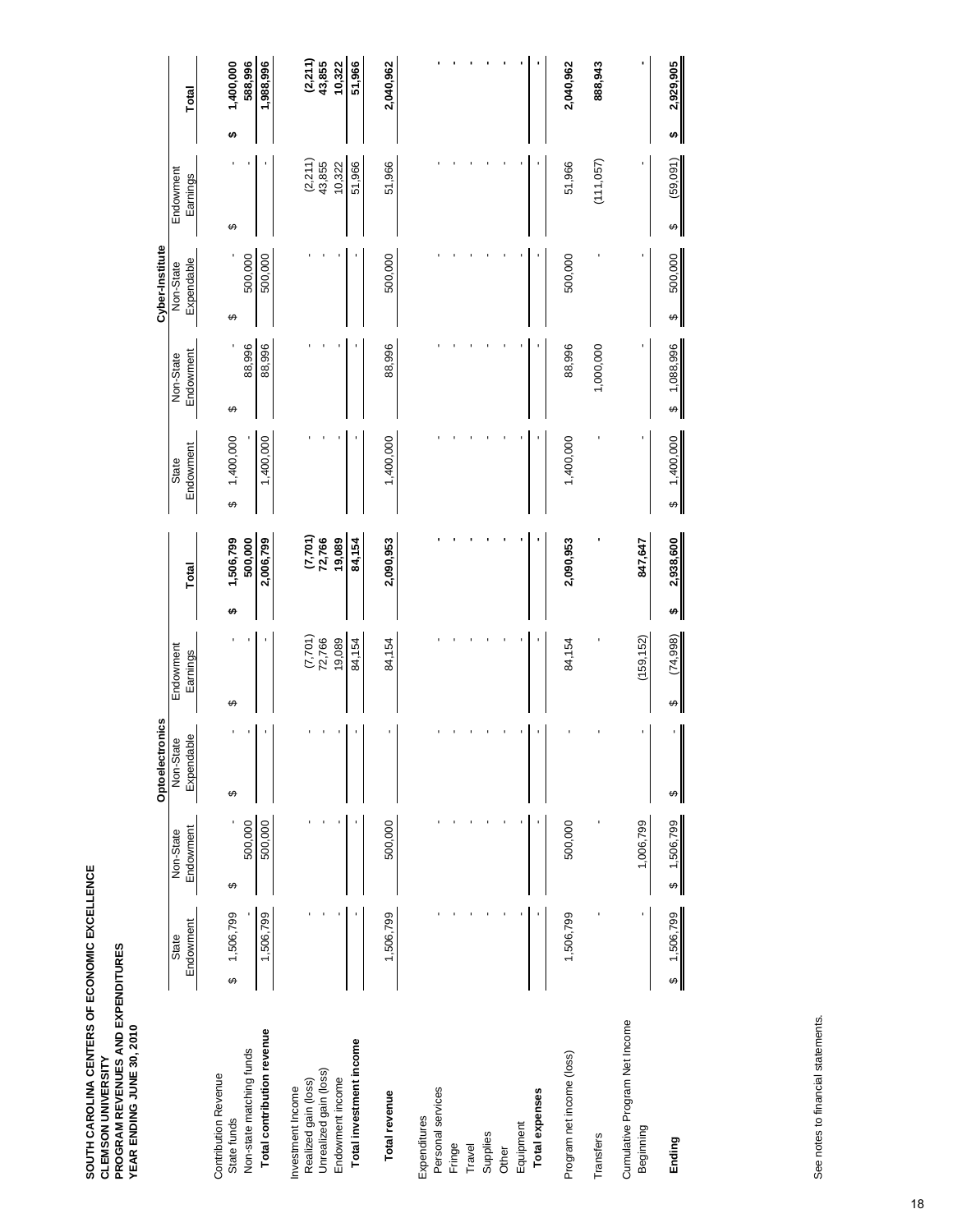**SOUTH CAROLINA CENTERS OF ECONOMIC EXCELLENCE**
**CLEMSON UNIVERSITY**
**PROGRAM REVENUES AND EXPENDITURES**
**YEAR ENDING JUNE 30, 2010**

| | Optoelectronics | | | | Cyber-Institute | | | |
|---|---|---|---|---|---|---|---|---|
| | State Endowment | Non-State Endowment | Non-State Expendable | Endowment Earnings | **Total** | State Endowment | Non-State Endowment | Non-State Expendable | Endowment Earnings | **Total** |
| Contribution Revenue | | | | | | | | | | |
| State funds | $ 1,506,799 | $ - | $ - | $ - | **$ 1,506,799** | $ 1,400,000 | $ - | $ - | $ - | **$ 1,400,000** |
| Non-state matching funds | - | 500,000 | - | - | **500,000** | - | 88,996 | 500,000 | - | **588,996** |
| **Total contribution revenue** | 1,506,799 | 500,000 | - | - | **2,006,799** | 1,400,000 | 88,996 | 500,000 | - | **1,988,996** |
| Investment Income | | | | | | | | | | |
| Realized gain (loss) | - | - | - | (7,701) | **(7,701)** | - | - | - | (2,211) | **(2,211)** |
| Unrealized gain (loss) | - | - | - | 72,766 | **72,766** | - | - | - | 43,855 | **43,855** |
| Endowment income | - | - | - | 19,089 | **19,089** | - | - | - | 10,322 | **10,322** |
| **Total investment income** | - | - | - | 84,154 | **84,154** | - | - | - | 51,966 | **51,966** |
| **Total revenue** | 1,506,799 | 500,000 | - | 84,154 | **2,090,953** | 1,400,000 | 88,996 | 500,000 | 51,966 | **2,040,962** |
| Expenditures | | | | | | | | | | |
| Personal services | - | - | - | - | **-** | - | - | - | - | **-** |
| Fringe | - | - | - | - | **-** | - | - | - | - | **-** |
| Travel | - | - | - | - | **-** | - | - | - | - | **-** |
| Supplies | - | - | - | - | **-** | - | - | - | - | **-** |
| Other | - | - | - | - | **-** | - | - | - | - | **-** |
| Equipment | - | - | - | - | **-** | - | - | - | - | **-** |
| **Total expenses** | - | - | - | - | **-** | - | - | - | - | **-** |
| Program net income (loss) | 1,506,799 | 500,000 | - | 84,154 | **2,090,953** | 1,400,000 | 88,996 | 500,000 | 51,966 | **2,040,962** |
| Transfers | - | - | - | - | **-** | - | 1,000,000 | - | (111,057) | **888,943** |
| Cumulative Program Net Income | | | | | | | | | | |
| Beginning | - | 1,006,799 | - | (159,152) | **847,647** | - | - | - | - | **-** |
| **Ending** | $ 1,506,799 | $ 1,506,799 | $ - | $ (74,998) | **$ 2,938,600** | $ 1,400,000 | $ 1,088,996 | $ 500,000 | $ (59,091) | **$ 2,929,905** |

See notes to financial statements.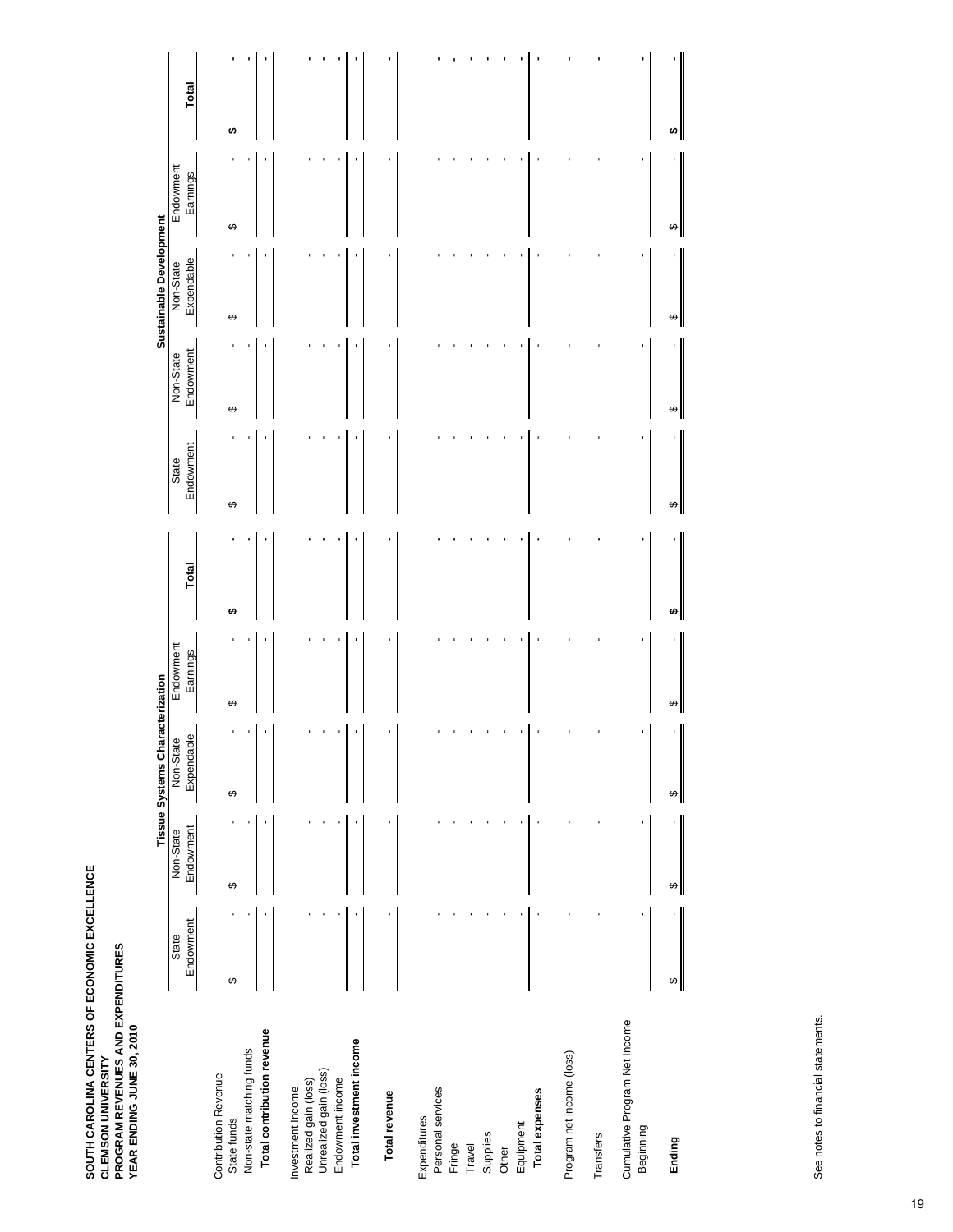**SOUTH CAROLINA CENTERS OF ECONOMIC EXCELLENCE**
**CLEMSON UNIVERSITY**
**PROGRAM REVENUES AND EXPENDITURES**
**YEAR ENDING JUNE 30, 2010**

| | Tissue Systems Characterization | | | | | Sustainable Development | | | | |
|---|---|---|---|---|---|---|---|---|---|---|
| | State Endowment | Non-State Endowment | Non-State Expendable | Endowment Earnings | **Total** | State Endowment | Non-State Endowment | Non-State Expendable | Endowment Earnings | **Total** |
| Contribution Revenue | | | | | | | | | | |
| State funds | $ - | $ - | $ - | $ - | $ - | $ - | $ - | $ - | $ - | $ - |
| Non-state matching funds | - | - | - | - | - | - | - | - | - | - |
| **Total contribution revenue** | - | - | - | - | - | - | - | - | - | - |
| Investment Income | | | | | | | | | | |
| Realized gain (loss) | - | - | - | - | - | - | - | - | - | - |
| Unrealized gain (loss) | - | - | - | - | - | - | - | - | - | - |
| Endowment income | - | - | - | - | - | - | - | - | - | - |
| **Total investment income** | - | - | - | - | - | - | - | - | - | - |
| **Total revenue** | - | - | - | - | - | - | - | - | - | - |
| Expenditures | | | | | | | | | | |
| Personal services | - | - | - | - | - | - | - | - | - | - |
| Fringe | - | - | - | - | - | - | - | - | - | - |
| Travel | - | - | - | - | - | - | - | - | - | - |
| Supplies | - | - | - | - | - | - | - | - | - | - |
| Other | - | - | - | - | - | - | - | - | - | - |
| Equipment | - | - | - | - | - | - | - | - | - | - |
| **Total expenses** | - | - | - | - | - | - | - | - | - | - |
| Program net income (loss) | - | - | - | - | - | - | - | - | - | - |
| Transfers | - | - | - | - | - | - | - | - | - | - |
| Cumulative Program Net Income | | | | | | | | | | |
| Beginning | - | - | - | - | - | - | - | - | - | - |
| **Ending** | $ - | $ - | $ - | $ - | $ - | $ - | $ - | $ - | $ - | $ - |

See notes to financial statements.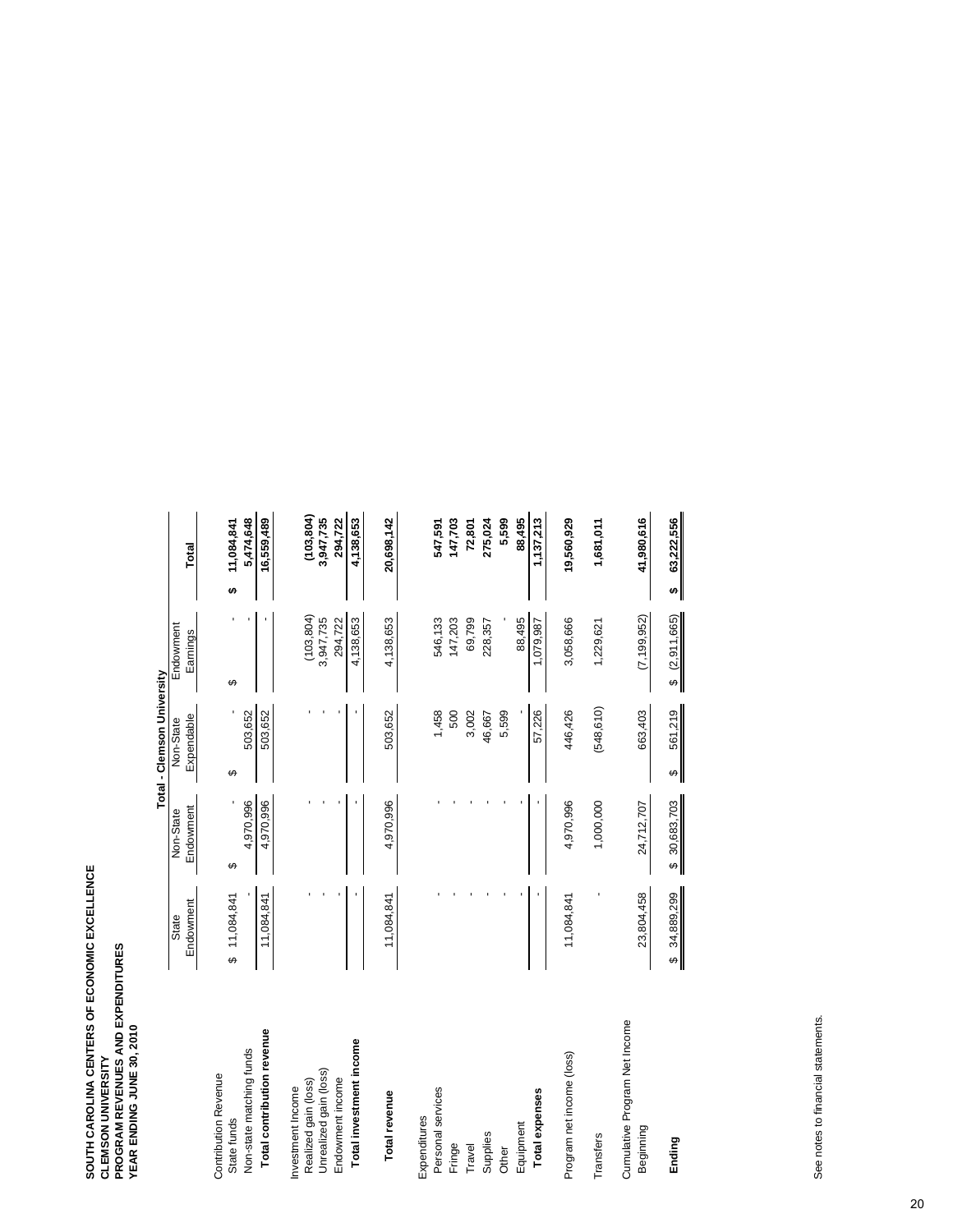**SOUTH CAROLINA CENTERS OF ECONOMIC EXCELLENCE**
**CLEMSON UNIVERSITY**
**PROGRAM REVENUES AND EXPENDITURES**
**YEAR ENDING JUNE 30, 2010**

| | Total - Clemson University | | | | |
|---|---|---|---|---|---|
| | State Endowment | Non-State Endowment | Non-State Expendable | Endowment Earnings | Total |
| Contribution Revenue | | | | | |
| State funds | $ 11,084,841 | $ - | $ - | $ - | **$ 11,084,841** |
| Non-state matching funds | - | 4,970,996 | 503,652 | - | **5,474,648** |
| **Total contribution revenue** | 11,084,841 | 4,970,996 | 503,652 | - | **16,559,489** |
| Investment Income | | | | | |
| Realized gain (loss) | - | - | - | (103,804) | **(103,804)** |
| Unrealized gain (loss) | - | - | - | 3,947,735 | **3,947,735** |
| Endowment income | - | - | - | 294,722 | **294,722** |
| **Total investment income** | - | - | - | 4,138,653 | **4,138,653** |
| **Total revenue** | 11,084,841 | 4,970,996 | 503,652 | 4,138,653 | **20,698,142** |
| Expenditures | | | | | |
| Personal services | - | - | 1,458 | 546,133 | **547,591** |
| Fringe | - | - | 500 | 147,203 | **147,703** |
| Travel | - | - | 3,002 | 69,799 | **72,801** |
| Supplies | - | - | 46,667 | 228,357 | **275,024** |
| Other | - | - | 5,599 | - | **5,599** |
| Equipment | - | - | - | 88,495 | **88,495** |
| **Total expenses** | - | - | 57,226 | 1,079,987 | **1,137,213** |
| Program net income (loss) | 11,084,841 | 4,970,996 | 446,426 | 3,058,666 | **19,560,929** |
| Transfers | - | 1,000,000 | (548,610) | 1,229,621 | **1,681,011** |
| Cumulative Program Net Income | | | | | |
| Beginning | 23,804,458 | 24,712,707 | 663,403 | (7,199,952) | **41,980,616** |
| **Ending** | $ 34,889,299 | $ 30,683,703 | $ 561,219 | $ (2,911,665) | **$ 63,222,556** |

See notes to financial statements.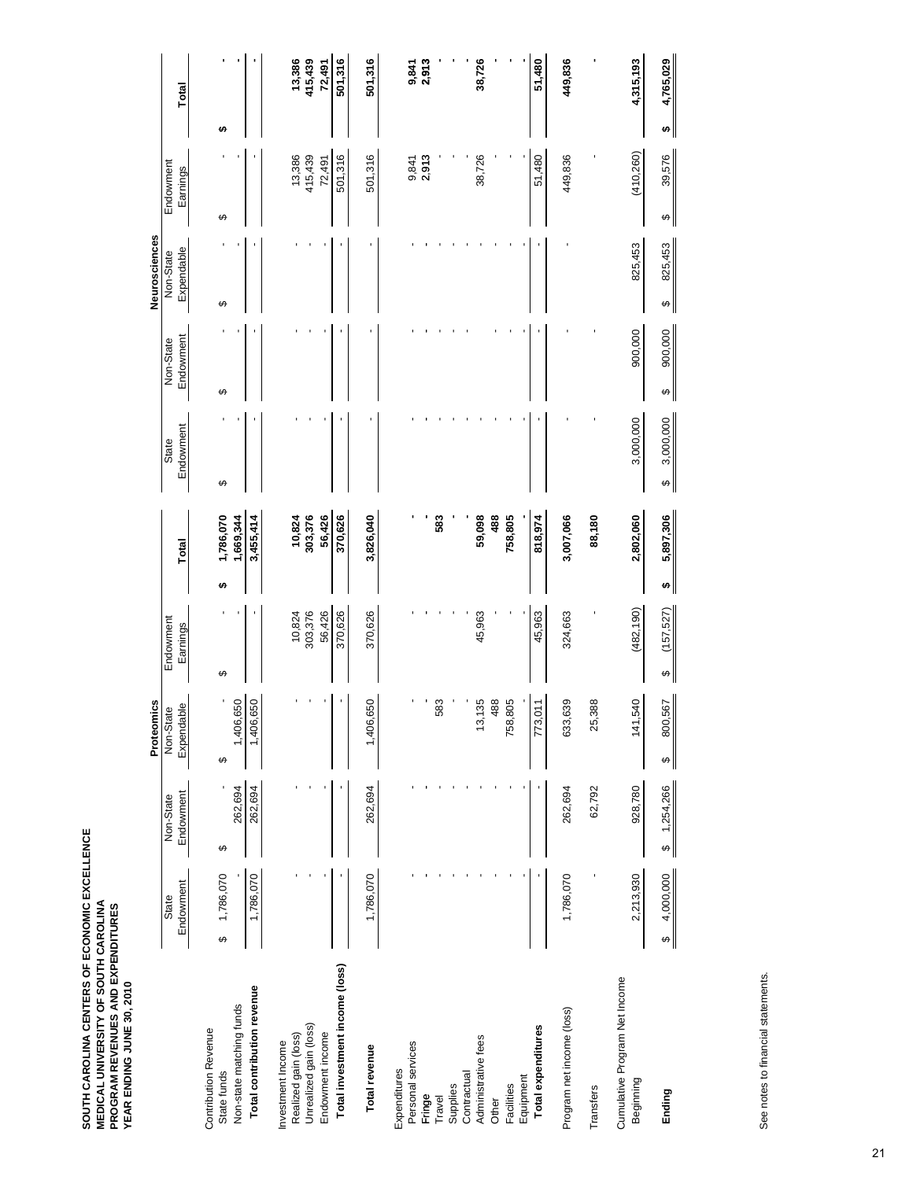**SOUTH CAROLINA CENTERS OF ECONOMIC EXCELLENCE**
**MEDICAL UNIVERSITY OF SOUTH CAROLINA**
**PROGRAM REVENUES AND EXPENDITURES**
**YEAR ENDING JUNE 30, 2010**

| | Proteomics | | | | | Neurosciences | | | | |
|---|---|---|---|---|---|---|---|---|---|---|
| | State Endowment | Non-State Endowment | Non-State Expendable | Endowment Earnings | Total | State Endowment | Non-State Endowment | Non-State Expendable | Endowment Earnings | Total |
| Contribution Revenue | | | | | | | | | | |
| State funds | $ 1,786,070 | $ - | $ - | $ - | $ 1,786,070 | $ - | $ - | $ - | $ - | $ - |
| Non-state matching funds | - | 262,694 | 1,406,650 | - | 1,669,344 | - | - | - | - | - |
| **Total contribution revenue** | 1,786,070 | 262,694 | 1,406,650 | - | 3,455,414 | - | - | - | - | - |
| Investment Income | | | | | | | | | | |
| Realized gain (loss) | - | - | - | 10,824 | 10,824 | - | - | - | 13,386 | 13,386 |
| Unrealized gain (loss) | - | - | - | 303,376 | 303,376 | - | - | - | 415,439 | 415,439 |
| Endowment income | - | - | - | 56,426 | 56,426 | - | - | - | 72,491 | 72,491 |
| **Total investment income (loss)** | - | - | - | 370,626 | 370,626 | - | - | - | 501,316 | 501,316 |
| **Total revenue** | 1,786,070 | 262,694 | 1,406,650 | 370,626 | 3,826,040 | - | - | - | 501,316 | 501,316 |
| Expenditures | | | | | | | | | | |
| Personal services | - | - | - | - | - | - | - | - | 9,841 | 9,841 |
| Fringe | - | - | - | - | - | - | - | - | 2,913 | 2,913 |
| Travel | - | - | 583 | - | 583 | - | - | - | - | - |
| Supplies | - | - | - | - | - | - | - | - | - | - |
| Contractual | - | - | - | - | - | - | - | - | - | - |
| Administrative fees | - | - | 13,135 | 45,963 | 59,098 | - | - | - | 38,726 | 38,726 |
| Other | - | - | 488 | - | 488 | - | - | - | - | - |
| Facilities | - | - | 758,805 | - | 758,805 | - | - | - | - | - |
| Equipment | - | - | - | - | - | - | - | - | - | - |
| **Total expenditures** | - | - | 773,011 | 45,963 | 818,974 | - | - | - | 51,480 | 51,480 |
| Program net income (loss) | 1,786,070 | 262,694 | 633,639 | 324,663 | 3,007,066 | - | - | - | 449,836 | 449,836 |
| Transfers | - | 62,792 | 25,388 | - | 88,180 | - | - | - | - | - |
| Cumulative Program Net Income | | | | | | | | | | |
| Beginning | 2,213,930 | 928,780 | 141,540 | (482,190) | 2,802,060 | 3,000,000 | 900,000 | 825,453 | (410,260) | 4,315,193 |
| **Ending** | $ 4,000,000 | $ 1,254,266 | $ 800,567 | $ (157,527) | $ 5,897,306 | $ 3,000,000 | $ 900,000 | $ 825,453 | $ 39,576 | $ 4,765,029 |

See notes to financial statements.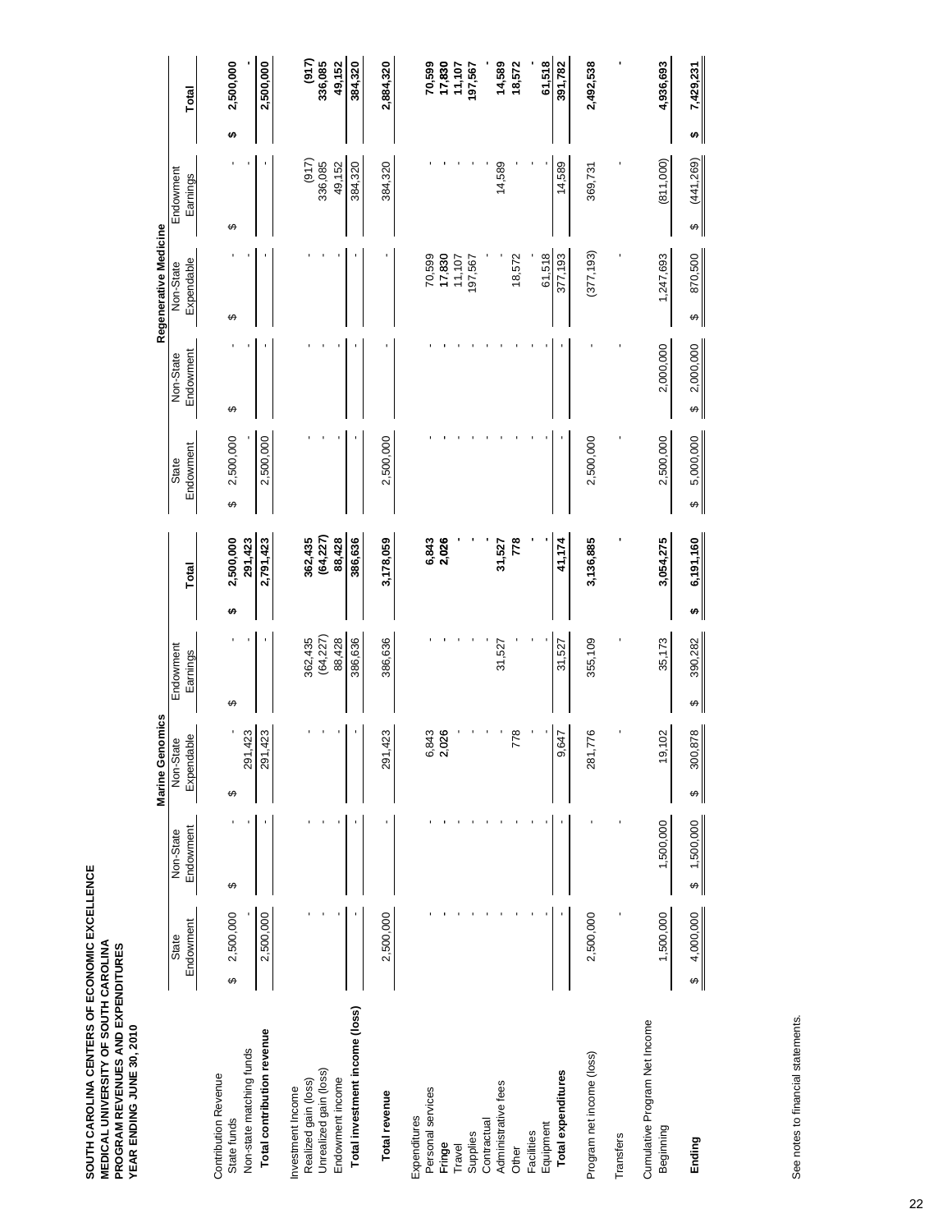**SOUTH CAROLINA CENTERS OF ECONOMIC EXCELLENCE**
**MEDICAL UNIVERSITY OF SOUTH CAROLINA**
**PROGRAM REVENUES AND EXPENDITURES**
**YEAR ENDING JUNE 30, 2010**

| | Marine Genomics | | | | | Regenerative Medicine | | | | |
|---|---|---|---|---|---|---|---|---|---|---|
| | State Endowment | Non-State Endowment | Non-State Expendable | Endowment Earnings | **Total** | State Endowment | Non-State Endowment | Non-State Expendable | Endowment Earnings | **Total** |
| Contribution Revenue | | | | | | | | | | |
| State funds | $ 2,500,000 | $ - | $ - | $ - | **$ 2,500,000** | $ 2,500,000 | $ - | $ - | $ - | **$ 2,500,000** |
| Non-state matching funds | - | - | 291,423 | - | **291,423** | - | - | - | - | **-** |
| **Total contribution revenue** | 2,500,000 | - | 291,423 | - | **2,791,423** | 2,500,000 | - | - | - | **2,500,000** |
| Investment Income | | | | | | | | | | |
| Realized gain (loss) | - | - | - | 362,435 | **362,435** | - | - | - | (917) | **(917)** |
| Unrealized gain (loss) | - | - | - | (64,227) | **(64,227)** | - | - | - | 336,085 | **336,085** |
| Endowment income | - | - | - | 88,428 | **88,428** | - | - | - | 49,152 | **49,152** |
| **Total investment income (loss)** | - | - | - | 386,636 | **386,636** | - | - | - | 384,320 | **384,320** |
| **Total revenue** | 2,500,000 | - | 291,423 | 386,636 | **3,178,059** | 2,500,000 | - | - | 384,320 | **2,884,320** |
| Expenditures | | | | | | | | | | |
| Personal services | - | - | 6,843 | - | **6,843** | - | - | 70,599 | - | **70,599** |
| Fringe | - | - | 2,026 | - | **2,026** | - | - | 17,830 | - | **17,830** |
| Travel | - | - | - | - | **-** | - | - | 11,107 | - | **11,107** |
| Supplies | - | - | - | - | **-** | - | - | 197,567 | - | **197,567** |
| Contractual | - | - | - | - | **-** | - | - | - | - | **-** |
| Administrative fees | - | - | - | 31,527 | **31,527** | - | - | - | 14,589 | **14,589** |
| Other | - | - | 778 | - | **778** | - | - | 18,572 | - | **18,572** |
| Facilities | - | - | - | - | **-** | - | - | - | - | **-** |
| Equipment | - | - | - | - | **-** | - | - | 61,518 | - | **61,518** |
| **Total expenditures** | - | - | 9,647 | 31,527 | **41,174** | - | - | 377,193 | 14,589 | **391,782** |
| Program net income (loss) | 2,500,000 | - | 281,776 | 355,109 | **3,136,885** | 2,500,000 | - | (377,193) | 369,731 | **2,492,538** |
| Transfers | - | - | - | - | **-** | - | - | - | - | **-** |
| Cumulative Program Net Income | | | | | | | | | | |
| Beginning | 1,500,000 | 1,500,000 | 19,102 | 35,173 | **3,054,275** | 2,500,000 | 2,000,000 | 1,247,693 | (811,000) | **4,936,693** |
| **Ending** | $ 4,000,000 | $ 1,500,000 | $ 300,878 | $ 390,282 | **$ 6,191,160** | $ 5,000,000 | $ 2,000,000 | $ 870,500 | $ (441,269) | **$ 7,429,231** |

See notes to financial statements.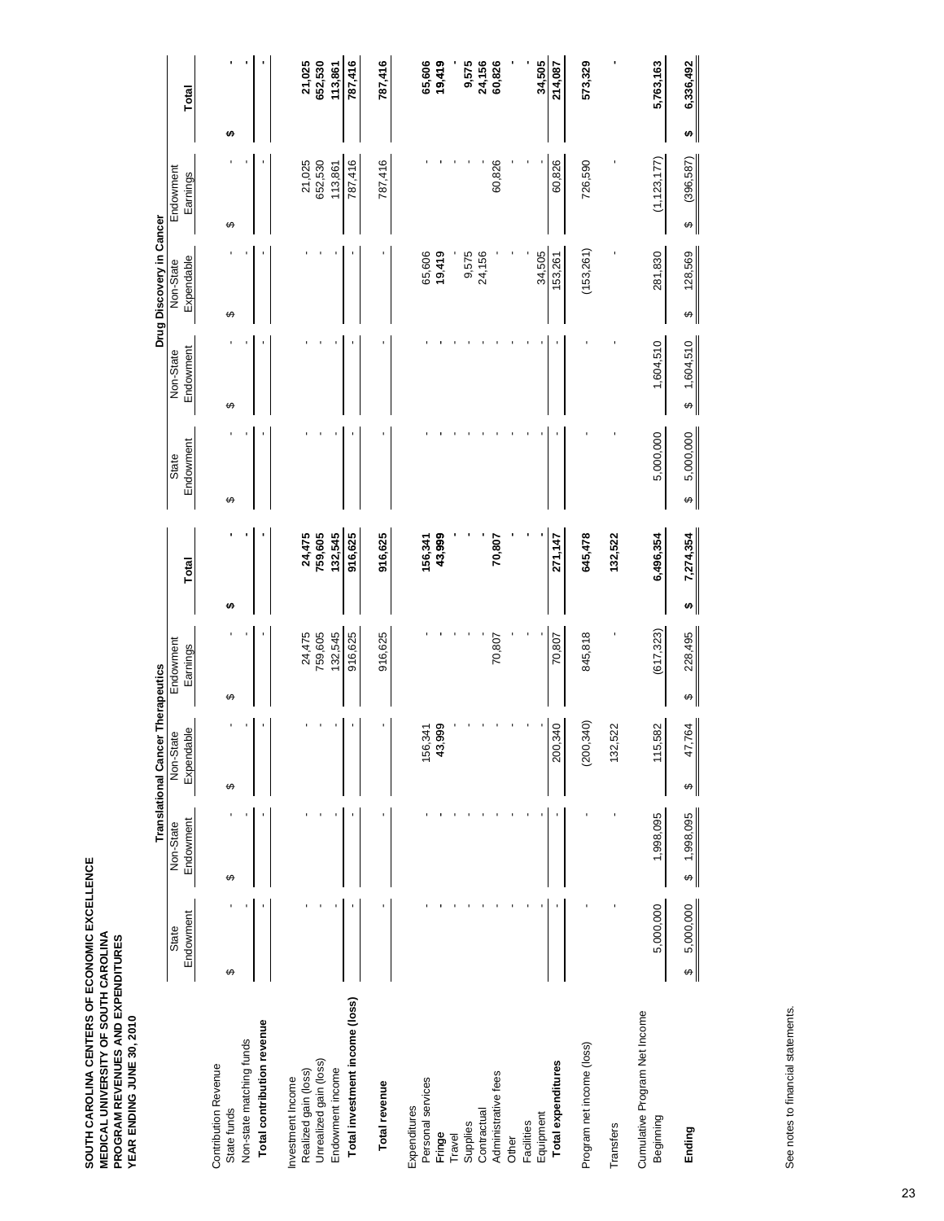**SOUTH CAROLINA CENTERS OF ECONOMIC EXCELLENCE**
**MEDICAL UNIVERSITY OF SOUTH CAROLINA**
**PROGRAM REVENUES AND EXPENDITURES**
**YEAR ENDING JUNE 30, 2010**

| | Translational Cancer Therapeutics | | | | | Drug Discovery in Cancer | | | | |
|---|---|---|---|---|---|---|---|---|---|---|
| | State Endowment | Non-State Endowment | Non-State Expendable | Endowment Earnings | **Total** | State Endowment | Non-State Endowment | Non-State Expendable | Endowment Earnings | **Total** |
| Contribution Revenue | | | | | | | | | | |
| State funds | $ - | $ - | $ - | $ - | **$ -** | $ - | $ - | $ - | $ - | **$ -** |
| Non-state matching funds | - | - | - | - | **-** | - | - | - | - | **-** |
| **Total contribution revenue** | - | - | - | - | **-** | - | - | - | - | **-** |
| Investment Income | | | | | | | | | | |
| Realized gain (loss) | - | - | - | 24,475 | **24,475** | - | - | - | 21,025 | **21,025** |
| Unrealized gain (loss) | - | - | - | 759,605 | **759,605** | - | - | - | 652,530 | **652,530** |
| Endowment income | - | - | - | 132,545 | **132,545** | - | - | - | 113,861 | **113,861** |
| **Total investment income (loss)** | - | - | - | 916,625 | **916,625** | - | - | - | 787,416 | **787,416** |
| **Total revenue** | - | - | - | 916,625 | **916,625** | - | - | - | 787,416 | **787,416** |
| Expenditures | | | | | | | | | | |
| Personal services | - | - | 156,341 | - | **156,341** | - | - | 65,606 | - | **65,606** |
| Fringe | - | - | 43,999 | - | **43,999** | - | - | 19,419 | - | **19,419** |
| Travel | - | - | - | - | **-** | - | - | - | - | **-** |
| Supplies | - | - | - | - | **-** | - | - | 9,575 | - | **9,575** |
| Contractual | - | - | - | - | **-** | - | - | 24,156 | - | **24,156** |
| Administrative fees | - | - | - | 70,807 | **70,807** | - | - | - | 60,826 | **60,826** |
| Other | - | - | - | - | **-** | - | - | - | - | **-** |
| Facilities | - | - | - | - | **-** | - | - | - | - | **-** |
| Equipment | - | - | - | - | **-** | - | - | 34,505 | - | **34,505** |
| **Total expenditures** | - | - | 200,340 | 70,807 | **271,147** | - | - | 153,261 | 60,826 | **214,087** |
| Program net income (loss) | - | - | (200,340) | 845,818 | **645,478** | - | - | (153,261) | 726,590 | **573,329** |
| Transfers | - | - | 132,522 | - | **132,522** | - | - | - | - | **-** |
| Cumulative Program Net Income | | | | | | | | | | |
| Beginning | 5,000,000 | 1,998,095 | 115,582 | (617,323) | **6,496,354** | 5,000,000 | 1,604,510 | 281,830 | (1,123,177) | **5,763,163** |
| **Ending** | $ 5,000,000 | $ 1,998,095 | $ 47,764 | $ 228,495 | **$ 7,274,354** | $ 5,000,000 | $ 1,604,510 | $ 128,569 | $ (396,587) | **$ 6,336,492** |

See notes to financial statements.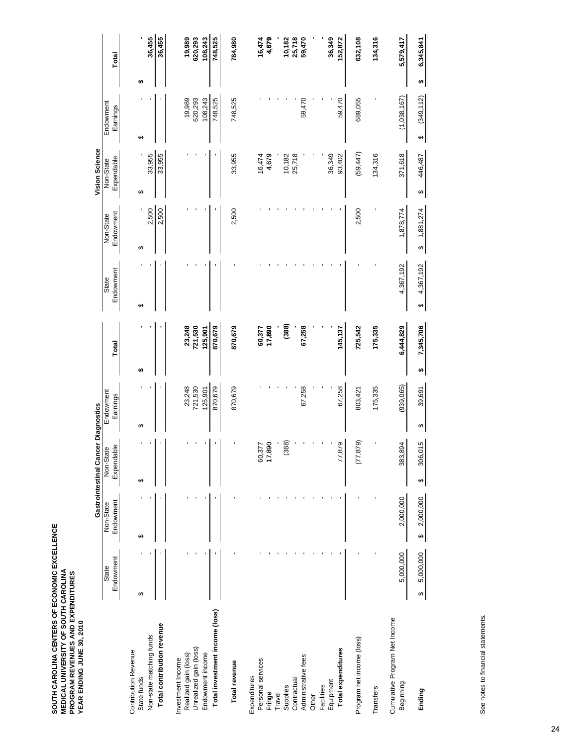**SOUTH CAROLINA CENTERS OF ECONOMIC EXCELLENCE**
**MEDICAL UNIVERSITY OF SOUTH CAROLINA**
**PROGRAM REVENUES AND EXPENDITURES**
**YEAR ENDING JUNE 30, 2010**

| | Gastrointestinal Cancer Diagnostics | | | | | Vision Science | | | | |
|---|---|---|---|---|---|---|---|---|---|---|
| | State Endowment | Non-State Endowment | Non-State Expendable | Endowment Earnings | **Total** | State Endowment | Non-State Endowment | Non-State Expendable | Endowment Earnings | **Total** |
| Contribution Revenue | | | | | | | | | | |
| State funds | $ - | $ - | $ - | $ - | **$ -** | $ - | $ - | $ - | $ - | **$ -** |
| Non-state matching funds | - | - | - | - | **-** | - | 2,500 | 33,955 | - | **36,455** |
| **Total contribution revenue** | - | - | - | - | **-** | - | 2,500 | 33,955 | - | **36,455** |
| Investment Income | | | | | | | | | | |
| Realized gain (loss) | - | - | - | 23,248 | **23,248** | - | - | - | 19,989 | **19,989** |
| Unrealized gain (loss) | - | - | - | 721,530 | **721,530** | - | - | - | 620,293 | **620,293** |
| Endowment income | - | - | - | 125,901 | **125,901** | - | - | - | 108,243 | **108,243** |
| **Total investment income (loss)** | - | - | - | 870,679 | **870,679** | - | - | - | 748,525 | **748,525** |
| **Total revenue** | - | - | - | 870,679 | **870,679** | - | 2,500 | 33,955 | 748,525 | **784,980** |
| Expenditures | | | | | | | | | | |
| Personal services | - | - | 60,377 | - | **60,377** | - | - | 16,474 | - | **16,474** |
| Fringe | - | - | 17,890 | - | **17,890** | - | - | 4,679 | - | **4,679** |
| Travel | - | - | - | - | **-** | - | - | - | - | **-** |
| Supplies | - | - | (388) | - | **(388)** | - | - | 10,182 | - | **10,182** |
| Contractual | - | - | - | - | **-** | - | - | 25,718 | - | **25,718** |
| Administrative fees | - | - | - | 67,258 | **67,258** | - | - | - | 59,470 | **59,470** |
| Other | - | - | - | - | **-** | - | - | - | - | **-** |
| Facilities | - | - | - | - | **-** | - | - | - | - | **-** |
| Equipment | - | - | - | - | **-** | - | - | 36,349 | - | **36,349** |
| **Total expenditures** | - | - | 77,879 | 67,258 | **145,137** | - | - | 93,402 | 59,470 | **152,872** |
| Program net income (loss) | - | - | (77,879) | 803,421 | **725,542** | - | 2,500 | (59,447) | 689,055 | **632,108** |
| Transfers | - | - | - | 175,335 | **175,335** | - | - | 134,316 | - | **134,316** |
| Cumulative Program Net Income | | | | | | | | | | |
| Beginning | 5,000,000 | 2,000,000 | 383,894 | (939,065) | **6,444,829** | 4,367,192 | 1,878,774 | 371,618 | (1,038,167) | **5,579,417** |
| **Ending** | $ 5,000,000 | $ 2,000,000 | $ 306,015 | $ 39,691 | **$ 7,345,706** | $ 4,367,192 | $ 1,881,274 | $ 446,487 | $ (349,112) | **$ 6,345,841** |

See notes to financial statements.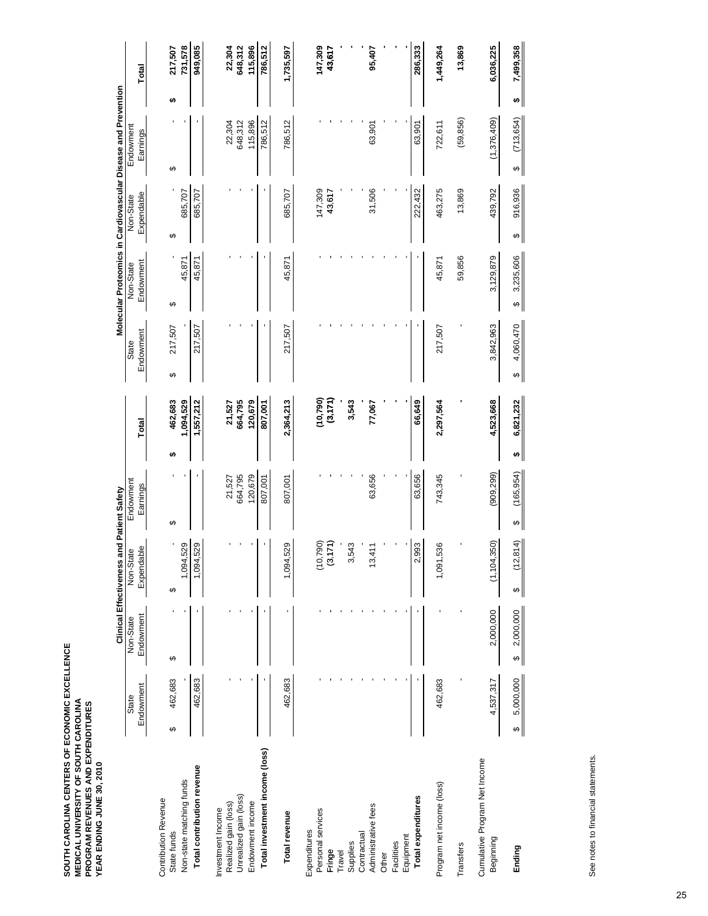**SOUTH CAROLINA CENTERS OF ECONOMIC EXCELLENCE**
**MEDICAL UNIVERSITY OF SOUTH CAROLINA**
**PROGRAM REVENUES AND EXPENDITURES**
**YEAR ENDING JUNE 30, 2010**

| | Clinical Effectiveness and Patient Safety | | | | | Molecular Proteomics in Cardiovascular Disease and Prevention | | | | |
|---|---|---|---|---|---|---|---|---|---|---|
| | State Endowment | Non-State Endowment | Non-State Expendable | Endowment Earnings | **Total** | State Endowment | Non-State Endowment | Non-State Expendable | Endowment Earnings | **Total** |
| Contribution Revenue | | | | | | | | | | |
| State funds | $ 462,683 | $ - | $ - | $ - | **$ 462,683** | $ 217,507 | $ - | $ - | $ - | **$ 217,507** |
| Non-state matching funds | - | - | 1,094,529 | - | **1,094,529** | - | 45,871 | 685,707 | - | **731,578** |
| **Total contribution revenue** | 462,683 | - | 1,094,529 | - | **1,557,212** | 217,507 | 45,871 | 685,707 | - | **949,085** |
| Investment Income | | | | | | | | | | |
| Realized gain (loss) | - | - | - | 21,527 | **21,527** | - | - | - | 22,304 | **22,304** |
| Unrealized gain (loss) | - | - | - | 664,795 | **664,795** | - | - | - | 648,312 | **648,312** |
| Endowment income | - | - | - | 120,679 | **120,679** | - | - | - | 115,896 | **115,896** |
| **Total investment income (loss)** | - | - | - | 807,001 | **807,001** | - | - | - | 786,512 | **786,512** |
| **Total revenue** | 462,683 | - | 1,094,529 | 807,001 | **2,364,213** | 217,507 | 45,871 | 685,707 | 786,512 | **1,735,597** |
| Expenditures | | | | | | | | | | |
| Personal services | - | - | (10,790) | - | **(10,790)** | - | - | 147,309 | - | **147,309** |
| Fringe | - | - | (3,171) | - | **(3,171)** | - | - | 43,617 | - | **43,617** |
| Travel | - | - | - | - | **-** | - | - | - | - | **-** |
| Supplies | - | - | 3,543 | - | **3,543** | - | - | - | - | **-** |
| Contractual | - | - | - | - | **-** | - | - | - | - | **-** |
| Administrative fees | - | - | 13,411 | 63,656 | **77,067** | - | - | 31,506 | 63,901 | **95,407** |
| Other | - | - | - | - | **-** | - | - | - | - | **-** |
| Facilities | - | - | - | - | **-** | - | - | - | - | **-** |
| Equipment | - | - | - | - | **-** | - | - | - | - | **-** |
| **Total expenditures** | - | - | 2,993 | 63,656 | **66,649** | - | - | 222,432 | 63,901 | **286,333** |
| Program net income (loss) | 462,683 | - | 1,091,536 | 743,345 | **2,297,564** | 217,507 | 45,871 | 463,275 | 722,611 | **1,449,264** |
| Transfers | - | - | - | - | **-** | - | 59,856 | 13,869 | (59,856) | **13,869** |
| Cumulative Program Net Income | | | | | | | | | | |
| Beginning | 4,537,317 | 2,000,000 | (1,104,350) | (909,299) | **4,523,668** | 3,842,963 | 3,129,879 | 439,792 | (1,376,409) | **6,036,225** |
| **Ending** | $ 5,000,000 | $ 2,000,000 | $ (12,814) | $ (165,954) | **$ 6,821,232** | $ 4,060,470 | $ 3,235,606 | $ 916,936 | $ (713,654) | **$ 7,499,358** |

See notes to financial statements.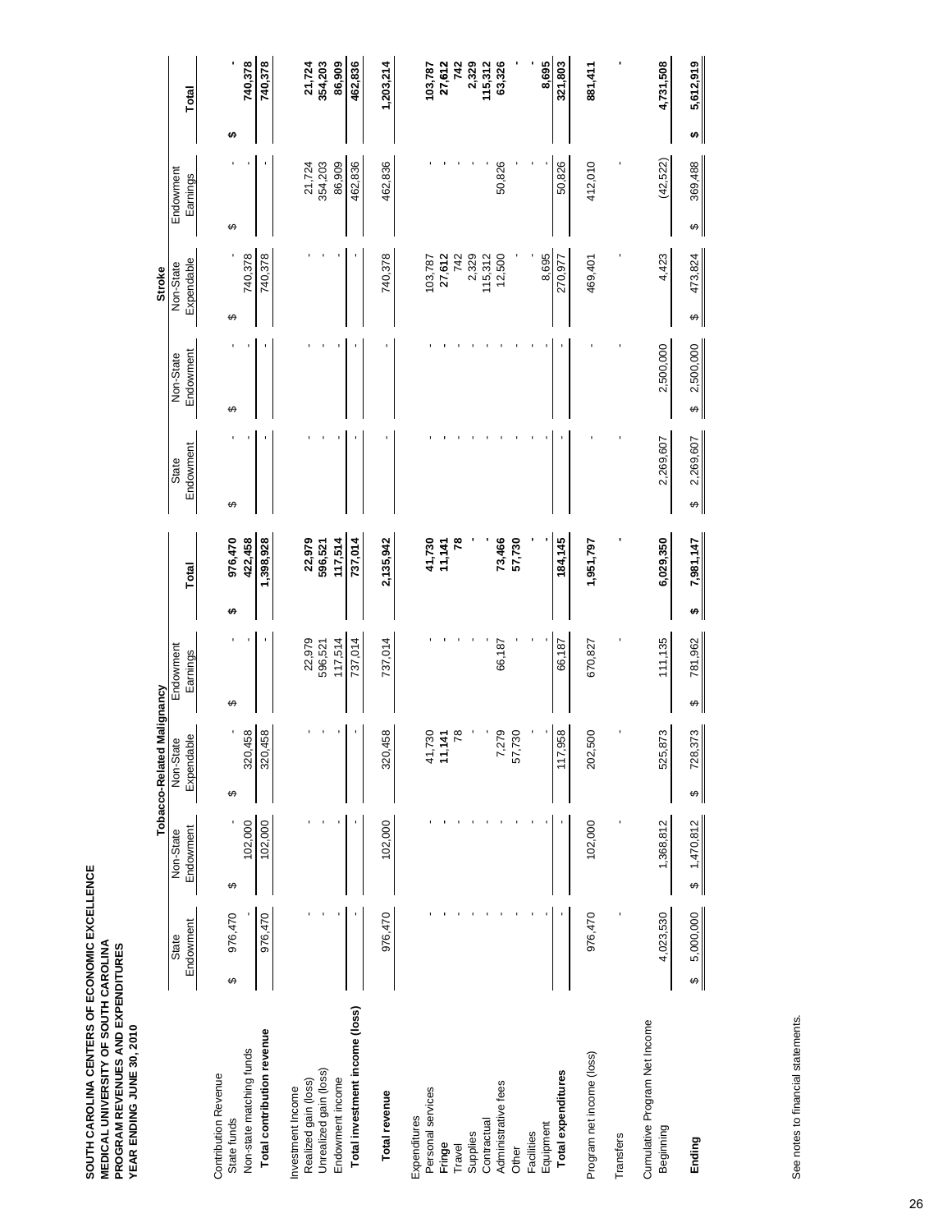**SOUTH CAROLINA CENTERS OF ECONOMIC EXCELLENCE**
**MEDICAL UNIVERSITY OF SOUTH CAROLINA**
**PROGRAM REVENUES AND EXPENDITURES**
**YEAR ENDING JUNE 30, 2010**

| | Tobacco-Related Malignancy | | | | Stroke | | | | |
|---|---|---|---|---|---|---|---|---|---|
| | State Endowment | Non-State Endowment | Non-State Expendable | Endowment Earnings | **Total** | State Endowment | Non-State Endowment | Non-State Expendable | Endowment Earnings | **Total** |
| Contribution Revenue | | | | | | | | | | |
| State funds | $ 976,470 | $ - | $ - | $ - | **$ 976,470** | $ - | $ - | $ - | $ - | **$ -** |
| Non-state matching funds | - | 102,000 | 320,458 | - | **422,458** | - | - | 740,378 | - | **740,378** |
| **Total contribution revenue** | 976,470 | 102,000 | 320,458 | - | **1,398,928** | - | - | 740,378 | - | **740,378** |
| Investment Income | | | | | | | | | | |
| Realized gain (loss) | - | - | - | 22,979 | **22,979** | - | - | - | 21,724 | **21,724** |
| Unrealized gain (loss) | - | - | - | 596,521 | **596,521** | - | - | - | 354,203 | **354,203** |
| Endowment income | - | - | - | 117,514 | **117,514** | - | - | - | 86,909 | **86,909** |
| **Total investment income (loss)** | - | - | - | 737,014 | **737,014** | - | - | - | 462,836 | **462,836** |
| **Total revenue** | 976,470 | 102,000 | 320,458 | 737,014 | **2,135,942** | - | - | 740,378 | 462,836 | **1,203,214** |
| Expenditures | | | | | | | | | | |
| Personal services | - | - | 41,730 | - | **41,730** | - | - | 103,787 | - | **103,787** |
| Fringe | - | - | 11,141 | - | **11,141** | - | - | 27,612 | - | **27,612** |
| Travel | - | - | 78 | - | **78** | - | - | 742 | - | **742** |
| Supplies | - | - | - | - | **-** | - | - | 2,329 | - | **2,329** |
| Contractual | - | - | - | - | **-** | - | - | 115,312 | - | **115,312** |
| Administrative fees | - | - | 7,279 | 66,187 | **73,466** | - | - | 12,500 | 50,826 | **63,326** |
| Other | - | - | 57,730 | - | **57,730** | - | - | - | - | **-** |
| Facilities | - | - | - | - | **-** | - | - | - | - | **-** |
| Equipment | - | - | - | - | **-** | - | - | 8,695 | - | **8,695** |
| **Total expenditures** | - | - | 117,958 | 66,187 | **184,145** | - | - | 270,977 | 50,826 | **321,803** |
| Program net income (loss) | 976,470 | 102,000 | 202,500 | 670,827 | **1,951,797** | - | - | 469,401 | 412,010 | **881,411** |
| Transfers | - | - | - | - | **-** | - | - | - | - | **-** |
| Cumulative Program Net Income | | | | | | | | | | |
| Beginning | 4,023,530 | 1,368,812 | 525,873 | 111,135 | **6,029,350** | 2,269,607 | 2,500,000 | 4,423 | (42,522) | **4,731,508** |
| **Ending** | $ 5,000,000 | $ 1,470,812 | $ 728,373 | $ 781,962 | **$ 7,981,147** | $ 2,269,607 | $ 2,500,000 | $ 473,824 | $ 369,488 | **$ 5,612,919** |

See notes to financial statements.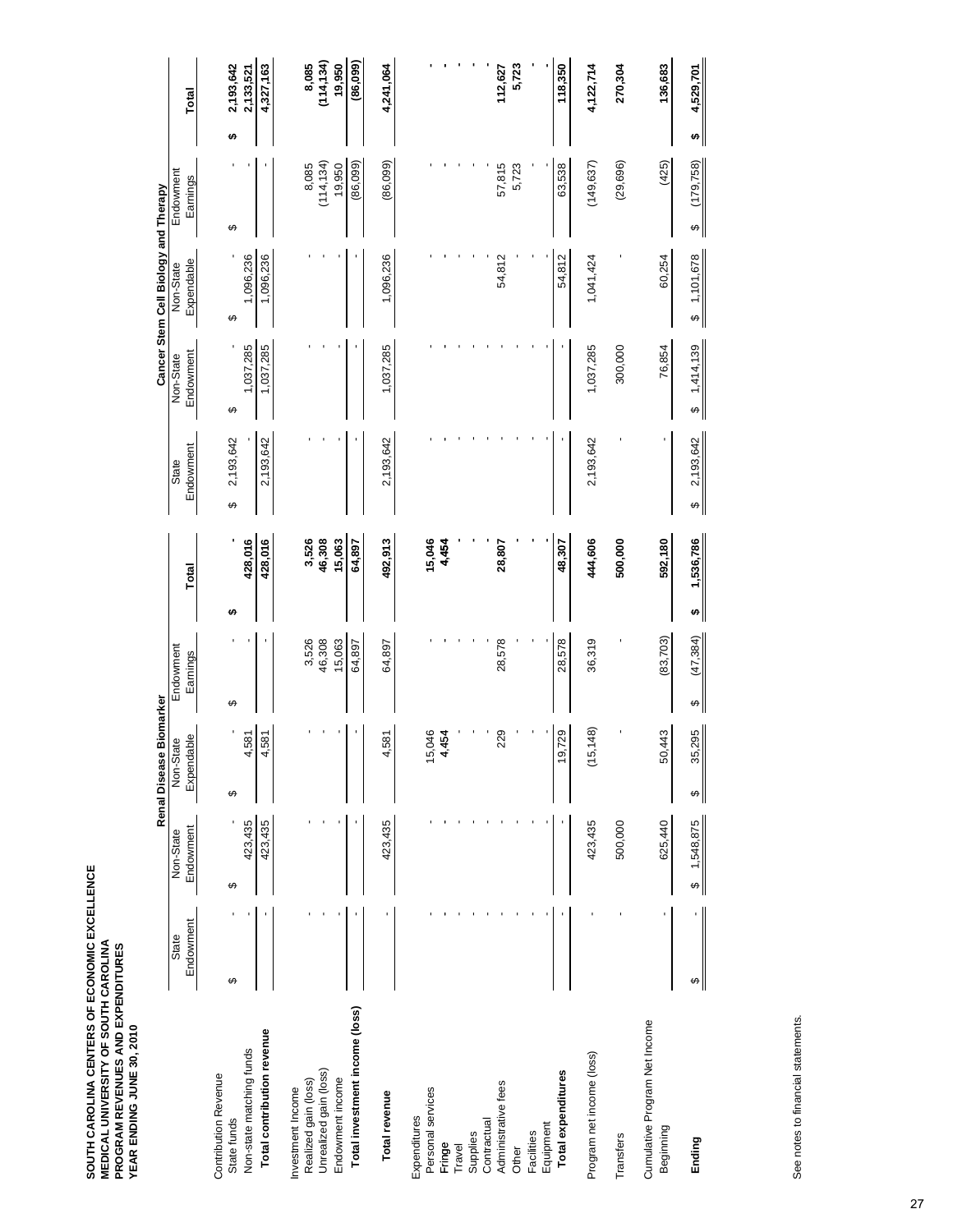**SOUTH CAROLINA CENTERS OF ECONOMIC EXCELLENCE**
**MEDICAL UNIVERSITY OF SOUTH CAROLINA**
**PROGRAM REVENUES AND EXPENDITURES**
**YEAR ENDING JUNE 30, 2010**

| | Renal Disease Biomarker | | | | | Cancer Stem Cell Biology and Therapy | | | | |
|---|---|---|---|---|---|---|---|---|---|---|
| | State Endowment | Non-State Endowment | Non-State Expendable | Endowment Earnings | **Total** | State Endowment | Non-State Endowment | Non-State Expendable | Endowment Earnings | **Total** |
| Contribution Revenue | | | | | | | | | | |
| State funds | $ - | $ - | $ - | $ - | **$ -** | $ 2,193,642 | $ - | $ - | $ - | **$ 2,193,642** |
| Non-state matching funds | - | 423,435 | 4,581 | - | **428,016** | - | 1,037,285 | 1,096,236 | - | **2,133,521** |
| **Total contribution revenue** | - | 423,435 | 4,581 | - | **428,016** | 2,193,642 | 1,037,285 | 1,096,236 | - | **4,327,163** |
| Investment Income | | | | | | | | | | |
| Realized gain (loss) | - | - | - | 3,526 | **3,526** | - | - | - | 8,085 | **8,085** |
| Unrealized gain (loss) | - | - | - | 46,308 | **46,308** | - | - | - | (114,134) | **(114,134)** |
| Endowment income | - | - | - | 15,063 | **15,063** | - | - | - | 19,950 | **19,950** |
| **Total investment income (loss)** | - | - | - | 64,897 | **64,897** | - | - | - | (86,099) | **(86,099)** |
| **Total revenue** | - | 423,435 | 4,581 | 64,897 | **492,913** | 2,193,642 | 1,037,285 | 1,096,236 | (86,099) | **4,241,064** |
| Expenditures | | | | | | | | | | |
| Personal services | - | - | 15,046 | - | **15,046** | - | - | - | - | **-** |
| Fringe | - | - | 4,454 | - | **4,454** | - | - | - | - | **-** |
| Travel | - | - | - | - | **-** | - | - | - | - | **-** |
| Supplies | - | - | - | - | **-** | - | - | - | - | **-** |
| Contractual | - | - | - | - | **-** | - | - | - | - | **-** |
| Administrative fees | - | - | 229 | 28,578 | **28,807** | - | - | 54,812 | 57,815 | **112,627** |
| Other | - | - | - | - | **-** | - | - | - | 5,723 | **5,723** |
| Facilities | - | - | - | - | **-** | - | - | - | - | **-** |
| Equipment | - | - | - | - | **-** | - | - | - | - | **-** |
| **Total expenditures** | - | - | 19,729 | 28,578 | **48,307** | - | - | 54,812 | 63,538 | **118,350** |
| Program net income (loss) | - | 423,435 | (15,148) | 36,319 | **444,606** | 2,193,642 | 1,037,285 | 1,041,424 | (149,637) | **4,122,714** |
| Transfers | - | 500,000 | - | - | **500,000** | - | 300,000 | - | (29,696) | **270,304** |
| Cumulative Program Net Income | | | | | | | | | | |
| Beginning | - | 625,440 | 50,443 | (83,703) | **592,180** | - | 76,854 | 60,254 | (425) | **136,683** |
| **Ending** | $ - | $ 1,548,875 | $ 35,295 | $ (47,384) | **$ 1,536,786** | $ 2,193,642 | $ 1,414,139 | $ 1,101,678 | $ (179,758) | **$ 4,529,701** |

See notes to financial statements.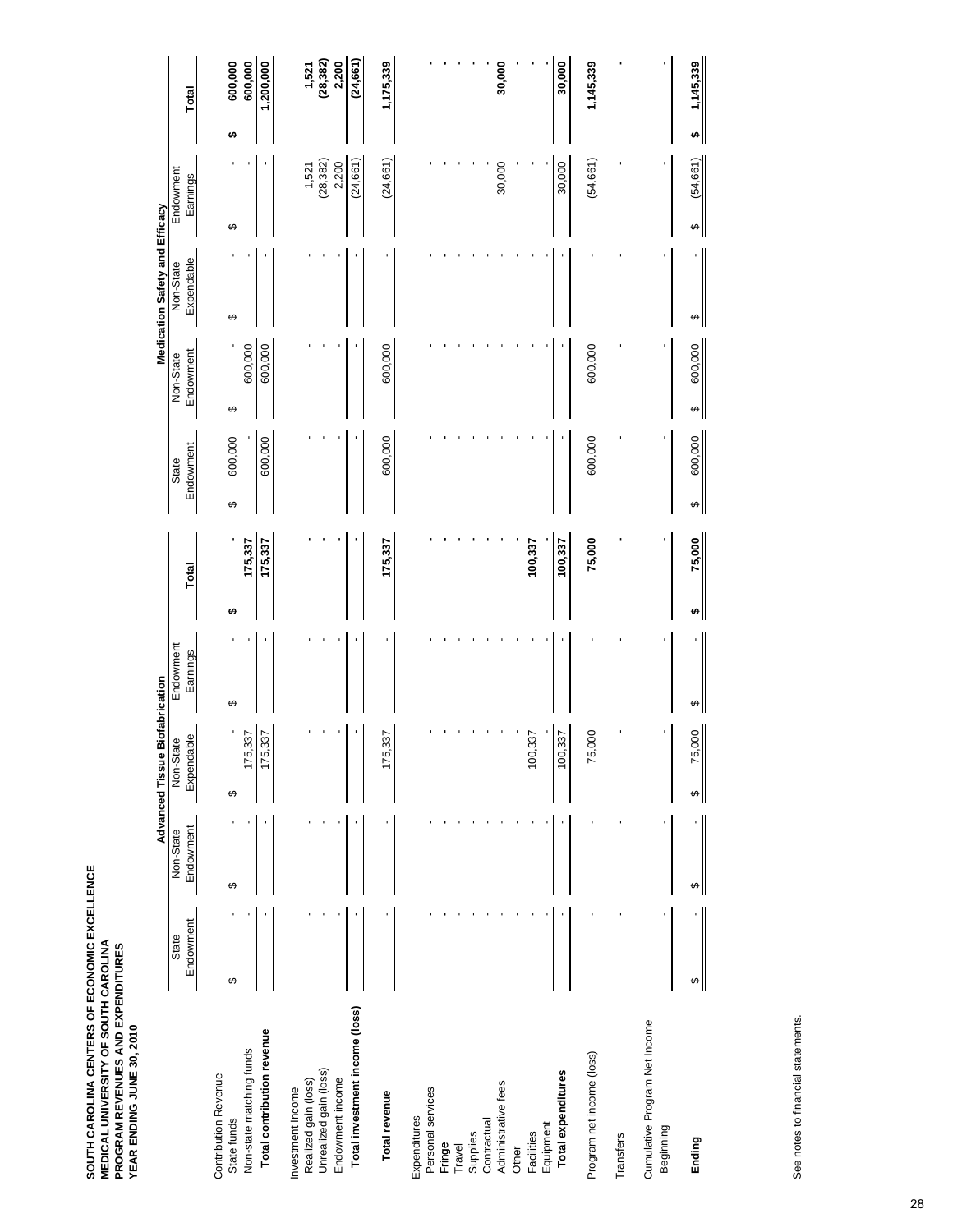**SOUTH CAROLINA CENTERS OF ECONOMIC EXCELLENCE**
**MEDICAL UNIVERSITY OF SOUTH CAROLINA**
**PROGRAM REVENUES AND EXPENDITURES**
**YEAR ENDING JUNE 30, 2010**

| | Advanced Tissue Biofabrication | | | | | Medication Safety and Efficacy | | | | |
|---|---|---|---|---|---|---|---|---|---|---|
| | State Endowment | Non-State Endowment | Non-State Expendable | Endowment Earnings | **Total** | State Endowment | Non-State Endowment | Non-State Expendable | Endowment Earnings | **Total** |
| Contribution Revenue | | | | | | | | | | |
| State funds | $ - | $ - | $ - | $ - | **$ -** | $ 600,000 | $ - | $ - | $ - | **$ 600,000** |
| Non-state matching funds | - | - | 175,337 | - | **175,337** | - | 600,000 | - | - | **600,000** |
| **Total contribution revenue** | - | - | 175,337 | - | **175,337** | 600,000 | 600,000 | - | - | **1,200,000** |
| Investment Income | | | | | | | | | | |
| Realized gain (loss) | - | - | - | - | **-** | - | - | - | 1,521 | **1,521** |
| Unrealized gain (loss) | - | - | - | - | **-** | - | - | - | (28,382) | **(28,382)** |
| Endowment income | - | - | - | - | **-** | - | - | - | 2,200 | **2,200** |
| **Total investment income (loss)** | - | - | - | - | **-** | - | - | - | (24,661) | **(24,661)** |
| **Total revenue** | - | - | 175,337 | - | **175,337** | 600,000 | 600,000 | - | (24,661) | **1,175,339** |
| Expenditures | | | | | | | | | | |
| Personal services | - | - | - | - | **-** | - | - | - | - | **-** |
| Fringe | - | - | - | - | **-** | - | - | - | - | **-** |
| Travel | - | - | - | - | **-** | - | - | - | - | **-** |
| Supplies | - | - | - | - | **-** | - | - | - | - | **-** |
| Contractual | - | - | - | - | **-** | - | - | - | - | **-** |
| Administrative fees | - | - | - | - | **-** | - | - | - | 30,000 | **30,000** |
| Other | - | - | - | - | **-** | - | - | - | - | **-** |
| Facilities | - | - | 100,337 | - | **100,337** | - | - | - | - | **-** |
| Equipment | - | - | - | - | **-** | - | - | - | - | **-** |
| **Total expenditures** | - | - | 100,337 | - | **100,337** | - | - | - | 30,000 | **30,000** |
| Program net income (loss) | - | - | 75,000 | - | **75,000** | 600,000 | 600,000 | - | (54,661) | **1,145,339** |
| Transfers | - | - | - | - | **-** | - | - | - | - | **-** |
| Cumulative Program Net Income | | | | | | | | | | |
| Beginning | - | - | - | - | **-** | - | - | - | - | **-** |
| **Ending** | $ - | $ - | $ 75,000 | $ - | **$ 75,000** | $ 600,000 | $ 600,000 | $ - | $ (54,661) | **$ 1,145,339** |

See notes to financial statements.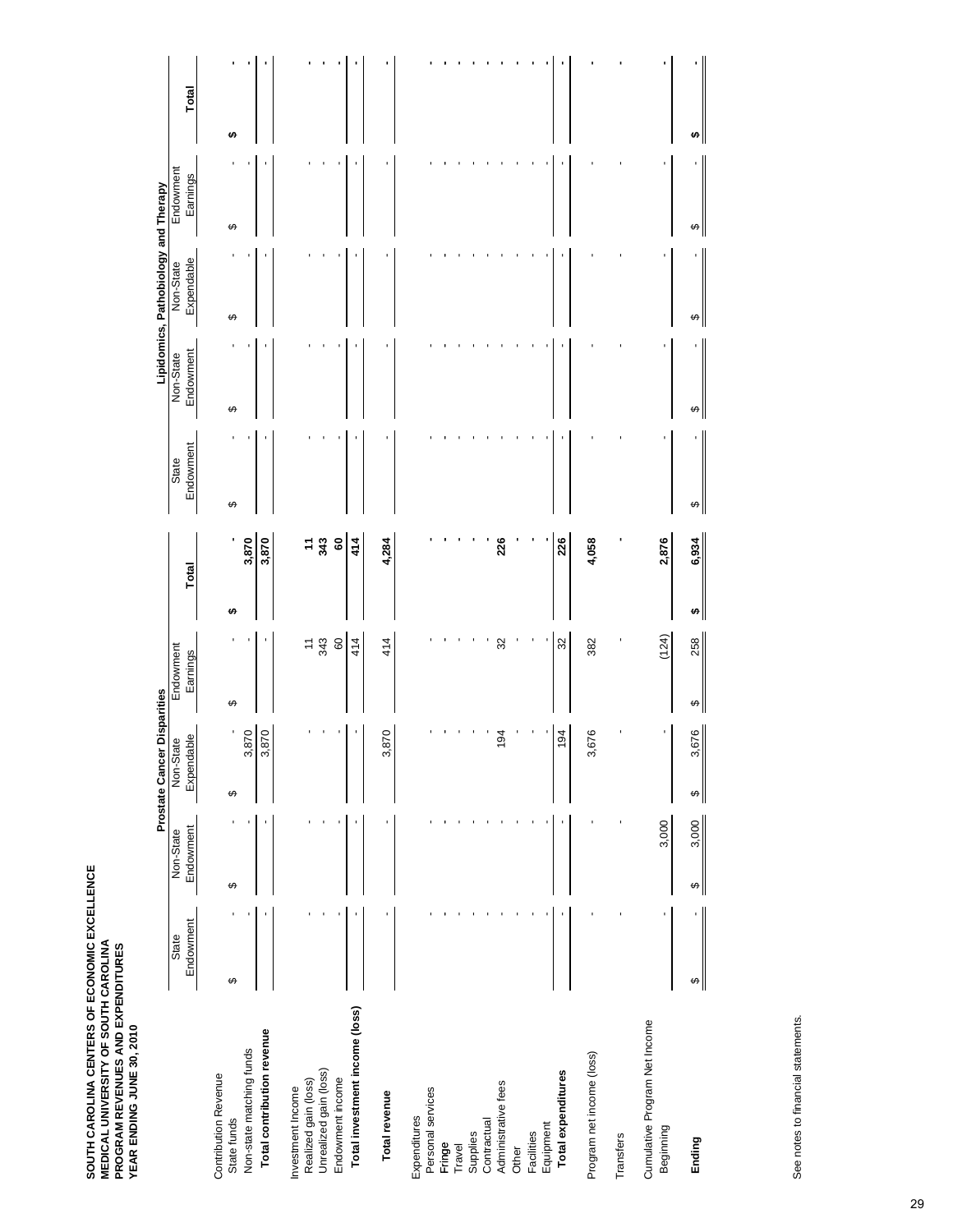**SOUTH CAROLINA CENTERS OF ECONOMIC EXCELLENCE**
**MEDICAL UNIVERSITY OF SOUTH CAROLINA**
**PROGRAM REVENUES AND EXPENDITURES**
**YEAR ENDING JUNE 30, 2010**

| | Prostate Cancer Disparities | | | | | Lipidomics, Pathobiology and Therapy | | | | |
|---|---|---|---|---|---|---|---|---|---|---|
| | State Endowment | Non-State Endowment | Non-State Expendable | Endowment Earnings | Total | State Endowment | Non-State Endowment | Non-State Expendable | Endowment Earnings | Total |
| Contribution Revenue | | | | | | | | | | |
| State funds | $ - | $ - | $ - | $ - | $ - | $ - | $ - | $ - | $ - | $ - |
| Non-state matching funds | - | - | 3,870 | - | 3,870 | - | - | - | - | - |
| **Total contribution revenue** | - | - | 3,870 | - | **3,870** | - | - | - | - | - |
| Investment Income | | | | | | | | | | |
| Realized gain (loss) | - | - | - | 11 | **11** | - | - | - | - | - |
| Unrealized gain (loss) | - | - | - | 343 | **343** | - | - | - | - | - |
| Endowment income | - | - | - | 60 | **60** | - | - | - | - | - |
| **Total investment income (loss)** | - | - | - | 414 | **414** | - | - | - | - | - |
| **Total revenue** | - | - | 3,870 | 414 | **4,284** | - | - | - | - | - |
| Expenditures | | | | | | | | | | |
| Personal services | - | - | - | - | **-** | - | - | - | - | - |
| Fringe | - | - | - | - | **-** | - | - | - | - | - |
| Travel | - | - | - | - | **-** | - | - | - | - | - |
| Supplies | - | - | - | - | **-** | - | - | - | - | - |
| Contractual | - | - | - | - | **-** | - | - | - | - | - |
| Administrative fees | - | - | 194 | 32 | **226** | - | - | - | - | - |
| Other | - | - | - | - | **-** | - | - | - | - | - |
| Facilities | - | - | - | - | **-** | - | - | - | - | - |
| Equipment | - | - | - | - | **-** | - | - | - | - | - |
| **Total expenditures** | - | - | 194 | 32 | **226** | - | - | - | - | - |
| Program net income (loss) | - | - | 3,676 | 382 | **4,058** | - | - | - | - | - |
| Transfers | - | - | - | - | **-** | - | - | - | - | - |
| Cumulative Program Net Income | | | | | | | | | | |
| Beginning | - | 3,000 | - | (124) | **2,876** | - | - | - | - | - |
| **Ending** | $ - | $ 3,000 | $ 3,676 | $ 258 | **$ 6,934** | $ - | $ - | $ - | $ - | $ - |

See notes to financial statements.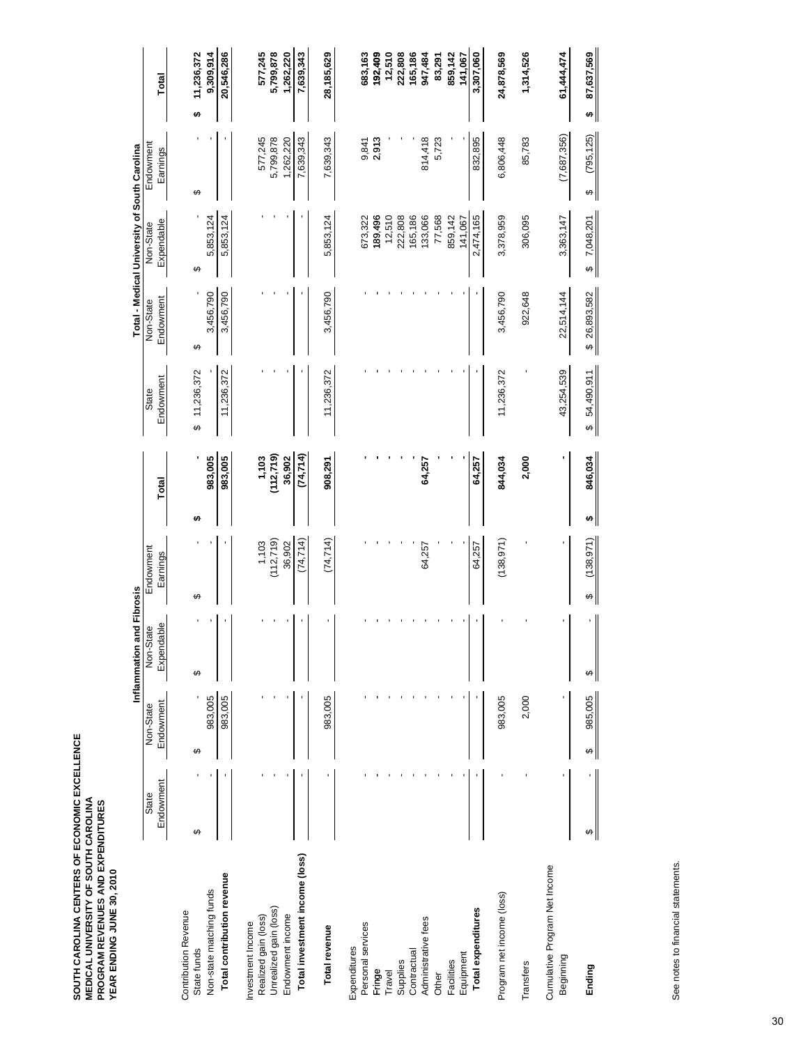**SOUTH CAROLINA CENTERS OF ECONOMIC EXCELLENCE**
**MEDICAL UNIVERSITY OF SOUTH CAROLINA**
**PROGRAM REVENUES AND EXPENDITURES**
**YEAR ENDING JUNE 30, 2010**

| | Inflammation and Fibrosis | | | | | Total - Medical University of South Carolina | | | | |
|---|---|---|---|---|---|---|---|---|---|---|
| | State Endowment | Non-State Endowment | Non-State Expendable | Endowment Earnings | Total | State Endowment | Non-State Endowment | Non-State Expendable | Endowment Earnings | Total |
| Contribution Revenue | | | | | | | | | | |
| State funds | $ - | $ - | $ - | $ - | $ - | $ 11,236,372 | $ - | $ - | $ - | $ 11,236,372 |
| Non-state matching funds | - | 983,005 | - | - | 983,005 | - | 3,456,790 | 5,853,124 | - | 9,309,914 |
| **Total contribution revenue** | - | 983,005 | - | - | **983,005** | 11,236,372 | 3,456,790 | 5,853,124 | - | **20,546,286** |
| Investment Income | | | | | | | | | | |
| Realized gain (loss) | - | - | - | 1,103 | **1,103** | - | - | - | 577,245 | **577,245** |
| Unrealized gain (loss) | - | - | - | (112,719) | **(112,719)** | - | - | - | 5,799,878 | **5,799,878** |
| Endowment income | - | - | - | 36,902 | **36,902** | - | - | - | 1,262,220 | **1,262,220** |
| **Total investment income (loss)** | - | - | - | (74,714) | **(74,714)** | - | - | - | 7,639,343 | **7,639,343** |
| **Total revenue** | - | 983,005 | - | (74,714) | **908,291** | 11,236,372 | 3,456,790 | 5,853,124 | 7,639,343 | **28,185,629** |
| Expenditures | | | | | | | | | | |
| Personal services | - | - | - | - | - | - | - | 673,322 | 9,841 | **683,163** |
| Fringe | - | - | - | - | - | - | - | 189,496 | 2,913 | **192,409** |
| Travel | - | - | - | - | - | - | - | 12,510 | - | **12,510** |
| Supplies | - | - | - | - | - | - | - | 222,808 | - | **222,808** |
| Contractual | - | - | - | - | - | - | - | 165,186 | - | **165,186** |
| Administrative fees | - | - | - | 64,257 | **64,257** | - | - | 133,066 | 814,418 | **947,484** |
| Other | - | - | - | - | - | - | - | 77,568 | 5,723 | **83,291** |
| Facilities | - | - | - | - | - | - | - | 859,142 | - | **859,142** |
| Equipment | - | - | - | - | - | - | - | 141,067 | - | **141,067** |
| **Total expenditures** | - | - | - | 64,257 | **64,257** | - | - | 2,474,165 | 832,895 | **3,307,060** |
| Program net income (loss) | - | 983,005 | - | (138,971) | **844,034** | 11,236,372 | 3,456,790 | 3,378,959 | 6,806,448 | **24,878,569** |
| Transfers | - | 2,000 | - | - | **2,000** | - | 922,648 | 306,095 | 85,783 | **1,314,526** |
| Cumulative Program Net Income | | | | | | | | | | |
| Beginning | - | - | - | - | - | 43,254,539 | 22,514,144 | 3,363,147 | (7,687,356) | **61,444,474** |
| **Ending** | $ - | $ 985,005 | $ - | $ (138,971) | **$ 846,034** | $ 54,490,911 | $ 26,893,582 | $ 7,048,201 | $ (795,125) | **$ 87,637,569** |

See notes to financial statements.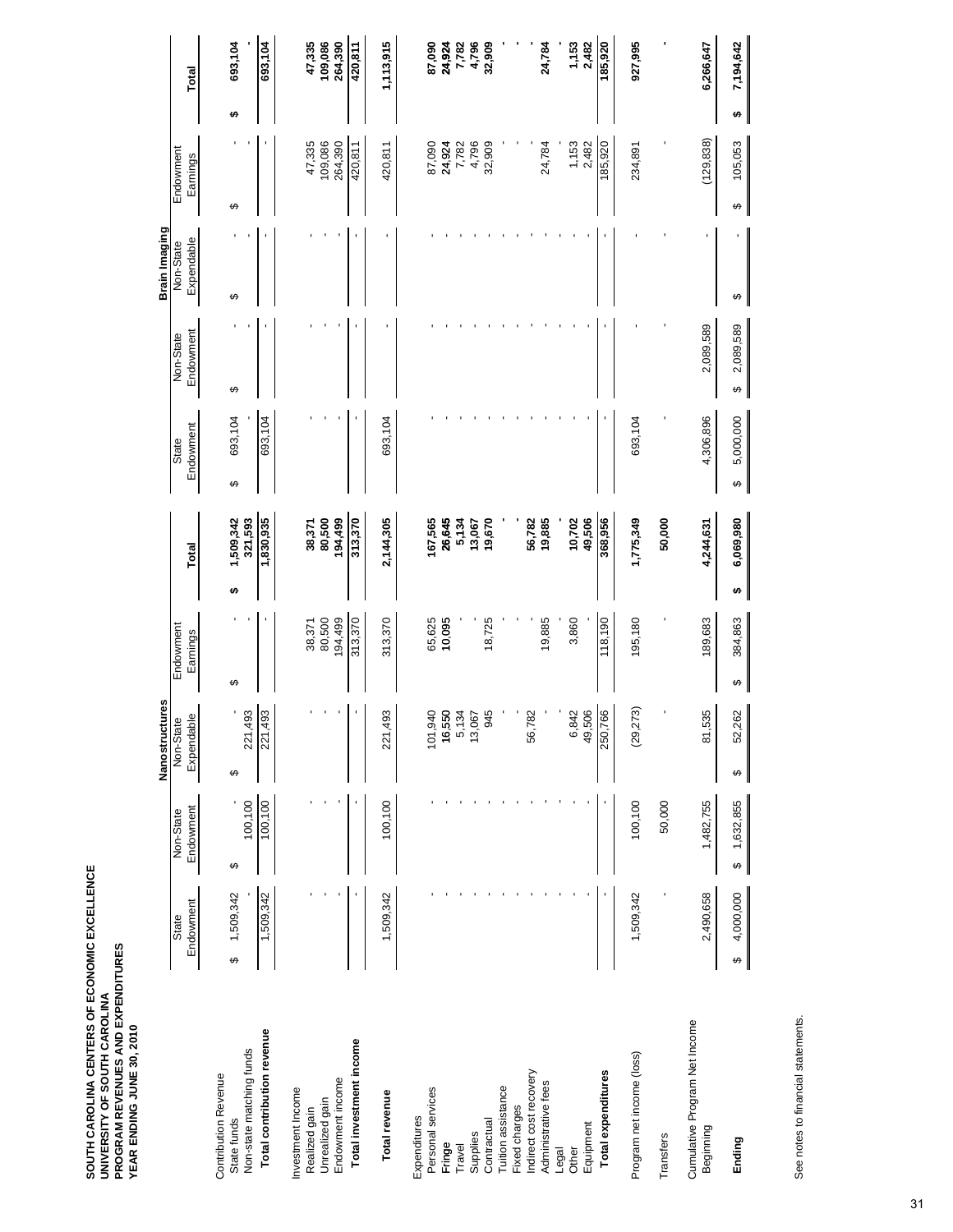**SOUTH CAROLINA CENTERS OF ECONOMIC EXCELLENCE**
**UNIVERSITY OF SOUTH CAROLINA**
**PROGRAM REVENUES AND EXPENDITURES**
**YEAR ENDING JUNE 30, 2010**

| | Nanostructures | | | | | Brain Imaging | | | | |
|---|---|---|---|---|---|---|---|---|---|---|
| | State Endowment | Non-State Endowment | Non-State Expendable | Endowment Earnings | Total | State Endowment | Non-State Endowment | Non-State Expendable | Endowment Earnings | Total |
| Contribution Revenue | | | | | | | | | | |
| State funds | $ 1,509,342 | $ - | $ - | $ - | $ 1,509,342 | $ 693,104 | $ - | $ - | $ - | $ 693,104 |
| Non-state matching funds | - | 100,100 | 221,493 | - | 321,593 | - | - | - | - | - |
| **Total contribution revenue** | 1,509,342 | 100,100 | 221,493 | - | 1,830,935 | 693,104 | - | - | - | 693,104 |
| Investment Income | | | | | | | | | | |
| Realized gain | - | - | - | 38,371 | 38,371 | - | - | - | 47,335 | 47,335 |
| Unrealized gain | - | - | - | 80,500 | 80,500 | - | - | - | 109,086 | 109,086 |
| Endowment income | - | - | - | 194,499 | 194,499 | - | - | - | 264,390 | 264,390 |
| **Total investment income** | - | - | - | 313,370 | 313,370 | - | - | - | 420,811 | 420,811 |
| **Total revenue** | 1,509,342 | 100,100 | 221,493 | 313,370 | 2,144,305 | 693,104 | - | - | 420,811 | 1,113,915 |
| Expenditures | | | | | | | | | | |
| Personal services | - | - | 101,940 | 65,625 | 167,565 | - | - | - | 87,090 | 87,090 |
| Fringe | - | - | 16,550 | 10,095 | 26,645 | - | - | - | 24,924 | 24,924 |
| Travel | - | - | 5,134 | - | 5,134 | - | - | - | 7,782 | 7,782 |
| Supplies | - | - | 13,067 | - | 13,067 | - | - | - | 4,796 | 4,796 |
| Contractual | - | - | 945 | 18,725 | 19,670 | - | - | - | 32,909 | 32,909 |
| Tuition assistance | - | - | - | - | - | - | - | - | - | - |
| Fixed charges | - | - | - | - | - | - | - | - | - | - |
| Indirect cost recovery | - | - | 56,782 | - | 56,782 | - | - | - | - | - |
| Administrative fees | - | - | - | 19,885 | 19,885 | - | - | - | 24,784 | 24,784 |
| Legal | - | - | - | - | - | - | - | - | - | - |
| Other | - | - | 6,842 | 3,860 | 10,702 | - | - | - | 1,153 | 1,153 |
| Equipment | - | - | 49,506 | - | 49,506 | - | - | - | 2,482 | 2,482 |
| **Total expenditures** | - | - | 250,766 | 118,190 | 368,956 | - | - | - | 185,920 | 185,920 |
| Program net income (loss) | 1,509,342 | 100,100 | (29,273) | 195,180 | 1,775,349 | 693,104 | - | - | 234,891 | 927,995 |
| Transfers | - | 50,000 | - | - | 50,000 | - | - | - | - | - |
| Cumulative Program Net Income | | | | | | | | | | |
| Beginning | 2,490,658 | 1,482,755 | 81,535 | 189,683 | 4,244,631 | 4,306,896 | 2,089,589 | - | (129,838) | 6,266,647 |
| **Ending** | $ 4,000,000 | $ 1,632,855 | $ 52,262 | $ 384,863 | $ 6,069,980 | $ 5,000,000 | $ 2,089,589 | $ - | $ 105,053 | $ 7,194,642 |

See notes to financial statements.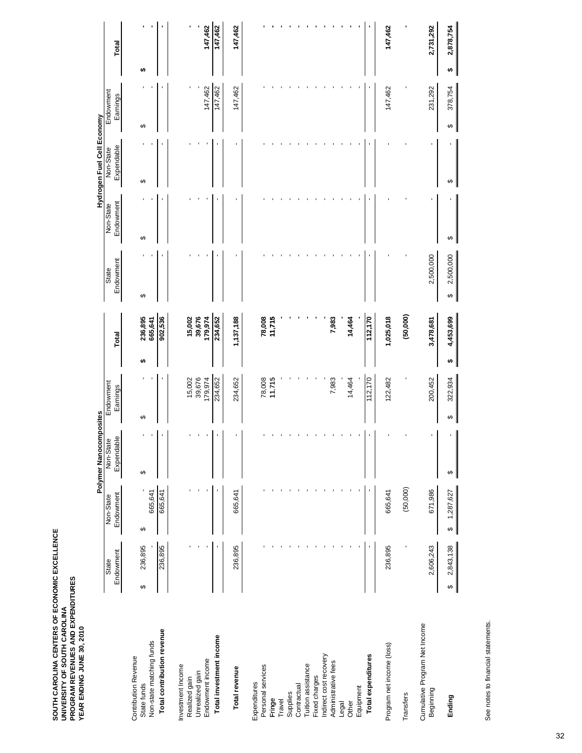**SOUTH CAROLINA CENTERS OF ECONOMIC EXCELLENCE**
**UNIVERSITY OF SOUTH CAROLINA**
**PROGRAM REVENUES AND EXPENDITURES**
**YEAR ENDING JUNE 30, 2010**

| | Polymer Nanocomposites | | | | | Hydrogen Fuel Cell Economy | | | | |
|---|---|---|---|---|---|---|---|---|---|---|
| | State Endowment | Non-State Endowment | Non-State Expendable | Endowment Earnings | Total | State Endowment | Non-State Endowment | Non-State Expendable | Endowment Earnings | Total |
| Contribution Revenue | | | | | | | | | | |
| State funds | $ 236,895 | $ - | $ - | $ - | $ 236,895 | $ - | $ - | $ - | $ - | $ - |
| Non-state matching funds | - | 665,641 | - | - | 665,641 | - | - | - | - | - |
| **Total contribution revenue** | 236,895 | 665,641 | - | - | 902,536 | - | - | - | - | - |
| Investment Income | | | | | | | | | | |
| Realized gain | - | - | - | 15,002 | 15,002 | - | - | - | - | - |
| Unrealized gain | - | - | - | 39,676 | 39,676 | - | - | - | - | - |
| Endowment income | - | - | - | 179,974 | 179,974 | - | - | - | 147,462 | 147,462 |
| **Total investment income** | - | - | - | 234,652 | 234,652 | - | - | - | 147,462 | 147,462 |
| **Total revenue** | 236,895 | 665,641 | - | 234,652 | 1,137,188 | - | - | - | 147,462 | 147,462 |
| Expenditures | | | | | | | | | | |
| Personal services | - | - | - | 78,008 | 78,008 | - | - | - | - | - |
| Fringe | - | - | - | 11,715 | 11,715 | - | - | - | - | - |
| Travel | - | - | - | - | - | - | - | - | - | - |
| Supplies | - | - | - | - | - | - | - | - | - | - |
| Contractual | - | - | - | - | - | - | - | - | - | - |
| Tuition assistance | - | - | - | - | - | - | - | - | - | - |
| Fixed charges | - | - | - | - | - | - | - | - | - | - |
| Indirect cost recovery | - | - | - | - | - | - | - | - | - | - |
| Administrative fees | - | - | - | 7,983 | 7,983 | - | - | - | - | - |
| Legal | - | - | - | - | - | - | - | - | - | - |
| Other | - | - | - | 14,464 | 14,464 | - | - | - | - | - |
| Equipment | - | - | - | - | - | - | - | - | - | - |
| **Total expenditures** | - | - | - | 112,170 | 112,170 | - | - | - | - | - |
| Program net income (loss) | 236,895 | 665,641 | - | 122,482 | 1,025,018 | - | - | - | 147,462 | 147,462 |
| Transfers | - | (50,000) | - | - | (50,000) | - | - | - | - | - |
| Cumulative Program Net Income | | | | | | | | | | |
| Beginning | 2,606,243 | 671,986 | - | 200,452 | 3,478,681 | 2,500,000 | - | - | 231,292 | 2,731,292 |
| **Ending** | $ 2,843,138 | $ 1,287,627 | $ - | $ 322,934 | $ 4,453,699 | $ 2,500,000 | $ - | $ - | $ 378,754 | $ 2,878,754 |

See notes to financial statements.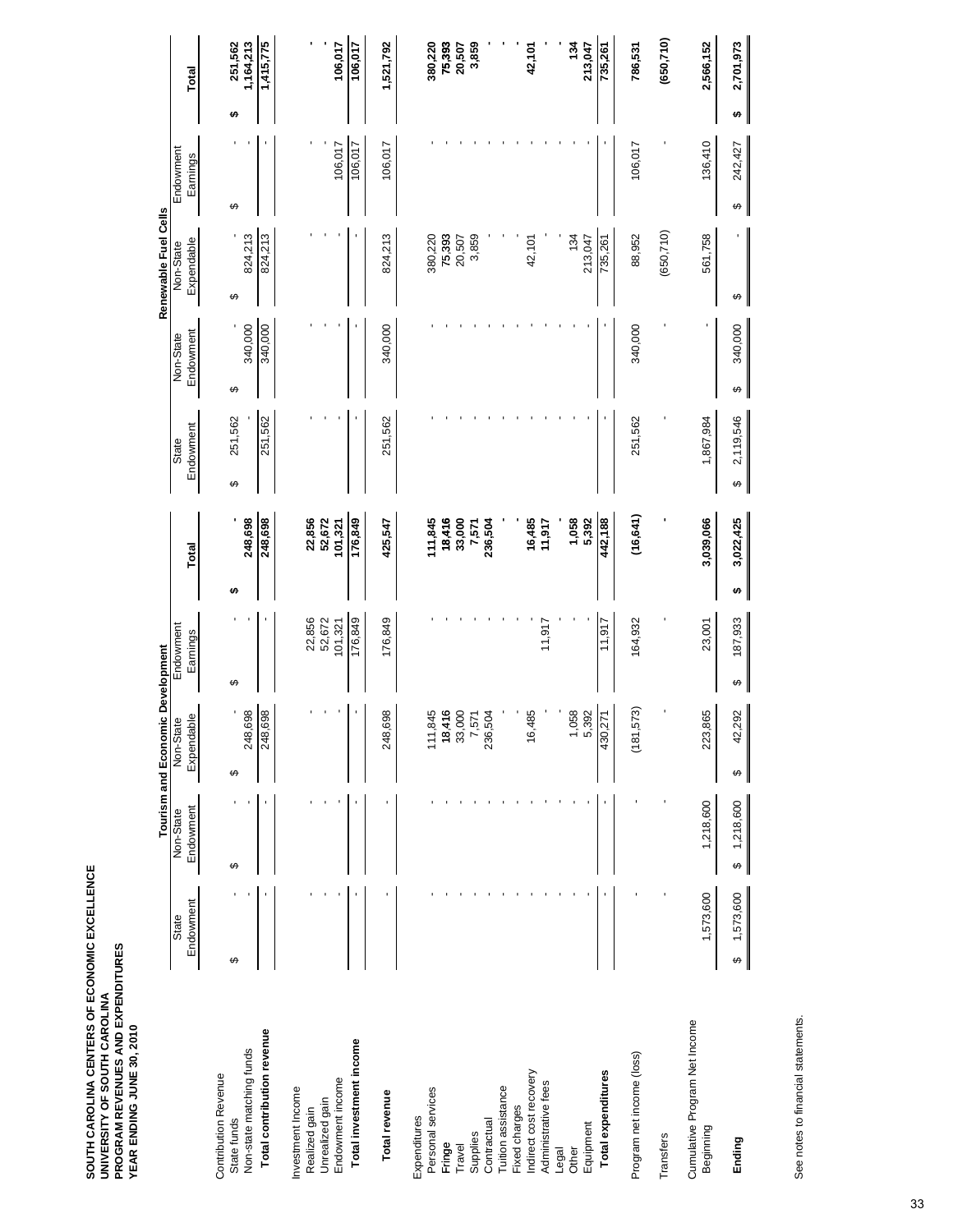**SOUTH CAROLINA CENTERS OF ECONOMIC EXCELLENCE**
**UNIVERSITY OF SOUTH CAROLINA**
**PROGRAM REVENUES AND EXPENDITURES**
**YEAR ENDING JUNE 30, 2010**

| | Tourism and Economic Development | | | | | Renewable Fuel Cells | | | | |
|---|---|---|---|---|---|---|---|---|---|---|
| | State Endowment | Non-State Endowment | Non-State Expendable | Endowment Earnings | Total | State Endowment | Non-State Endowment | Non-State Expendable | Endowment Earnings | Total |
| Contribution Revenue | | | | | | | | | | |
| State funds | $ - | $ - | $ - | $ - | $ - | $ 251,562 | $ - | $ - | $ - | $ 251,562 |
| Non-state matching funds | - | - | 248,698 | - | 248,698 | - | 340,000 | 824,213 | - | 1,164,213 |
| **Total contribution revenue** | - | - | 248,698 | - | 248,698 | 251,562 | 340,000 | 824,213 | - | 1,415,775 |
| Investment Income | | | | | | | | | | |
| Realized gain | - | - | - | 22,856 | 22,856 | - | - | - | - | - |
| Unrealized gain | - | - | - | 52,672 | 52,672 | - | - | - | - | - |
| Endowment income | - | - | - | 101,321 | 101,321 | - | - | - | 106,017 | 106,017 |
| **Total investment income** | - | - | - | 176,849 | 176,849 | - | - | - | 106,017 | 106,017 |
| **Total revenue** | - | - | 248,698 | 176,849 | 425,547 | 251,562 | 340,000 | 824,213 | 106,017 | 1,521,792 |
| Expenditures | | | | | | | | | | |
| Personal services | - | - | 111,845 | - | 111,845 | - | - | 380,220 | - | 380,220 |
| Fringe | - | - | 18,416 | - | 18,416 | - | - | 75,393 | - | 75,393 |
| Travel | - | - | 33,000 | - | 33,000 | - | - | 20,507 | - | 20,507 |
| Supplies | - | - | 7,571 | - | 7,571 | - | - | 3,859 | - | 3,859 |
| Contractual | - | - | 236,504 | - | 236,504 | - | - | - | - | - |
| Tuition assistance | - | - | - | - | - | - | - | - | - | - |
| Fixed charges | - | - | - | - | - | - | - | - | - | - |
| Indirect cost recovery | - | - | 16,485 | - | 16,485 | - | - | 42,101 | - | 42,101 |
| Administrative fees | - | - | - | 11,917 | 11,917 | - | - | - | - | - |
| Legal | - | - | - | - | - | - | - | - | - | - |
| Other | - | - | 1,058 | - | 1,058 | - | - | 134 | - | 134 |
| Equipment | - | - | 5,392 | - | 5,392 | - | - | 213,047 | - | 213,047 |
| **Total expenditures** | - | - | 430,271 | 11,917 | 442,188 | - | - | 735,261 | - | 735,261 |
| Program net income (loss) | - | - | (181,573) | 164,932 | (16,641) | 251,562 | 340,000 | 88,952 | 106,017 | 786,531 |
| Transfers | - | - | - | - | - | - | - | (650,710) | - | (650,710) |
| Cumulative Program Net Income | | | | | | | | | | |
| Beginning | 1,573,600 | 1,218,600 | 223,865 | 23,001 | 3,039,066 | 1,867,984 | - | 561,758 | 136,410 | 2,566,152 |
| **Ending** | $ 1,573,600 | $ 1,218,600 | $ 42,292 | $ 187,933 | $ 3,022,425 | $ 2,119,546 | $ 340,000 | $ - | $ 242,427 | $ 2,701,973 |

See notes to financial statements.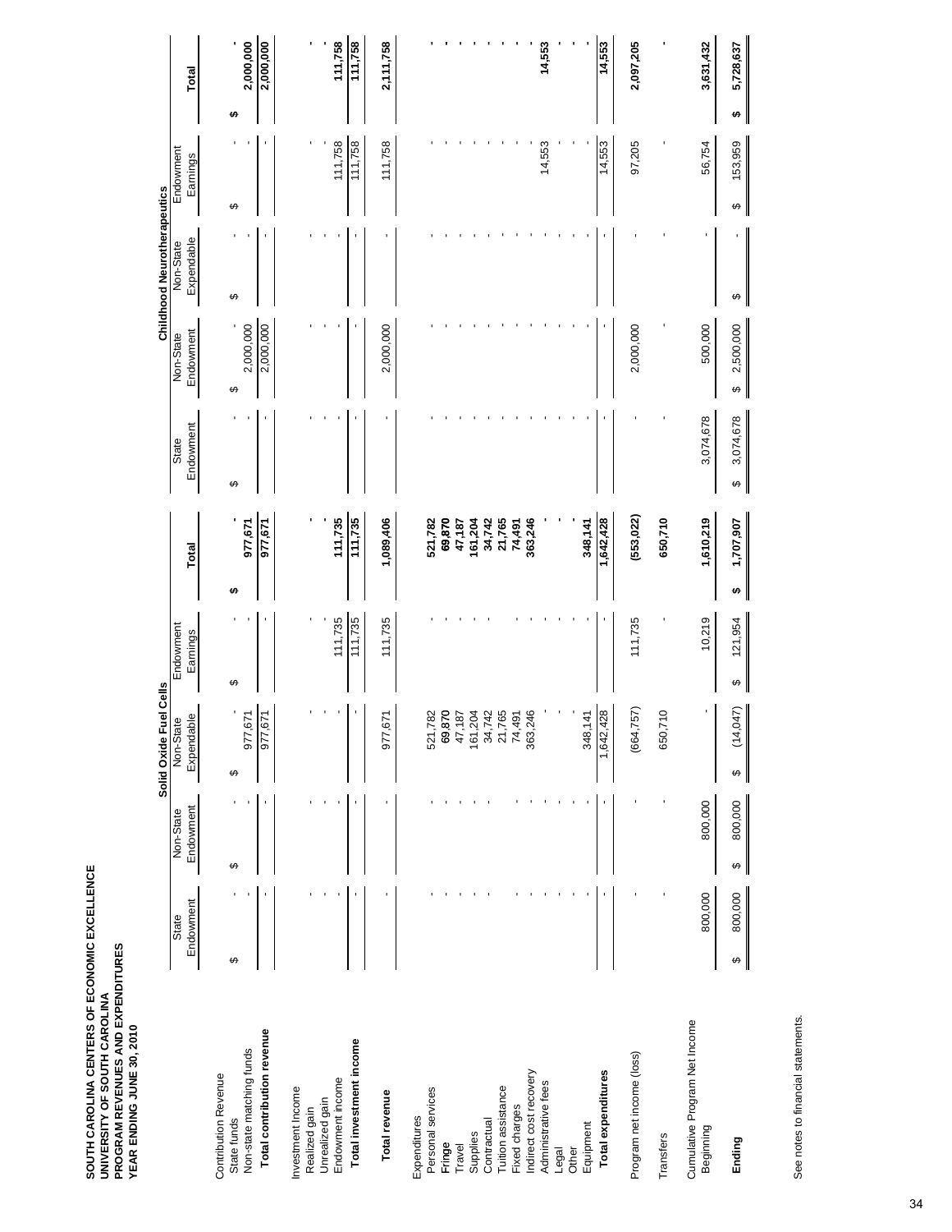**SOUTH CAROLINA CENTERS OF ECONOMIC EXCELLENCE**
**UNIVERSITY OF SOUTH CAROLINA**
**PROGRAM REVENUES AND EXPENDITURES**
**YEAR ENDING JUNE 30, 2010**

| | Solid Oxide Fuel Cells | | | | | Childhood Neurotherapeutics | | | | |
|---|---|---|---|---|---|---|---|---|---|---|
| | State Endowment | Non-State Endowment | Non-State Expendable | Endowment Earnings | **Total** | State Endowment | Non-State Endowment | Non-State Expendable | Endowment Earnings | **Total** |
| Contribution Revenue | | | | | | | | | | |
| State funds | $ - | $ - | $ - | $ - | **$ -** | $ - | $ - | $ - | $ - | **$ -** |
| Non-state matching funds | - | - | 977,671 | - | **977,671** | - | 2,000,000 | - | - | **2,000,000** |
| **Total contribution revenue** | - | - | 977,671 | - | **977,671** | - | 2,000,000 | - | - | **2,000,000** |
| Investment Income | | | | | | | | | | |
| Realized gain | - | - | - | - | **-** | - | - | - | - | **-** |
| Unrealized gain | - | - | - | - | **-** | - | - | - | - | **-** |
| Endowment income | - | - | - | 111,735 | **111,735** | - | - | - | 111,758 | **111,758** |
| **Total investment income** | - | - | - | 111,735 | **111,735** | - | - | - | 111,758 | **111,758** |
| **Total revenue** | - | - | 977,671 | 111,735 | **1,089,406** | - | 2,000,000 | - | 111,758 | **2,111,758** |
| Expenditures | | | | | | | | | | |
| Personal services | - | - | 521,782 | - | **521,782** | - | - | - | - | **-** |
| Fringe | - | - | 69,870 | - | **69,870** | - | - | - | - | **-** |
| Travel | - | - | 47,187 | - | **47,187** | - | - | - | - | **-** |
| Supplies | - | - | 161,204 | - | **161,204** | - | - | - | - | **-** |
| Contractual | - | - | 34,742 | - | **34,742** | - | - | - | - | **-** |
| Tuition assistance | - | - | 21,765 | - | **21,765** | - | - | - | - | **-** |
| Fixed charges | - | - | 74,491 | - | **74,491** | - | - | - | - | **-** |
| Indirect cost recovery | - | - | 363,246 | - | **363,246** | - | - | - | - | **-** |
| Administrative fees | - | - | - | - | **-** | - | - | - | 14,553 | **14,553** |
| Legal | - | - | - | - | **-** | - | - | - | - | **-** |
| Other | - | - | - | - | **-** | - | - | - | - | **-** |
| Equipment | - | - | 348,141 | - | **348,141** | - | - | - | - | **-** |
| **Total expenditures** | - | - | 1,642,428 | - | **1,642,428** | - | - | - | 14,553 | **14,553** |
| Program net income (loss) | - | - | (664,757) | 111,735 | **(553,022)** | - | 2,000,000 | - | 97,205 | **2,097,205** |
| Transfers | - | - | 650,710 | - | **650,710** | - | - | - | - | **-** |
| Cumulative Program Net Income | | | | | | | | | | |
| Beginning | 800,000 | 800,000 | - | 10,219 | **1,610,219** | 3,074,678 | 500,000 | - | 56,754 | **3,631,432** |
| **Ending** | $ 800,000 | $ 800,000 | $ (14,047) | $ 121,954 | **$ 1,707,907** | $ 3,074,678 | $ 2,500,000 | $ - | $ 153,959 | **$ 5,728,637** |

See notes to financial statements.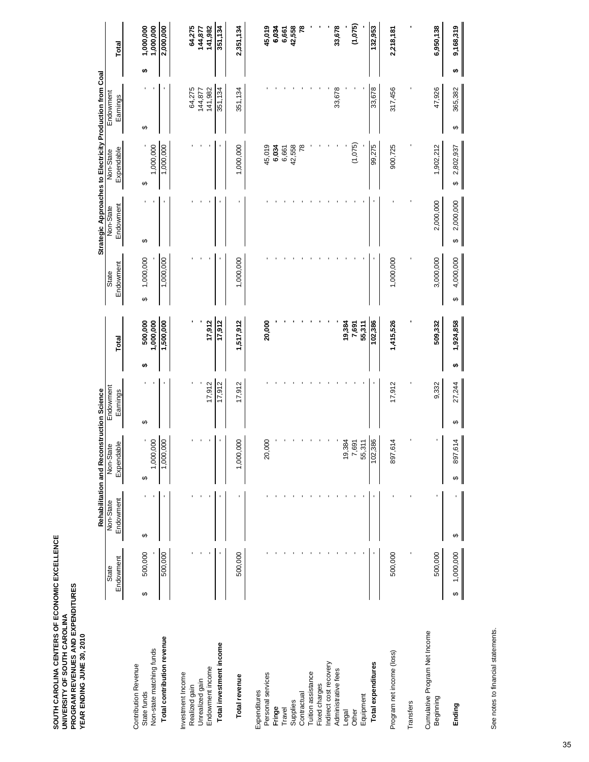**SOUTH CAROLINA CENTERS OF ECONOMIC EXCELLENCE**
**UNIVERSITY OF SOUTH CAROLINA**
**PROGRAM REVENUES AND EXPENDITURES**
**YEAR ENDING JUNE 30, 2010**

| | Rehabilitation and Reconstruction Science | | | | Strategic Approaches to Electricity Production from Coal | | | | |
|---|---|---|---|---|---|---|---|---|---|
| | State Endowment | Non-State Endowment | Non-State Expendable | Endowment Earnings | **Total** | State Endowment | Non-State Endowment | Non-State Expendable | Endowment Earnings | **Total** |
| Contribution Revenue | | | | | | | | | | |
| State funds | $ 500,000 | $ - | $ - | $ - | **$ 500,000** | $ 1,000,000 | $ - | $ - | $ - | **$ 1,000,000** |
| Non-state matching funds | - | - | 1,000,000 | - | **1,000,000** | - | - | 1,000,000 | - | **1,000,000** |
| **Total contribution revenue** | 500,000 | - | 1,000,000 | - | **1,500,000** | 1,000,000 | - | 1,000,000 | - | **2,000,000** |
| Investment Income | | | | | | | | | | |
| Realized gain | - | - | - | - | **-** | - | - | - | 64,275 | **64,275** |
| Unrealized gain | - | - | - | - | **-** | - | - | - | 144,877 | **144,877** |
| Endowment income | - | - | - | 17,912 | **17,912** | - | - | - | 141,982 | **141,982** |
| **Total investment income** | - | - | - | 17,912 | **17,912** | - | - | - | 351,134 | **351,134** |
| **Total revenue** | 500,000 | - | 1,000,000 | 17,912 | **1,517,912** | 1,000,000 | - | 1,000,000 | 351,134 | **2,351,134** |
| Expenditures | | | | | | | | | | |
| Personal services | - | - | 20,000 | - | **20,000** | - | - | 45,019 | - | **45,019** |
| Fringe | - | - | - | - | **-** | - | - | 6,034 | - | **6,034** |
| Travel | - | - | - | - | **-** | - | - | 6,661 | - | **6,661** |
| Supplies | - | - | - | - | **-** | - | - | 42,558 | - | **42,558** |
| Contractual | - | - | - | - | **-** | - | - | 78 | - | **78** |
| Tuition assistance | - | - | - | - | **-** | - | - | - | - | **-** |
| Fixed charges | - | - | - | - | **-** | - | - | - | - | **-** |
| Indirect cost recovery | - | - | - | - | **-** | - | - | - | - | **-** |
| Administrative fees | - | - | - | - | **-** | - | - | - | 33,678 | **33,678** |
| Legal | - | - | 19,384 | - | **19,384** | - | - | - | - | **-** |
| Other | - | - | 7,691 | - | **7,691** | - | - | (1,075) | - | **(1,075)** |
| Equipment | - | - | 55,311 | - | **55,311** | - | - | - | - | **-** |
| **Total expenditures** | - | - | 102,386 | - | **102,386** | - | - | 99,275 | 33,678 | **132,953** |
| Program net income (loss) | 500,000 | - | 897,614 | 17,912 | **1,415,526** | 1,000,000 | - | 900,725 | 317,456 | **2,218,181** |
| Transfers | - | - | - | - | **-** | - | - | - | - | **-** |
| Cumulative Program Net Income | | | | | | | | | | |
| Beginning | 500,000 | - | - | 9,332 | **509,332** | 3,000,000 | 2,000,000 | 1,902,212 | 47,926 | **6,950,138** |
| **Ending** | $ 1,000,000 | $ - | $ 897,614 | $ 27,244 | **$ 1,924,858** | $ 4,000,000 | $ 2,000,000 | $ 2,802,937 | $ 365,382 | **$ 9,168,319** |

See notes to financial statements.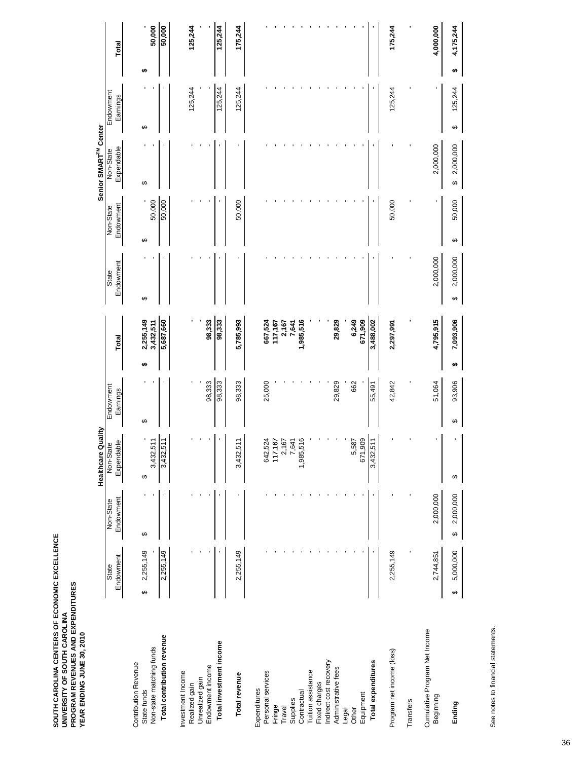**SOUTH CAROLINA CENTERS OF ECONOMIC EXCELLENCE**
**UNIVERSITY OF SOUTH CAROLINA**
**PROGRAM REVENUES AND EXPENDITURES**
**YEAR ENDING JUNE 30, 2010**

| | Healthcare Quality | | | | | Senior SMART[TM] Center | | | | |
|---|---|---|---|---|---|---|---|---|---|---|
| | State Endowment | Non-State Endowment | Non-State Expendable | Endowment Earnings | Total | State Endowment | Non-State Endowment | Non-State Expendable | Endowment Earnings | Total |
| Contribution Revenue | | | | | | | | | | |
| State funds | $ 2,255,149 | $ - | $ - | $ - | $ 2,255,149 | $ - | $ - | $ - | $ - | $ - |
| Non-state matching funds | - | - | 3,432,511 | - | 3,432,511 | - | 50,000 | - | - | 50,000 |
| **Total contribution revenue** | 2,255,149 | - | 3,432,511 | - | **5,687,660** | - | 50,000 | - | - | **50,000** |
| Investment Income | | | | | | | | | | |
| Realized gain | - | - | - | - | - | - | - | - | 125,244 | 125,244 |
| Unrealized gain | - | - | - | - | - | - | - | - | - | - |
| Endowment income | - | - | - | 98,333 | 98,333 | - | - | - | - | - |
| **Total investment income** | - | - | - | 98,333 | **98,333** | - | - | - | 125,244 | **125,244** |
| **Total revenue** | 2,255,149 | - | 3,432,511 | 98,333 | **5,785,993** | - | 50,000 | - | 125,244 | **175,244** |
| Expenditures | | | | | | | | | | |
| Personal services | - | - | 642,524 | 25,000 | 667,524 | - | - | - | - | - |
| Fringe | - | - | 117,167 | - | 117,167 | - | - | - | - | - |
| Travel | - | - | 2,167 | - | 2,167 | - | - | - | - | - |
| Supplies | - | - | 7,641 | - | 7,641 | - | - | - | - | - |
| Contractual | - | - | 1,985,516 | - | 1,985,516 | - | - | - | - | - |
| Tuition assistance | - | - | - | - | - | - | - | - | - | - |
| Fixed charges | - | - | - | - | - | - | - | - | - | - |
| Indirect cost recovery | - | - | - | - | - | - | - | - | - | - |
| Administrative fees | - | - | - | 29,829 | 29,829 | - | - | - | - | - |
| Legal | - | - | - | - | - | - | - | - | - | - |
| Other | - | - | 5,587 | 662 | 6,249 | - | - | - | - | - |
| Equipment | - | - | 671,909 | - | 671,909 | - | - | - | - | - |
| **Total expenditures** | - | - | 3,432,511 | 55,491 | **3,488,002** | - | - | - | - | - |
| Program net income (loss) | 2,255,149 | - | - | 42,842 | **2,297,991** | - | 50,000 | - | 125,244 | **175,244** |
| Transfers | - | - | - | - | - | - | - | - | - | - |
| Cumulative Program Net Income | | | | | | | | | | |
| Beginning | 2,744,851 | 2,000,000 | - | 51,064 | **4,795,915** | 2,000,000 | - | 2,000,000 | - | **4,000,000** |
| **Ending** | $ 5,000,000 | $ 2,000,000 | $ - | $ 93,906 | **$ 7,093,906** | $ 2,000,000 | $ 50,000 | $ 2,000,000 | $ 125,244 | **$ 4,175,244** |

See notes to financial statements.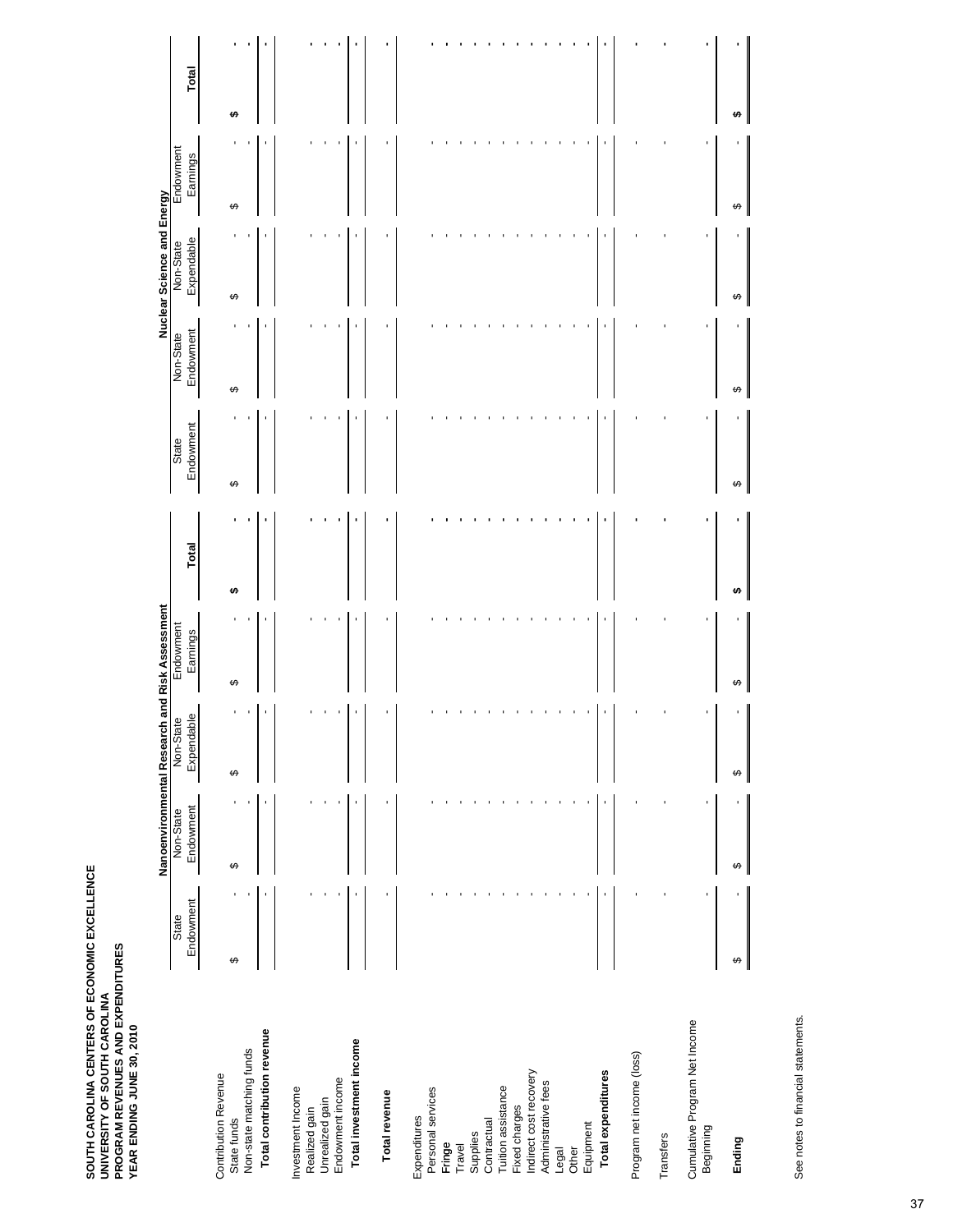**SOUTH CAROLINA CENTERS OF ECONOMIC EXCELLENCE**
**UNIVERSITY OF SOUTH CAROLINA**
**PROGRAM REVENUES AND EXPENDITURES**
**YEAR ENDING JUNE 30, 2010**

| | Nanoenvironmental Research and Risk Assessment | | | | | Nuclear Science and Energy | | | | |
|---|---|---|---|---|---|---|---|---|---|---|
| | State Endowment | Non-State Endowment | Non-State Expendable | Endowment Earnings | **Total** | State Endowment | Non-State Endowment | Non-State Expendable | Endowment Earnings | **Total** |
| Contribution Revenue | | | | | | | | | | |
| State funds | $ - | $ - | $ - | $ - | **$ -** | $ - | $ - | $ - | $ - | **$ -** |
| Non-state matching funds | - | - | - | - | **-** | - | - | - | - | **-** |
| **Total contribution revenue** | - | - | - | - | **-** | - | - | - | - | **-** |
| Investment Income | | | | | | | | | | |
| Realized gain | - | - | - | - | **-** | - | - | - | - | **-** |
| Unrealized gain | - | - | - | - | **-** | - | - | - | - | **-** |
| Endowment income | - | - | - | - | **-** | - | - | - | - | **-** |
| **Total investment income** | - | - | - | - | **-** | - | - | - | - | **-** |
| **Total revenue** | - | - | - | - | **-** | - | - | - | - | **-** |
| Expenditures | | | | | | | | | | |
| Personal services | - | - | - | - | **-** | - | - | - | - | **-** |
| Fringe | - | - | - | - | **-** | - | - | - | - | **-** |
| Travel | - | - | - | - | **-** | - | - | - | - | **-** |
| Supplies | - | - | - | - | **-** | - | - | - | - | **-** |
| Contractual | - | - | - | - | **-** | - | - | - | - | **-** |
| Tuition assistance | - | - | - | - | **-** | - | - | - | - | **-** |
| Fixed charges | - | - | - | - | **-** | - | - | - | - | **-** |
| Indirect cost recovery | - | - | - | - | **-** | - | - | - | - | **-** |
| Administrative fees | - | - | - | - | **-** | - | - | - | - | **-** |
| Legal | - | - | - | - | **-** | - | - | - | - | **-** |
| Other | - | - | - | - | **-** | - | - | - | - | **-** |
| Equipment | - | - | - | - | **-** | - | - | - | - | **-** |
| **Total expenditures** | - | - | - | - | **-** | - | - | - | - | **-** |
| Program net income (loss) | - | - | - | - | **-** | - | - | - | - | **-** |
| Transfers | - | - | - | - | **-** | - | - | - | - | **-** |
| Cumulative Program Net Income | | | | | | | | | | |
| Beginning | - | - | - | - | **-** | - | - | - | - | **-** |
| **Ending** | $ - | $ - | $ - | $ - | **$ -** | $ - | $ - | $ - | $ - | **$ -** |

See notes to financial statements.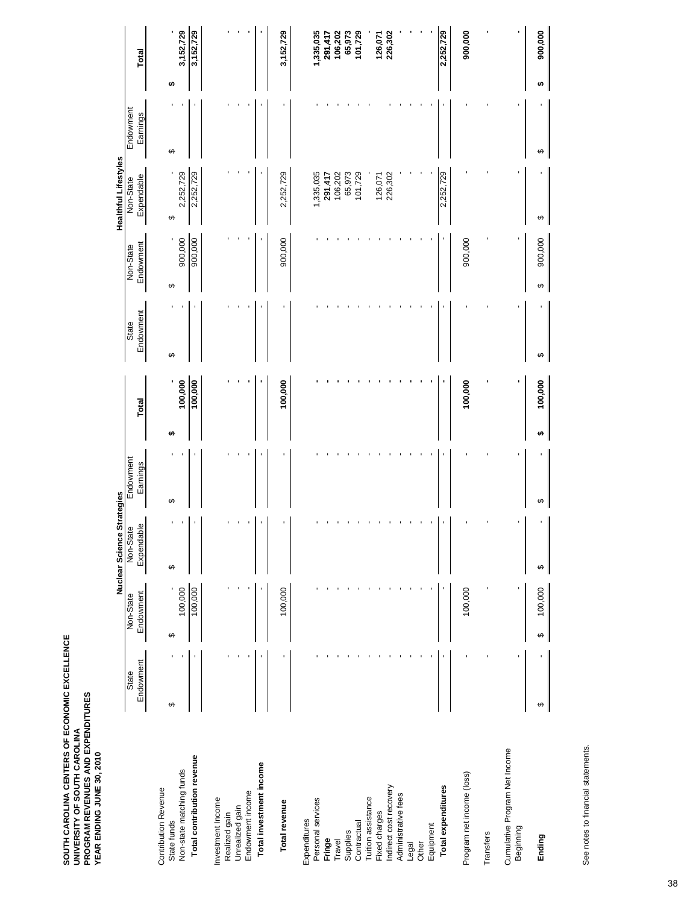**SOUTH CAROLINA CENTERS OF ECONOMIC EXCELLENCE**
**UNIVERSITY OF SOUTH CAROLINA**
**PROGRAM REVENUES AND EXPENDITURES**
**YEAR ENDING JUNE 30, 2010**

| | Nuclear Science Strategies | | | | Healthful Lifestyles | | | | |
|---|---|---|---|---|---|---|---|---|---|
| | State Endowment | Non-State Endowment | Non-State Expendable | Endowment Earnings | Total | State Endowment | Non-State Endowment | Non-State Expendable | Endowment Earnings | Total |
| Contribution Revenue | | | | | | | | | | |
| State funds | $ - | $ - | $ - | $ - | $ - | $ - | $ - | $ - | $ - | $ - |
| Non-state matching funds | - | 100,000 | - | - | 100,000 | - | 900,000 | 2,252,729 | - | 3,152,729 |
| **Total contribution revenue** | - | 100,000 | - | - | **100,000** | - | 900,000 | 2,252,729 | - | **3,152,729** |
| Investment Income | | | | | | | | | | |
| Realized gain | - | - | - | - | - | - | - | - | - | - |
| Unrealized gain | - | - | - | - | - | - | - | - | - | - |
| Endowment income | - | - | - | - | - | - | - | - | - | - |
| **Total investment income** | - | - | - | - | - | - | - | - | - | - |
| **Total revenue** | - | 100,000 | - | - | **100,000** | - | 900,000 | 2,252,729 | - | **3,152,729** |
| Expenditures | | | | | | | | | | |
| Personal services | - | - | - | - | - | - | - | 1,335,035 | - | 1,335,035 |
| Fringe | - | - | - | - | - | - | - | 291,417 | - | 291,417 |
| Travel | - | - | - | - | - | - | - | 106,202 | - | 106,202 |
| Supplies | - | - | - | - | - | - | - | 65,973 | - | 65,973 |
| Contractual | - | - | - | - | - | - | - | 101,729 | - | 101,729 |
| Tuition assistance | - | - | - | - | - | - | - | - | - | - |
| Fixed charges | - | - | - | - | - | - | - | 126,071 | - | 126,071 |
| Indirect cost recovery | - | - | - | - | - | - | - | 226,302 | - | 226,302 |
| Administrative fees | - | - | - | - | - | - | - | - | - | - |
| Legal | - | - | - | - | - | - | - | - | - | - |
| Other | - | - | - | - | - | - | - | - | - | - |
| Equipment | - | - | - | - | - | - | - | - | - | - |
| **Total expenditures** | - | - | - | - | - | - | - | 2,252,729 | - | **2,252,729** |
| Program net income (loss) | - | 100,000 | - | - | **100,000** | - | 900,000 | - | - | **900,000** |
| Transfers | - | - | - | - | - | - | - | - | - | - |
| Cumulative Program Net Income | | | | | | | | | | |
| Beginning | - | - | - | - | - | - | - | - | - | - |
| **Ending** | $ - | $ 100,000 | $ - | $ - | **$ 100,000** | $ - | $ 900,000 | $ - | $ - | **$ 900,000** |

See notes to financial statements.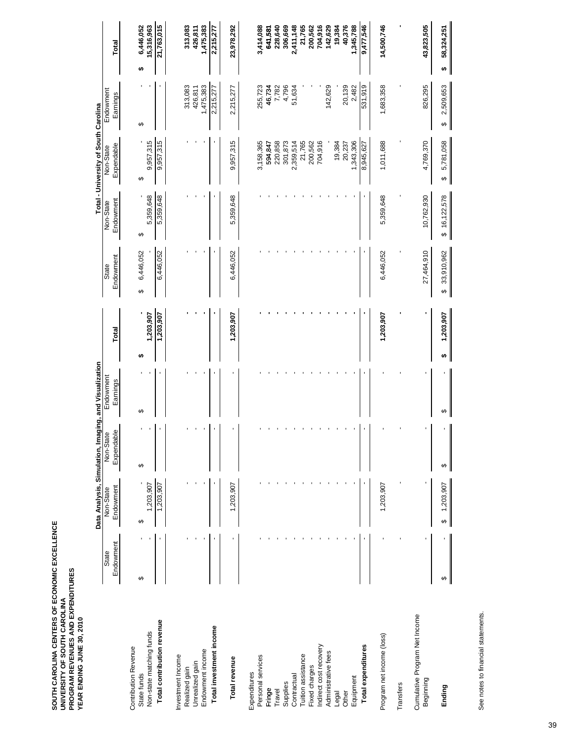**SOUTH CAROLINA CENTERS OF ECONOMIC EXCELLENCE**
**UNIVERSITY OF SOUTH CAROLINA**
**PROGRAM REVENUES AND EXPENDITURES**
**YEAR ENDING JUNE 30, 2010**

| | Data Analysis, Simulation, Imaging, and Visualization | | | | | Total - University of South Carolina | | | | |
|---|---|---|---|---|---|---|---|---|---|---|
| | State Endowment | Non-State Endowment | Non-State Expendable | Endowment Earnings | Total | State Endowment | Non-State Endowment | Non-State Expendable | Endowment Earnings | Total |
| Contribution Revenue | | | | | | | | | | |
| State funds | $ - | $ - | $ - | $ - | $ - | $ 6,446,052 | $ - | $ - | $ - | $ 6,446,052 |
| Non-state matching funds | - | 1,203,907 | - | - | 1,203,907 | - | 5,359,648 | 9,957,315 | - | 15,316,963 |
| **Total contribution revenue** | - | 1,203,907 | - | - | 1,203,907 | 6,446,052 | 5,359,648 | 9,957,315 | - | 21,763,015 |
| Investment Income | | | | | | | | | | |
| Realized gain | - | - | - | - | - | - | - | - | 313,083 | 313,083 |
| Unrealized gain | - | - | - | - | - | - | - | - | 426,811 | 426,811 |
| Endowment income | - | - | - | - | - | - | - | - | 1,475,383 | 1,475,383 |
| **Total investment income** | - | - | - | - | - | - | - | - | 2,215,277 | 2,215,277 |
| **Total revenue** | - | 1,203,907 | - | - | 1,203,907 | 6,446,052 | 5,359,648 | 9,957,315 | 2,215,277 | 23,978,292 |
| Expenditures | | | | | | | | | | |
| Personal services | - | - | - | - | - | - | - | 3,158,365 | 255,723 | 3,414,088 |
| Fringe | - | - | - | - | - | - | - | 594,847 | 46,734 | 641,581 |
| Travel | - | - | - | - | - | - | - | 220,858 | 7,782 | 228,640 |
| Supplies | - | - | - | - | - | - | - | 301,873 | 4,796 | 306,669 |
| Contractual | - | - | - | - | - | - | - | 2,359,514 | 51,634 | 2,411,148 |
| Tuition assistance | - | - | - | - | - | - | - | 21,765 | - | 21,765 |
| Fixed charges | - | - | - | - | - | - | - | 200,562 | - | 200,562 |
| Indirect cost recovery | - | - | - | - | - | - | - | 704,916 | - | 704,916 |
| Administrative fees | - | - | - | - | - | - | - | - | 142,629 | 142,629 |
| Legal | - | - | - | - | - | - | - | 19,384 | - | 19,384 |
| Other | - | - | - | - | - | - | - | 20,237 | 20,139 | 40,376 |
| Equipment | - | - | - | - | - | - | - | 1,343,306 | 2,482 | 1,345,788 |
| **Total expenditures** | - | - | - | - | - | - | - | 8,945,627 | 531,919 | 9,477,546 |
| Program net income (loss) | - | 1,203,907 | - | - | 1,203,907 | 6,446,052 | 5,359,648 | 1,011,688 | 1,683,358 | 14,500,746 |
| Transfers | - | - | - | - | - | - | - | - | - | - |
| Cumulative Program Net Income | | | | | | | | | | |
| Beginning | - | - | - | - | - | 27,464,910 | 10,762,930 | 4,769,370 | 826,295 | 43,823,505 |
| **Ending** | $ - | $ 1,203,907 | $ - | $ - | $ 1,203,907 | $ 33,910,962 | $ 16,122,578 | $ 5,781,058 | $ 2,509,653 | $ 58,324,251 |

See notes to financial statements.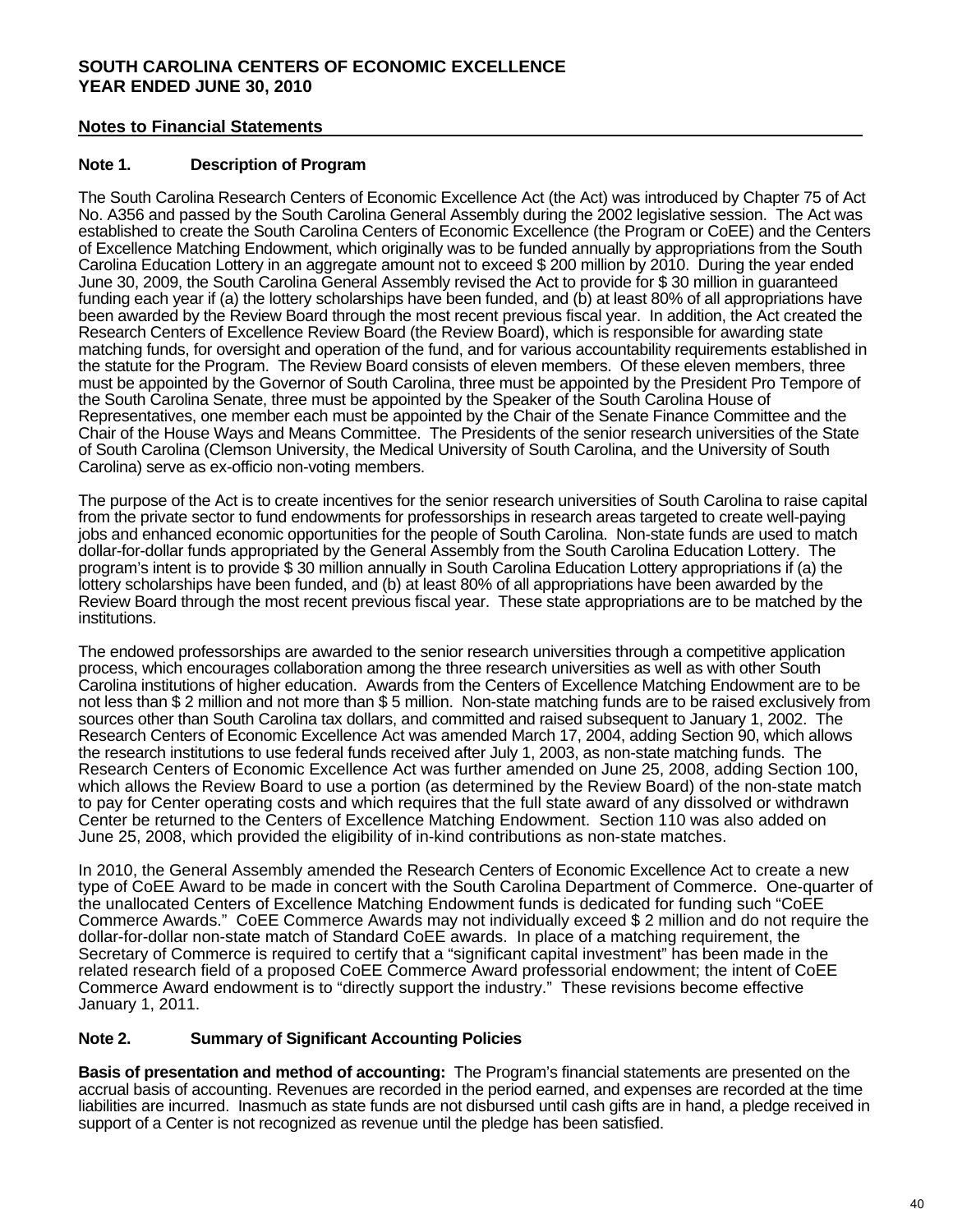**SOUTH CAROLINA CENTERS OF ECONOMIC EXCELLENCE**
**YEAR ENDED JUNE 30, 2010**

## Notes to Financial Statements

### Note 1. Description of Program

The South Carolina Research Centers of Economic Excellence Act (the Act) was introduced by Chapter 75 of Act No. A356 and passed by the South Carolina General Assembly during the 2002 legislative session. The Act was established to create the South Carolina Centers of Economic Excellence (the Program or CoEE) and the Centers of Excellence Matching Endowment, which originally was to be funded annually by appropriations from the South Carolina Education Lottery in an aggregate amount not to exceed $ 200 million by 2010. During the year ended June 30, 2009, the South Carolina General Assembly revised the Act to provide for $ 30 million in guaranteed funding each year if (a) the lottery scholarships have been funded, and (b) at least 80% of all appropriations have been awarded by the Review Board through the most recent previous fiscal year. In addition, the Act created the Research Centers of Excellence Review Board (the Review Board), which is responsible for awarding state matching funds, for oversight and operation of the fund, and for various accountability requirements established in the statute for the Program. The Review Board consists of eleven members. Of these eleven members, three must be appointed by the Governor of South Carolina, three must be appointed by the President Pro Tempore of the South Carolina Senate, three must be appointed by the Speaker of the South Carolina House of Representatives, one member each must be appointed by the Chair of the Senate Finance Committee and the Chair of the House Ways and Means Committee. The Presidents of the senior research universities of the State of South Carolina (Clemson University, the Medical University of South Carolina, and the University of South Carolina) serve as ex-officio non-voting members.

The purpose of the Act is to create incentives for the senior research universities of South Carolina to raise capital from the private sector to fund endowments for professorships in research areas targeted to create well-paying jobs and enhanced economic opportunities for the people of South Carolina. Non-state funds are used to match dollar-for-dollar funds appropriated by the General Assembly from the South Carolina Education Lottery. The program's intent is to provide $ 30 million annually in South Carolina Education Lottery appropriations if (a) the lottery scholarships have been funded, and (b) at least 80% of all appropriations have been awarded by the Review Board through the most recent previous fiscal year. These state appropriations are to be matched by the institutions.

The endowed professorships are awarded to the senior research universities through a competitive application process, which encourages collaboration among the three research universities as well as with other South Carolina institutions of higher education. Awards from the Centers of Excellence Matching Endowment are to be not less than $ 2 million and not more than $ 5 million. Non-state matching funds are to be raised exclusively from sources other than South Carolina tax dollars, and committed and raised subsequent to January 1, 2002. The Research Centers of Economic Excellence Act was amended March 17, 2004, adding Section 90, which allows the research institutions to use federal funds received after July 1, 2003, as non-state matching funds. The Research Centers of Economic Excellence Act was further amended on June 25, 2008, adding Section 100, which allows the Review Board to use a portion (as determined by the Review Board) of the non-state match to pay for Center operating costs and which requires that the full state award of any dissolved or withdrawn Center be returned to the Centers of Excellence Matching Endowment. Section 110 was also added on June 25, 2008, which provided the eligibility of in-kind contributions as non-state matches.

In 2010, the General Assembly amended the Research Centers of Economic Excellence Act to create a new type of CoEE Award to be made in concert with the South Carolina Department of Commerce. One-quarter of the unallocated Centers of Excellence Matching Endowment funds is dedicated for funding such "CoEE Commerce Awards." CoEE Commerce Awards may not individually exceed $ 2 million and do not require the dollar-for-dollar non-state match of Standard CoEE awards. In place of a matching requirement, the Secretary of Commerce is required to certify that a "significant capital investment" has been made in the related research field of a proposed CoEE Commerce Award professorial endowment; the intent of CoEE Commerce Award endowment is to "directly support the industry." These revisions become effective January 1, 2011.

### Note 2. Summary of Significant Accounting Policies

**Basis of presentation and method of accounting:** The Program's financial statements are presented on the accrual basis of accounting. Revenues are recorded in the period earned, and expenses are recorded at the time liabilities are incurred. Inasmuch as state funds are not disbursed until cash gifts are in hand, a pledge received in support of a Center is not recognized as revenue until the pledge has been satisfied.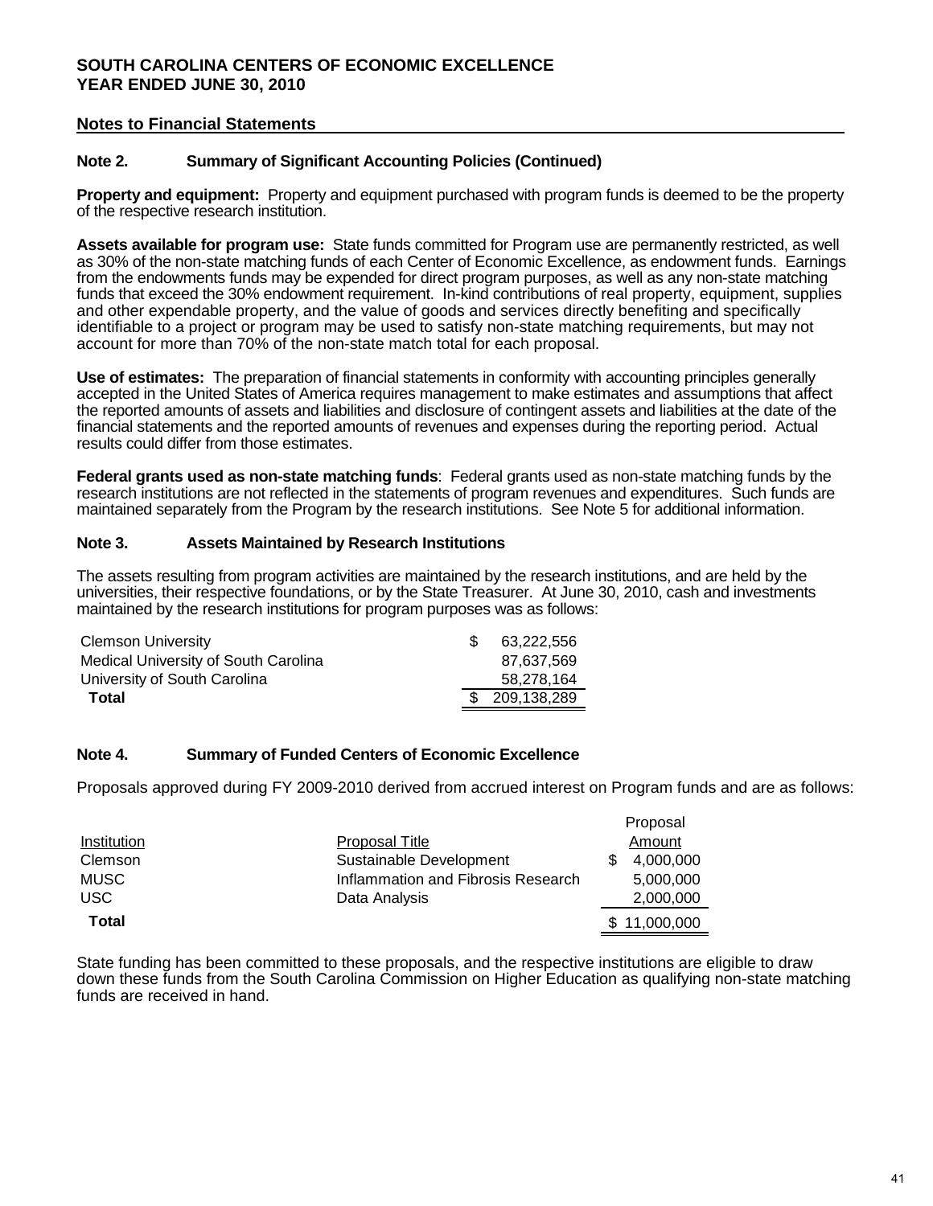**SOUTH CAROLINA CENTERS OF ECONOMIC EXCELLENCE**
**YEAR ENDED JUNE 30, 2010**

## Notes to Financial Statements

### Note 2. Summary of Significant Accounting Policies (Continued)

**Property and equipment:** Property and equipment purchased with program funds is deemed to be the property of the respective research institution.

**Assets available for program use:** State funds committed for Program use are permanently restricted, as well as 30% of the non-state matching funds of each Center of Economic Excellence, as endowment funds. Earnings from the endowments funds may be expended for direct program purposes, as well as any non-state matching funds that exceed the 30% endowment requirement. In-kind contributions of real property, equipment, supplies and other expendable property, and the value of goods and services directly benefiting and specifically identifiable to a project or program may be used to satisfy non-state matching requirements, but may not account for more than 70% of the non-state match total for each proposal.

**Use of estimates:** The preparation of financial statements in conformity with accounting principles generally accepted in the United States of America requires management to make estimates and assumptions that affect the reported amounts of assets and liabilities and disclosure of contingent assets and liabilities at the date of the financial statements and the reported amounts of revenues and expenses during the reporting period. Actual results could differ from those estimates.

**Federal grants used as non-state matching funds**: Federal grants used as non-state matching funds by the research institutions are not reflected in the statements of program revenues and expenditures. Such funds are maintained separately from the Program by the research institutions. See Note 5 for additional information.

### Note 3. Assets Maintained by Research Institutions

The assets resulting from program activities are maintained by the research institutions, and are held by the universities, their respective foundations, or by the State Treasurer. At June 30, 2010, cash and investments maintained by the research institutions for program purposes was as follows:

| | |
|---|---|
| Clemson University | $ 63,222,556 |
| Medical University of South Carolina | 87,637,569 |
| University of South Carolina | 58,278,164 |
| **Total** | $ 209,138,289 |

### Note 4. Summary of Funded Centers of Economic Excellence

Proposals approved during FY 2009-2010 derived from accrued interest on Program funds and are as follows:

| Institution | Proposal Title | Proposal Amount |
|---|---|---|
| Clemson | Sustainable Development | $ 4,000,000 |
| MUSC | Inflammation and Fibrosis Research | 5,000,000 |
| USC | Data Analysis | 2,000,000 |
| **Total** | | $ 11,000,000 |

State funding has been committed to these proposals, and the respective institutions are eligible to draw down these funds from the South Carolina Commission on Higher Education as qualifying non-state matching funds are received in hand.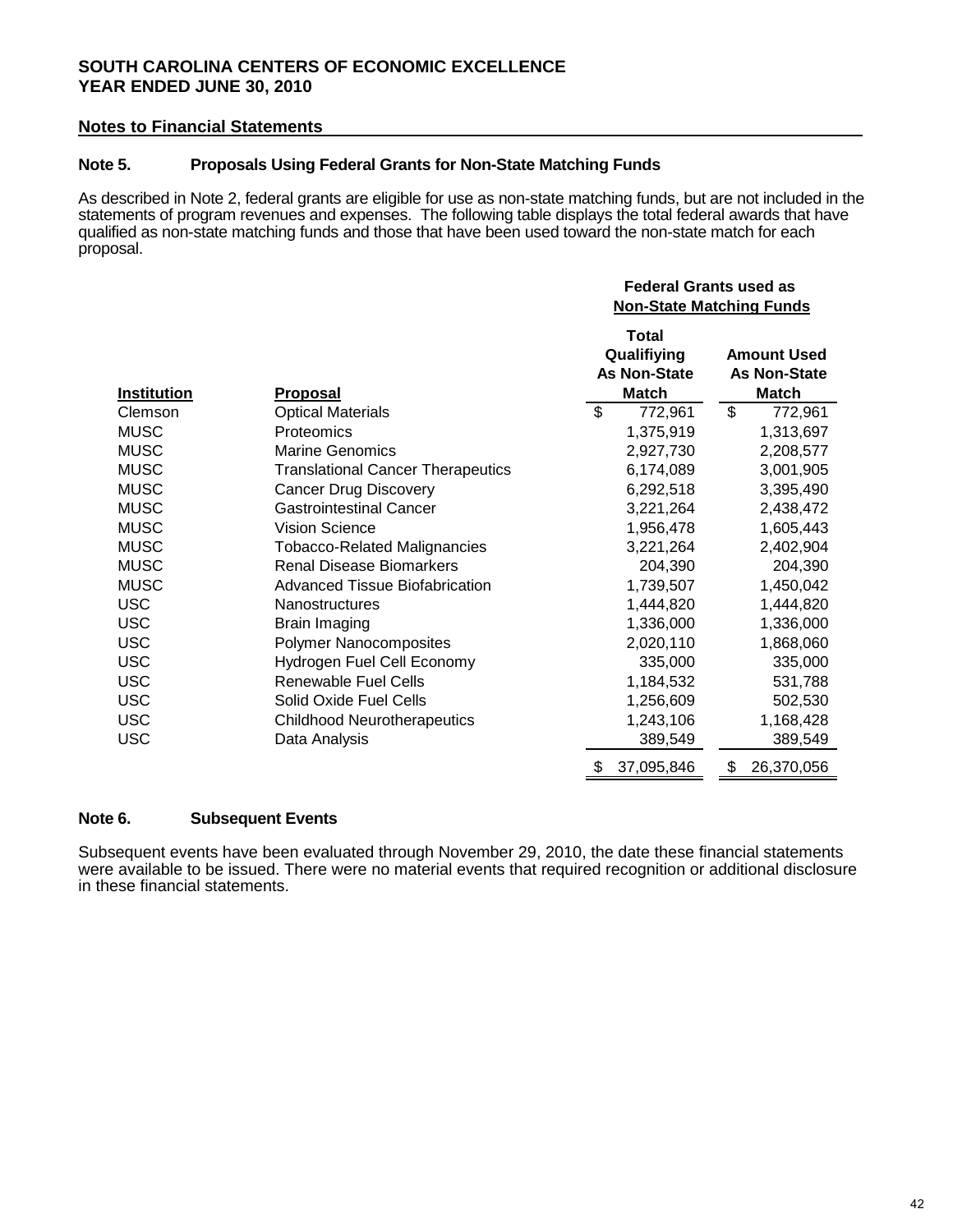**SOUTH CAROLINA CENTERS OF ECONOMIC EXCELLENCE**
**YEAR ENDED JUNE 30, 2010**

**Notes to Financial Statements**

### Note 5. Proposals Using Federal Grants for Non-State Matching Funds

As described in Note 2, federal grants are eligible for use as non-state matching funds, but are not included in the statements of program revenues and expenses. The following table displays the total federal awards that have qualified as non-state matching funds and those that have been used toward the non-state match for each proposal.

| | | Federal Grants used as Non-State Matching Funds | |
|---|---|---|---|
| **Institution** | **Proposal** | **Total Qualifiying As Non-State Match** | **Amount Used As Non-State Match** |
| Clemson | Optical Materials | $ 772,961 | $ 772,961 |
| MUSC | Proteomics | 1,375,919 | 1,313,697 |
| MUSC | Marine Genomics | 2,927,730 | 2,208,577 |
| MUSC | Translational Cancer Therapeutics | 6,174,089 | 3,001,905 |
| MUSC | Cancer Drug Discovery | 6,292,518 | 3,395,490 |
| MUSC | Gastrointestinal Cancer | 3,221,264 | 2,438,472 |
| MUSC | Vision Science | 1,956,478 | 1,605,443 |
| MUSC | Tobacco-Related Malignancies | 3,221,264 | 2,402,904 |
| MUSC | Renal Disease Biomarkers | 204,390 | 204,390 |
| MUSC | Advanced Tissue Biofabrication | 1,739,507 | 1,450,042 |
| USC | Nanostructures | 1,444,820 | 1,444,820 |
| USC | Brain Imaging | 1,336,000 | 1,336,000 |
| USC | Polymer Nanocomposites | 2,020,110 | 1,868,060 |
| USC | Hydrogen Fuel Cell Economy | 335,000 | 335,000 |
| USC | Renewable Fuel Cells | 1,184,532 | 531,788 |
| USC | Solid Oxide Fuel Cells | 1,256,609 | 502,530 |
| USC | Childhood Neurotherapeutics | 1,243,106 | 1,168,428 |
| USC | Data Analysis | 389,549 | 389,549 |
| | | $ 37,095,846 | $ 26,370,056 |

### Note 6. Subsequent Events

Subsequent events have been evaluated through November 29, 2010, the date these financial statements were available to be issued. There were no material events that required recognition or additional disclosure in these financial statements.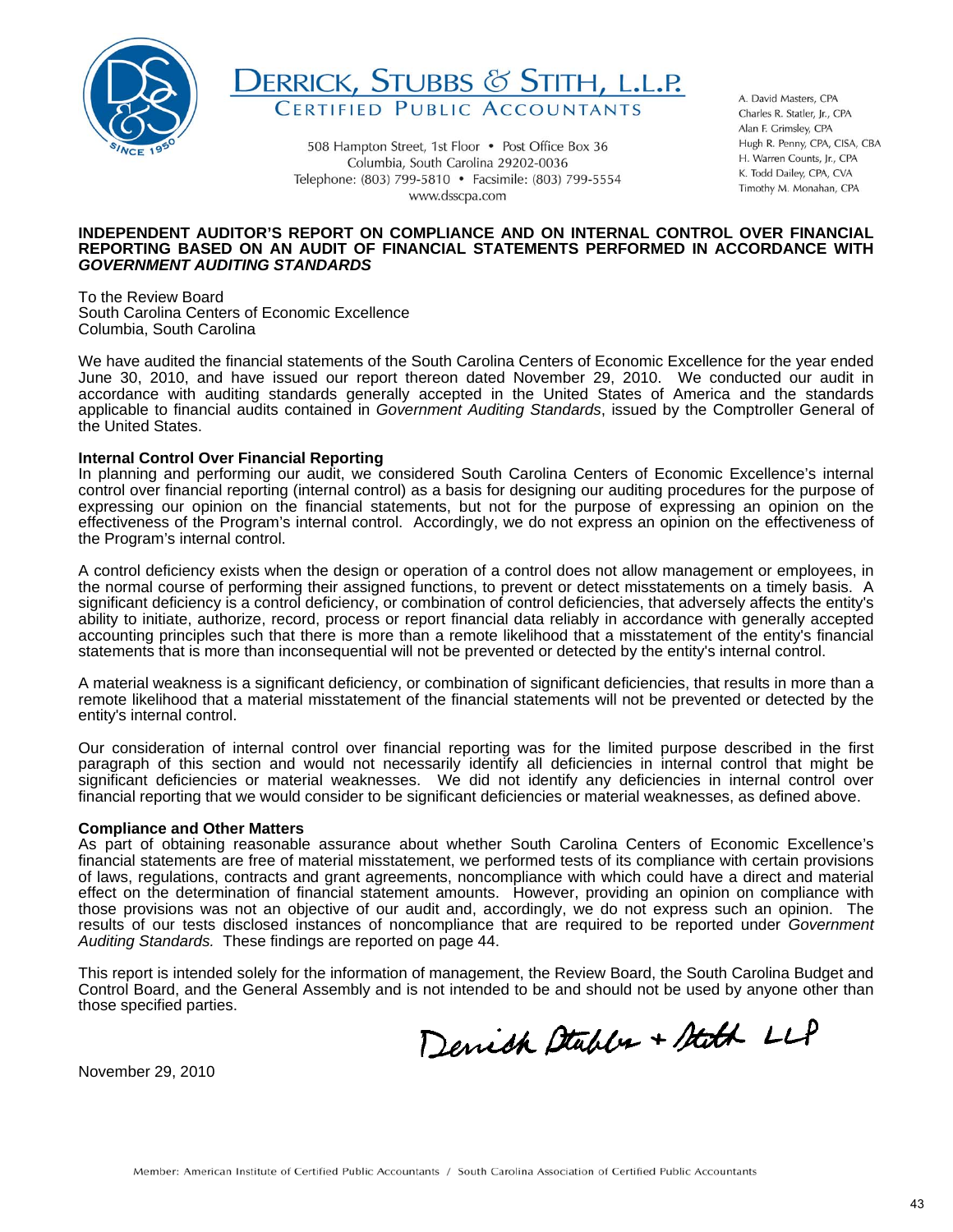**DERRICK, STUBBS & STITH, L.L.P.**
CERTIFIED PUBLIC ACCOUNTANTS

508 Hampton Street, 1st Floor • Post Office Box 36
Columbia, South Carolina 29202-0036
Telephone: (803) 799-5810 • Facsimile: (803) 799-5554
www.dsscpa.com

A. David Masters, CPA
Charles R. Statler, Jr., CPA
Alan F. Grimsley, CPA
Hugh R. Penny, CPA, CISA, CBA
H. Warren Counts, Jr., CPA
K. Todd Dailey, CPA, CVA
Timothy M. Monahan, CPA

# INDEPENDENT AUDITOR'S REPORT ON COMPLIANCE AND ON INTERNAL CONTROL OVER FINANCIAL REPORTING BASED ON AN AUDIT OF FINANCIAL STATEMENTS PERFORMED IN ACCORDANCE WITH *GOVERNMENT AUDITING STANDARDS*

To the Review Board
South Carolina Centers of Economic Excellence
Columbia, South Carolina

We have audited the financial statements of the South Carolina Centers of Economic Excellence for the year ended June 30, 2010, and have issued our report thereon dated November 29, 2010. We conducted our audit in accordance with auditing standards generally accepted in the United States of America and the standards applicable to financial audits contained in *Government Auditing Standards*, issued by the Comptroller General of the United States.

## Internal Control Over Financial Reporting

In planning and performing our audit, we considered South Carolina Centers of Economic Excellence's internal control over financial reporting (internal control) as a basis for designing our auditing procedures for the purpose of expressing our opinion on the financial statements, but not for the purpose of expressing an opinion on the effectiveness of the Program's internal control. Accordingly, we do not express an opinion on the effectiveness of the Program's internal control.

A control deficiency exists when the design or operation of a control does not allow management or employees, in the normal course of performing their assigned functions, to prevent or detect misstatements on a timely basis. A significant deficiency is a control deficiency, or combination of control deficiencies, that adversely affects the entity's ability to initiate, authorize, record, process or report financial data reliably in accordance with generally accepted accounting principles such that there is more than a remote likelihood that a misstatement of the entity's financial statements that is more than inconsequential will not be prevented or detected by the entity's internal control.

A material weakness is a significant deficiency, or combination of significant deficiencies, that results in more than a remote likelihood that a material misstatement of the financial statements will not be prevented or detected by the entity's internal control.

Our consideration of internal control over financial reporting was for the limited purpose described in the first paragraph of this section and would not necessarily identify all deficiencies in internal control that might be significant deficiencies or material weaknesses. We did not identify any deficiencies in internal control over financial reporting that we would consider to be significant deficiencies or material weaknesses, as defined above.

## Compliance and Other Matters

As part of obtaining reasonable assurance about whether South Carolina Centers of Economic Excellence's financial statements are free of material misstatement, we performed tests of its compliance with certain provisions of laws, regulations, contracts and grant agreements, noncompliance with which could have a direct and material effect on the determination of financial statement amounts. However, providing an opinion on compliance with those provisions was not an objective of our audit and, accordingly, we do not express such an opinion. The results of our tests disclosed instances of noncompliance that are required to be reported under *Government Auditing Standards.* These findings are reported on page 44.

This report is intended solely for the information of management, the Review Board, the South Carolina Budget and Control Board, and the General Assembly and is not intended to be and should not be used by anyone other than those specified parties.

Derrick Stubbs + Stith LLP

November 29, 2010

Member: American Institute of Certified Public Accountants / South Carolina Association of Certified Public Accountants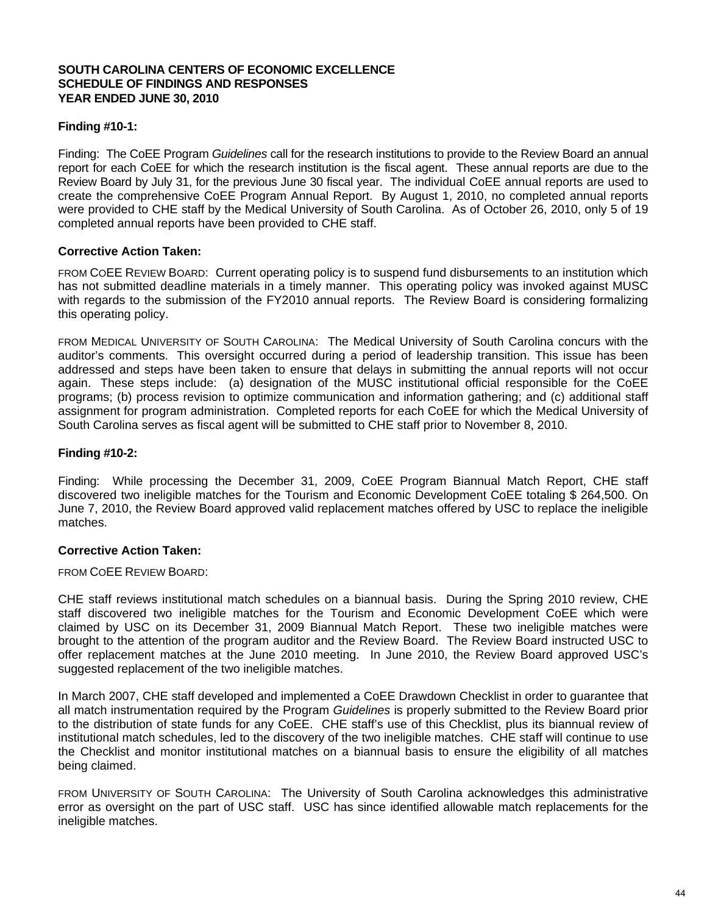**SOUTH CAROLINA CENTERS OF ECONOMIC EXCELLENCE**
**SCHEDULE OF FINDINGS AND RESPONSES**
**YEAR ENDED JUNE 30, 2010**

**Finding #10-1:**

Finding: The CoEE Program *Guidelines* call for the research institutions to provide to the Review Board an annual report for each CoEE for which the research institution is the fiscal agent. These annual reports are due to the Review Board by July 31, for the previous June 30 fiscal year. The individual CoEE annual reports are used to create the comprehensive CoEE Program Annual Report. By August 1, 2010, no completed annual reports were provided to CHE staff by the Medical University of South Carolina. As of October 26, 2010, only 5 of 19 completed annual reports have been provided to CHE staff.

**Corrective Action Taken:**

FROM COEE REVIEW BOARD: Current operating policy is to suspend fund disbursements to an institution which has not submitted deadline materials in a timely manner. This operating policy was invoked against MUSC with regards to the submission of the FY2010 annual reports. The Review Board is considering formalizing this operating policy.

FROM MEDICAL UNIVERSITY OF SOUTH CAROLINA: The Medical University of South Carolina concurs with the auditor's comments. This oversight occurred during a period of leadership transition. This issue has been addressed and steps have been taken to ensure that delays in submitting the annual reports will not occur again. These steps include: (a) designation of the MUSC institutional official responsible for the CoEE programs; (b) process revision to optimize communication and information gathering; and (c) additional staff assignment for program administration. Completed reports for each CoEE for which the Medical University of South Carolina serves as fiscal agent will be submitted to CHE staff prior to November 8, 2010.

**Finding #10-2:**

Finding: While processing the December 31, 2009, CoEE Program Biannual Match Report, CHE staff discovered two ineligible matches for the Tourism and Economic Development CoEE totaling $ 264,500. On June 7, 2010, the Review Board approved valid replacement matches offered by USC to replace the ineligible matches.

**Corrective Action Taken:**

FROM COEE REVIEW BOARD:

CHE staff reviews institutional match schedules on a biannual basis. During the Spring 2010 review, CHE staff discovered two ineligible matches for the Tourism and Economic Development CoEE which were claimed by USC on its December 31, 2009 Biannual Match Report. These two ineligible matches were brought to the attention of the program auditor and the Review Board. The Review Board instructed USC to offer replacement matches at the June 2010 meeting. In June 2010, the Review Board approved USC's suggested replacement of the two ineligible matches.

In March 2007, CHE staff developed and implemented a CoEE Drawdown Checklist in order to guarantee that all match instrumentation required by the Program *Guidelines* is properly submitted to the Review Board prior to the distribution of state funds for any CoEE. CHE staff's use of this Checklist, plus its biannual review of institutional match schedules, led to the discovery of the two ineligible matches. CHE staff will continue to use the Checklist and monitor institutional matches on a biannual basis to ensure the eligibility of all matches being claimed.

FROM UNIVERSITY OF SOUTH CAROLINA: The University of South Carolina acknowledges this administrative error as oversight on the part of USC staff. USC has since identified allowable match replacements for the ineligible matches.